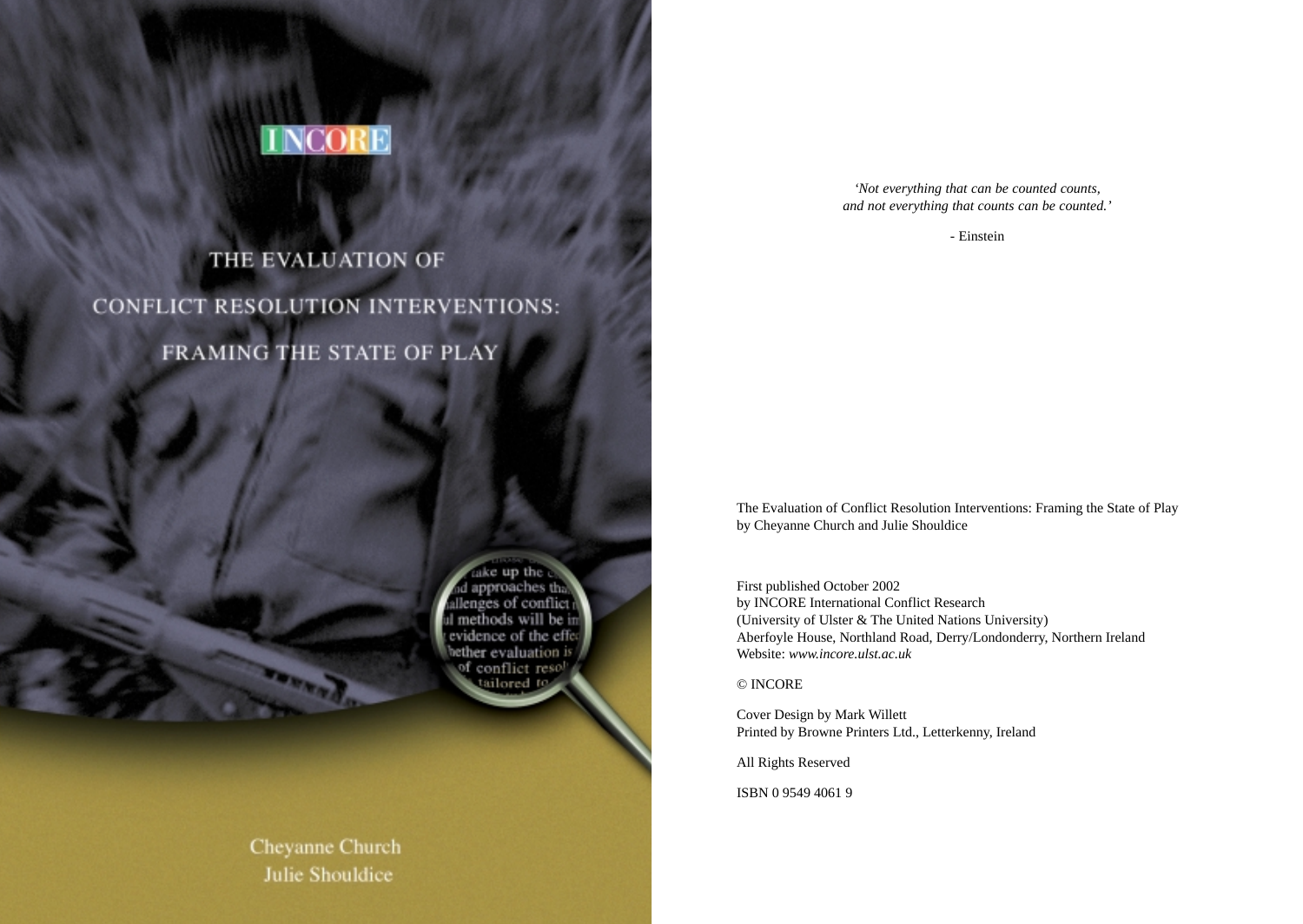INCORE

# THE EVALUATION OF CONFLICT RESOLUTION INTERVENTIONS: FRAMING THE STATE OF PLAY

Cheyanne Church
Julie Shouldice

*'Not everything that can be counted counts, and not everything that counts can be counted.'*

- Einstein

The Evaluation of Conflict Resolution Interventions: Framing the State of Play
by Cheyanne Church and Julie Shouldice

First published October 2002
by INCORE International Conflict Research
(University of Ulster & The United Nations University)
Aberfoyle House, Northland Road, Derry/Londonderry, Northern Ireland
Website: *www.incore.ulst.ac.uk*

© INCORE

Cover Design by Mark Willett
Printed by Browne Printers Ltd., Letterkenny, Ireland

All Rights Reserved

ISBN 0 9549 4061 9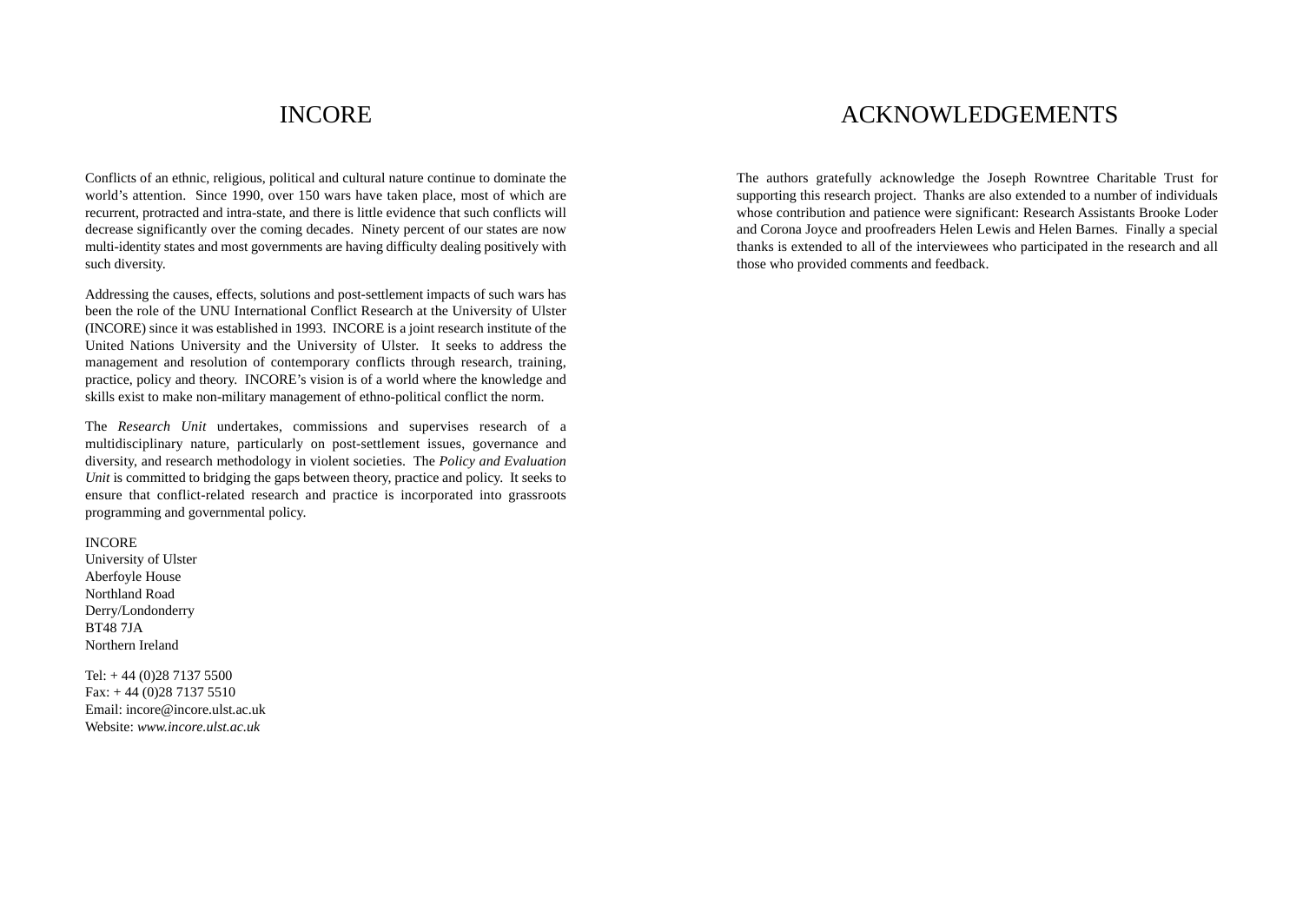# INCORE

Conflicts of an ethnic, religious, political and cultural nature continue to dominate the world's attention. Since 1990, over 150 wars have taken place, most of which are recurrent, protracted and intra-state, and there is little evidence that such conflicts will decrease significantly over the coming decades. Ninety percent of our states are now multi-identity states and most governments are having difficulty dealing positively with such diversity.

Addressing the causes, effects, solutions and post-settlement impacts of such wars has been the role of the UNU International Conflict Research at the University of Ulster (INCORE) since it was established in 1993. INCORE is a joint research institute of the United Nations University and the University of Ulster. It seeks to address the management and resolution of contemporary conflicts through research, training, practice, policy and theory. INCORE's vision is of a world where the knowledge and skills exist to make non-military management of ethno-political conflict the norm.

The *Research Unit* undertakes, commissions and supervises research of a multidisciplinary nature, particularly on post-settlement issues, governance and diversity, and research methodology in violent societies. The *Policy and Evaluation Unit* is committed to bridging the gaps between theory, practice and policy. It seeks to ensure that conflict-related research and practice is incorporated into grassroots programming and governmental policy.

INCORE
University of Ulster
Aberfoyle House
Northland Road
Derry/Londonderry
BT48 7JA
Northern Ireland

Tel: + 44 (0)28 7137 5500
Fax: + 44 (0)28 7137 5510
Email: incore@incore.ulst.ac.uk
Website: *www.incore.ulst.ac.uk*

# ACKNOWLEDGEMENTS

The authors gratefully acknowledge the Joseph Rowntree Charitable Trust for supporting this research project. Thanks are also extended to a number of individuals whose contribution and patience were significant: Research Assistants Brooke Loder and Corona Joyce and proofreaders Helen Lewis and Helen Barnes. Finally a special thanks is extended to all of the interviewees who participated in the research and all those who provided comments and feedback.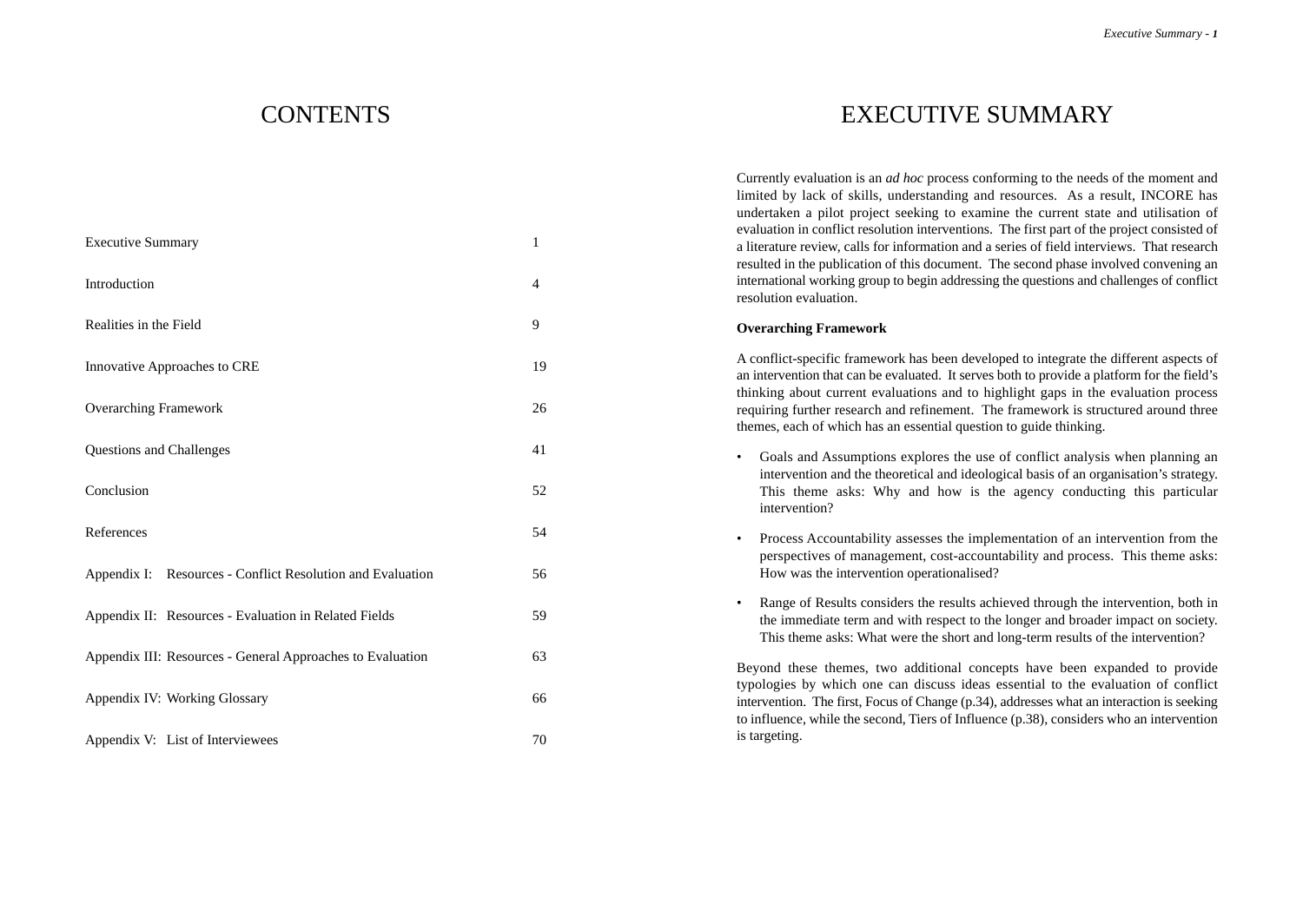# CONTENTS

| | |
|---|---|
| Executive Summary | 1 |
| Introduction | 4 |
| Realities in the Field | 9 |
| Innovative Approaches to CRE | 19 |
| Overarching Framework | 26 |
| Questions and Challenges | 41 |
| Conclusion | 52 |
| References | 54 |
| Appendix I: Resources - Conflict Resolution and Evaluation | 56 |
| Appendix II: Resources - Evaluation in Related Fields | 59 |
| Appendix III: Resources - General Approaches to Evaluation | 63 |
| Appendix IV: Working Glossary | 66 |
| Appendix V: List of Interviewees | 70 |

# EXECUTIVE SUMMARY

Currently evaluation is an *ad hoc* process conforming to the needs of the moment and limited by lack of skills, understanding and resources. As a result, INCORE has undertaken a pilot project seeking to examine the current state and utilisation of evaluation in conflict resolution interventions. The first part of the project consisted of a literature review, calls for information and a series of field interviews. That research resulted in the publication of this document. The second phase involved convening an international working group to begin addressing the questions and challenges of conflict resolution evaluation.

**Overarching Framework**

A conflict-specific framework has been developed to integrate the different aspects of an intervention that can be evaluated. It serves both to provide a platform for the field's thinking about current evaluations and to highlight gaps in the evaluation process requiring further research and refinement. The framework is structured around three themes, each of which has an essential question to guide thinking.

- Goals and Assumptions explores the use of conflict analysis when planning an intervention and the theoretical and ideological basis of an organisation's strategy. This theme asks: Why and how is the agency conducting this particular intervention?
- Process Accountability assesses the implementation of an intervention from the perspectives of management, cost-accountability and process. This theme asks: How was the intervention operationalised?
- Range of Results considers the results achieved through the intervention, both in the immediate term and with respect to the longer and broader impact on society. This theme asks: What were the short and long-term results of the intervention?

Beyond these themes, two additional concepts have been expanded to provide typologies by which one can discuss ideas essential to the evaluation of conflict intervention. The first, Focus of Change (p.34), addresses what an interaction is seeking to influence, while the second, Tiers of Influence (p.38), considers who an intervention is targeting.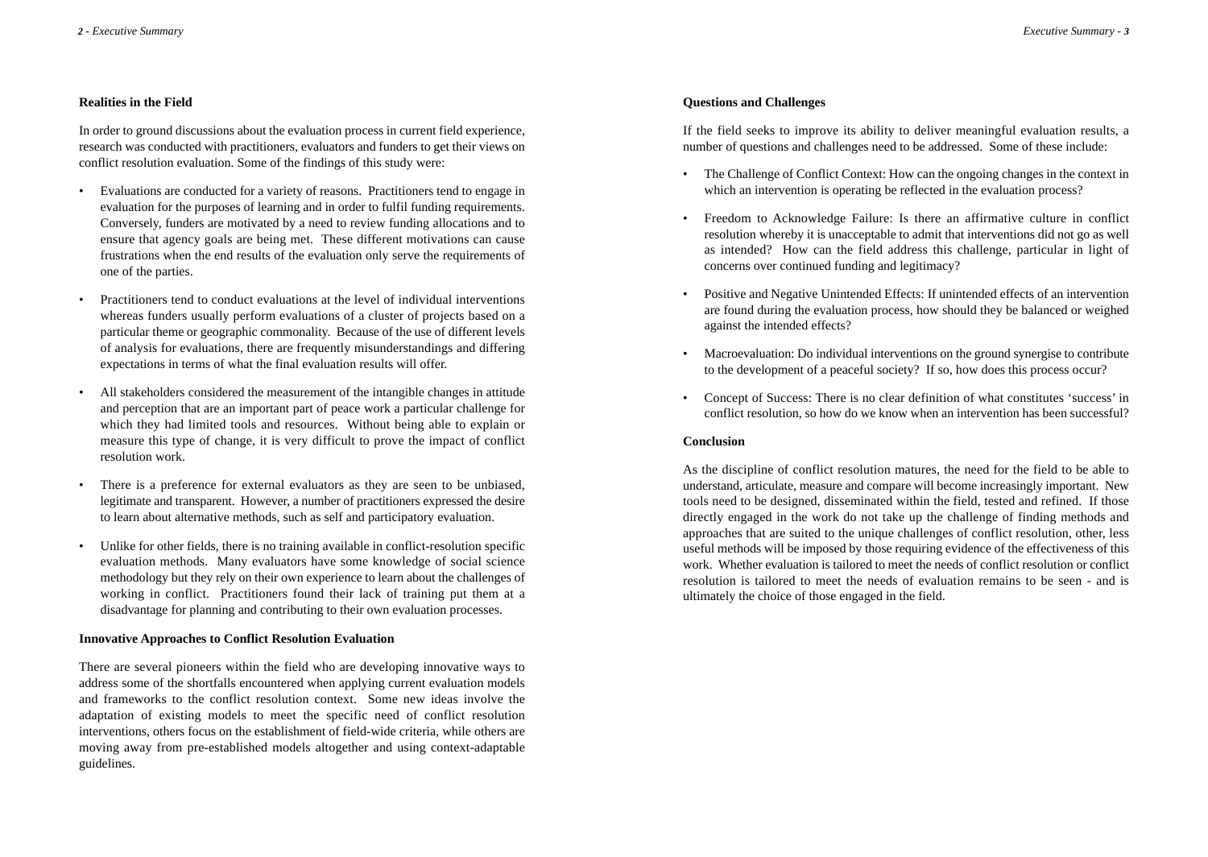### Realities in the Field

In order to ground discussions about the evaluation process in current field experience, research was conducted with practitioners, evaluators and funders to get their views on conflict resolution evaluation. Some of the findings of this study were:

- Evaluations are conducted for a variety of reasons. Practitioners tend to engage in evaluation for the purposes of learning and in order to fulfil funding requirements. Conversely, funders are motivated by a need to review funding allocations and to ensure that agency goals are being met. These different motivations can cause frustrations when the end results of the evaluation only serve the requirements of one of the parties.

- Practitioners tend to conduct evaluations at the level of individual interventions whereas funders usually perform evaluations of a cluster of projects based on a particular theme or geographic commonality. Because of the use of different levels of analysis for evaluations, there are frequently misunderstandings and differing expectations in terms of what the final evaluation results will offer.

- All stakeholders considered the measurement of the intangible changes in attitude and perception that are an important part of peace work a particular challenge for which they had limited tools and resources. Without being able to explain or measure this type of change, it is very difficult to prove the impact of conflict resolution work.

- There is a preference for external evaluators as they are seen to be unbiased, legitimate and transparent. However, a number of practitioners expressed the desire to learn about alternative methods, such as self and participatory evaluation.

- Unlike for other fields, there is no training available in conflict-resolution specific evaluation methods. Many evaluators have some knowledge of social science methodology but they rely on their own experience to learn about the challenges of working in conflict. Practitioners found their lack of training put them at a disadvantage for planning and contributing to their own evaluation processes.

### Innovative Approaches to Conflict Resolution Evaluation

There are several pioneers within the field who are developing innovative ways to address some of the shortfalls encountered when applying current evaluation models and frameworks to the conflict resolution context. Some new ideas involve the adaptation of existing models to meet the specific need of conflict resolution interventions, others focus on the establishment of field-wide criteria, while others are moving away from pre-established models altogether and using context-adaptable guidelines.

### Questions and Challenges

If the field seeks to improve its ability to deliver meaningful evaluation results, a number of questions and challenges need to be addressed. Some of these include:

- The Challenge of Conflict Context: How can the ongoing changes in the context in which an intervention is operating be reflected in the evaluation process?

- Freedom to Acknowledge Failure: Is there an affirmative culture in conflict resolution whereby it is unacceptable to admit that interventions did not go as well as intended? How can the field address this challenge, particular in light of concerns over continued funding and legitimacy?

- Positive and Negative Unintended Effects: If unintended effects of an intervention are found during the evaluation process, how should they be balanced or weighed against the intended effects?

- Macroevaluation: Do individual interventions on the ground synergise to contribute to the development of a peaceful society? If so, how does this process occur?

- Concept of Success: There is no clear definition of what constitutes 'success' in conflict resolution, so how do we know when an intervention has been successful?

### Conclusion

As the discipline of conflict resolution matures, the need for the field to be able to understand, articulate, measure and compare will become increasingly important. New tools need to be designed, disseminated within the field, tested and refined. If those directly engaged in the work do not take up the challenge of finding methods and approaches that are suited to the unique challenges of conflict resolution, other, less useful methods will be imposed by those requiring evidence of the effectiveness of this work. Whether evaluation is tailored to meet the needs of conflict resolution or conflict resolution is tailored to meet the needs of evaluation remains to be seen - and is ultimately the choice of those engaged in the field.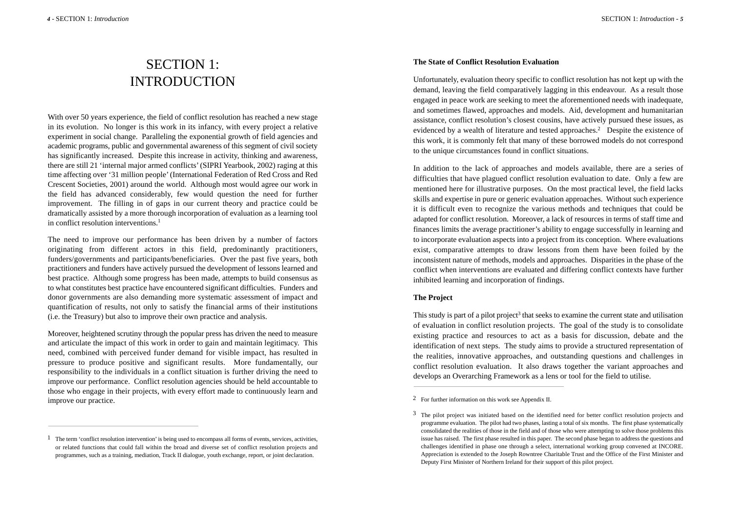# SECTION 1: INTRODUCTION

With over 50 years experience, the field of conflict resolution has reached a new stage in its evolution. No longer is this work in its infancy, with every project a relative experiment in social change. Paralleling the exponential growth of field agencies and academic programs, public and governmental awareness of this segment of civil society has significantly increased. Despite this increase in activity, thinking and awareness, there are still 21 'internal major armed conflicts' (SIPRI Yearbook, 2002) raging at this time affecting over '31 million people' (International Federation of Red Cross and Red Crescent Societies, 2001) around the world. Although most would agree our work in the field has advanced considerably, few would question the need for further improvement. The filling in of gaps in our current theory and practice could be dramatically assisted by a more thorough incorporation of evaluation as a learning tool in conflict resolution interventions.[1]

The need to improve our performance has been driven by a number of factors originating from different actors in this field, predominantly practitioners, funders/governments and participants/beneficiaries. Over the past five years, both practitioners and funders have actively pursued the development of lessons learned and best practice. Although some progress has been made, attempts to build consensus as to what constitutes best practice have encountered significant difficulties. Funders and donor governments are also demanding more systematic assessment of impact and quantification of results, not only to satisfy the financial arms of their institutions (i.e. the Treasury) but also to improve their own practice and analysis.

Moreover, heightened scrutiny through the popular press has driven the need to measure and articulate the impact of this work in order to gain and maintain legitimacy. This need, combined with perceived funder demand for visible impact, has resulted in pressure to produce positive and significant results. More fundamentally, our responsibility to the individuals in a conflict situation is further driving the need to improve our performance. Conflict resolution agencies should be held accountable to those who engage in their projects, with every effort made to continuously learn and improve our practice.

[1] The term 'conflict resolution intervention' is being used to encompass all forms of events, services, activities, or related functions that could fall within the broad and diverse set of conflict resolution projects and programmes, such as a training, mediation, Track II dialogue, youth exchange, report, or joint declaration.

**The State of Conflict Resolution Evaluation**

Unfortunately, evaluation theory specific to conflict resolution has not kept up with the demand, leaving the field comparatively lagging in this endeavour. As a result those engaged in peace work are seeking to meet the aforementioned needs with inadequate, and sometimes flawed, approaches and models. Aid, development and humanitarian assistance, conflict resolution's closest cousins, have actively pursued these issues, as evidenced by a wealth of literature and tested approaches.[2] Despite the existence of this work, it is commonly felt that many of these borrowed models do not correspond to the unique circumstances found in conflict situations.

In addition to the lack of approaches and models available, there are a series of difficulties that have plagued conflict resolution evaluation to date. Only a few are mentioned here for illustrative purposes. On the most practical level, the field lacks skills and expertise in pure or generic evaluation approaches. Without such experience it is difficult even to recognize the various methods and techniques that could be adapted for conflict resolution. Moreover, a lack of resources in terms of staff time and finances limits the average practitioner's ability to engage successfully in learning and to incorporate evaluation aspects into a project from its conception. Where evaluations exist, comparative attempts to draw lessons from them have been foiled by the inconsistent nature of methods, models and approaches. Disparities in the phase of the conflict when interventions are evaluated and differing conflict contexts have further inhibited learning and incorporation of findings.

**The Project**

This study is part of a pilot project[3] that seeks to examine the current state and utilisation of evaluation in conflict resolution projects. The goal of the study is to consolidate existing practice and resources to act as a basis for discussion, debate and the identification of next steps. The study aims to provide a structured representation of the realities, innovative approaches, and outstanding questions and challenges in conflict resolution evaluation. It also draws together the variant approaches and develops an Overarching Framework as a lens or tool for the field to utilise.

[2] For further information on this work see Appendix II.

[3] The pilot project was initiated based on the identified need for better conflict resolution projects and programme evaluation. The pilot had two phases, lasting a total of six months. The first phase systematically consolidated the realities of those in the field and of those who were attempting to solve those problems this issue has raised. The first phase resulted in this paper. The second phase began to address the questions and challenges identified in phase one through a select, international working group convened at INCORE. Appreciation is extended to the Joseph Rowntree Charitable Trust and the Office of the First Minister and Deputy First Minister of Northern Ireland for their support of this pilot project.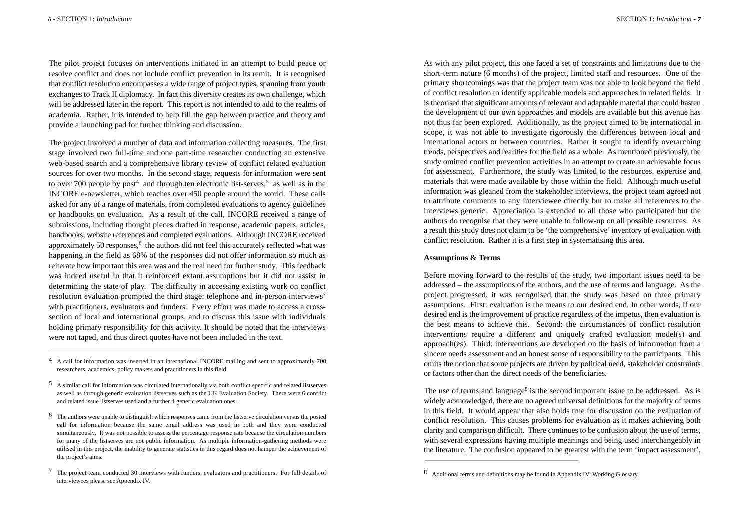The pilot project focuses on interventions initiated in an attempt to build peace or resolve conflict and does not include conflict prevention in its remit. It is recognised that conflict resolution encompasses a wide range of project types, spanning from youth exchanges to Track II diplomacy. In fact this diversity creates its own challenge, which will be addressed later in the report. This report is not intended to add to the realms of academia. Rather, it is intended to help fill the gap between practice and theory and provide a launching pad for further thinking and discussion.

The project involved a number of data and information collecting measures. The first stage involved two full-time and one part-time researcher conducting an extensive web-based search and a comprehensive library review of conflict related evaluation sources for over two months. In the second stage, requests for information were sent to over 700 people by post[4] and through ten electronic list-serves,[5] as well as in the INCORE e-newsletter, which reaches over 450 people around the world. These calls asked for any of a range of materials, from completed evaluations to agency guidelines or handbooks on evaluation. As a result of the call, INCORE received a range of submissions, including thought pieces drafted in response, academic papers, articles, handbooks, website references and completed evaluations. Although INCORE received approximately 50 responses,[6] the authors did not feel this accurately reflected what was happening in the field as 68% of the responses did not offer information so much as reiterate how important this area was and the real need for further study. This feedback was indeed useful in that it reinforced extant assumptions but it did not assist in determining the state of play. The difficulty in accessing existing work on conflict resolution evaluation prompted the third stage: telephone and in-person interviews[7] with practitioners, evaluators and funders. Every effort was made to access a cross-section of local and international groups, and to discuss this issue with individuals holding primary responsibility for this activity. It should be noted that the interviews were not taped, and thus direct quotes have not been included in the text.

[4] A call for information was inserted in an international INCORE mailing and sent to approximately 700 researchers, academics, policy makers and practitioners in this field.

[5] A similar call for information was circulated internationally via both conflict specific and related listserves as well as through generic evaluation listserves such as the UK Evaluation Society. There were 6 conflict and related issue listserves used and a further 4 generic evaluation ones.

[6] The authors were unable to distinguish which responses came from the listserve circulation versus the posted call for information because the same email address was used in both and they were conducted simultaneously. It was not possible to assess the percentage response rate because the circulation numbers for many of the listserves are not public information. As multiple information-gathering methods were utilised in this project, the inability to generate statistics in this regard does not hamper the achievement of the project's aims.

[7] The project team conducted 30 interviews with funders, evaluators and practitioners. For full details of interviewees please see Appendix IV.

As with any pilot project, this one faced a set of constraints and limitations due to the short-term nature (6 months) of the project, limited staff and resources. One of the primary shortcomings was that the project team was not able to look beyond the field of conflict resolution to identify applicable models and approaches in related fields. It is theorised that significant amounts of relevant and adaptable material that could hasten the development of our own approaches and models are available but this avenue has not thus far been explored. Additionally, as the project aimed to be international in scope, it was not able to investigate rigorously the differences between local and international actors or between countries. Rather it sought to identify overarching trends, perspectives and realities for the field as a whole. As mentioned previously, the study omitted conflict prevention activities in an attempt to create an achievable focus for assessment. Furthermore, the study was limited to the resources, expertise and materials that were made available by those within the field. Although much useful information was gleaned from the stakeholder interviews, the project team agreed not to attribute comments to any interviewee directly but to make all references to the interviews generic. Appreciation is extended to all those who participated but the authors do recognise that they were unable to follow-up on all possible resources. As a result this study does not claim to be 'the comprehensive' inventory of evaluation with conflict resolution. Rather it is a first step in systematising this area.

**Assumptions & Terms**

Before moving forward to the results of the study, two important issues need to be addressed – the assumptions of the authors, and the use of terms and language. As the project progressed, it was recognised that the study was based on three primary assumptions. First: evaluation is the means to our desired end. In other words, if our desired end is the improvement of practice regardless of the impetus, then evaluation is the best means to achieve this. Second: the circumstances of conflict resolution interventions require a different and uniquely crafted evaluation model(s) and approach(es). Third: interventions are developed on the basis of information from a sincere needs assessment and an honest sense of responsibility to the participants. This omits the notion that some projects are driven by political need, stakeholder constraints or factors other than the direct needs of the beneficiaries.

The use of terms and language[8] is the second important issue to be addressed. As is widely acknowledged, there are no agreed universal definitions for the majority of terms in this field. It would appear that also holds true for discussion on the evaluation of conflict resolution. This causes problems for evaluation as it makes achieving both clarity and comparison difficult. There continues to be confusion about the use of terms, with several expressions having multiple meanings and being used interchangeably in the literature. The confusion appeared to be greatest with the term 'impact assessment',

[8] Additional terms and definitions may be found in Appendix IV: Working Glossary.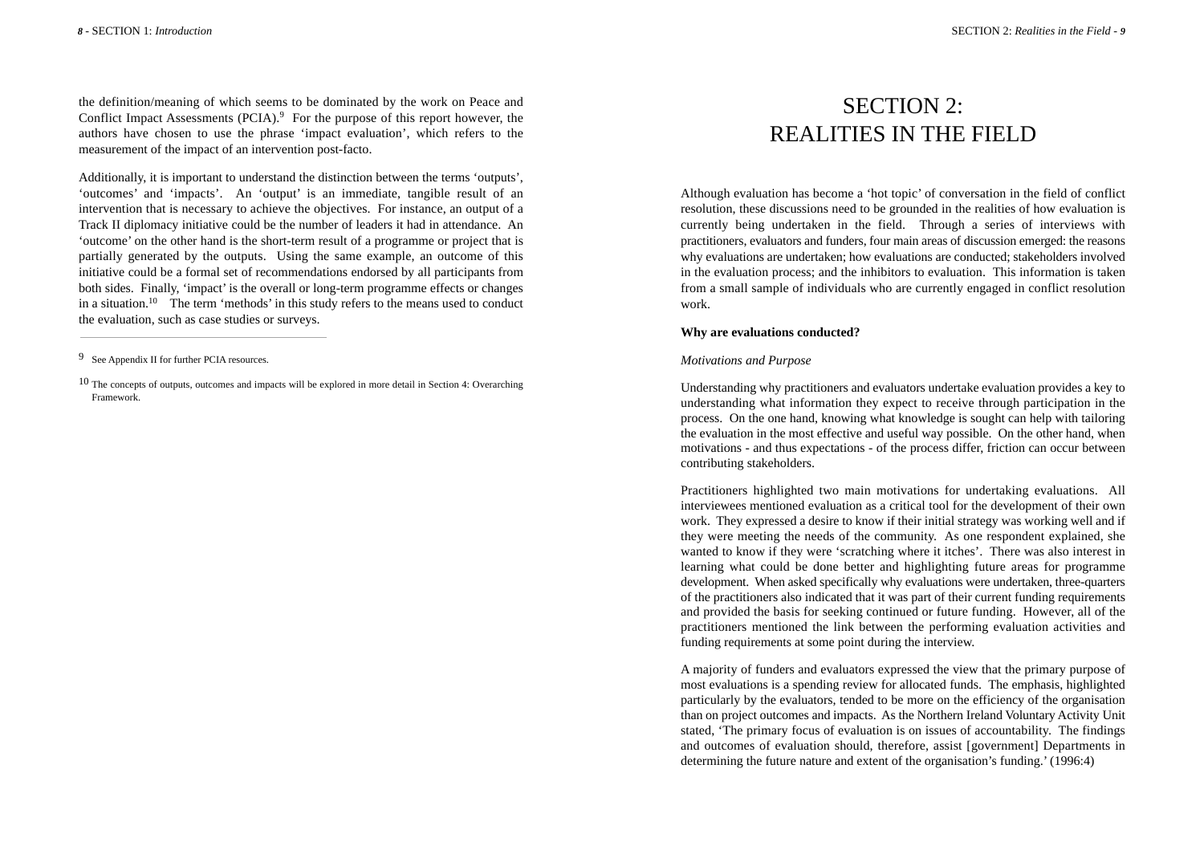the definition/meaning of which seems to be dominated by the work on Peace and Conflict Impact Assessments (PCIA).[9] For the purpose of this report however, the authors have chosen to use the phrase 'impact evaluation', which refers to the measurement of the impact of an intervention post-facto.

Additionally, it is important to understand the distinction between the terms 'outputs', 'outcomes' and 'impacts'. An 'output' is an immediate, tangible result of an intervention that is necessary to achieve the objectives. For instance, an output of a Track II diplomacy initiative could be the number of leaders it had in attendance. An 'outcome' on the other hand is the short-term result of a programme or project that is partially generated by the outputs. Using the same example, an outcome of this initiative could be a formal set of recommendations endorsed by all participants from both sides. Finally, 'impact' is the overall or long-term programme effects or changes in a situation.[10] The term 'methods' in this study refers to the means used to conduct the evaluation, such as case studies or surveys.

---

[9] See Appendix II for further PCIA resources.

[10] The concepts of outputs, outcomes and impacts will be explored in more detail in Section 4: Overarching Framework.

# SECTION 2: REALITIES IN THE FIELD

Although evaluation has become a 'hot topic' of conversation in the field of conflict resolution, these discussions need to be grounded in the realities of how evaluation is currently being undertaken in the field. Through a series of interviews with practitioners, evaluators and funders, four main areas of discussion emerged: the reasons why evaluations are undertaken; how evaluations are conducted; stakeholders involved in the evaluation process; and the inhibitors to evaluation. This information is taken from a small sample of individuals who are currently engaged in conflict resolution work.

**Why are evaluations conducted?**

*Motivations and Purpose*

Understanding why practitioners and evaluators undertake evaluation provides a key to understanding what information they expect to receive through participation in the process. On the one hand, knowing what knowledge is sought can help with tailoring the evaluation in the most effective and useful way possible. On the other hand, when motivations - and thus expectations - of the process differ, friction can occur between contributing stakeholders.

Practitioners highlighted two main motivations for undertaking evaluations. All interviewees mentioned evaluation as a critical tool for the development of their own work. They expressed a desire to know if their initial strategy was working well and if they were meeting the needs of the community. As one respondent explained, she wanted to know if they were 'scratching where it itches'. There was also interest in learning what could be done better and highlighting future areas for programme development. When asked specifically why evaluations were undertaken, three-quarters of the practitioners also indicated that it was part of their current funding requirements and provided the basis for seeking continued or future funding. However, all of the practitioners mentioned the link between the performing evaluation activities and funding requirements at some point during the interview.

A majority of funders and evaluators expressed the view that the primary purpose of most evaluations is a spending review for allocated funds. The emphasis, highlighted particularly by the evaluators, tended to be more on the efficiency of the organisation than on project outcomes and impacts. As the Northern Ireland Voluntary Activity Unit stated, 'The primary focus of evaluation is on issues of accountability. The findings and outcomes of evaluation should, therefore, assist [government] Departments in determining the future nature and extent of the organisation's funding.' (1996:4)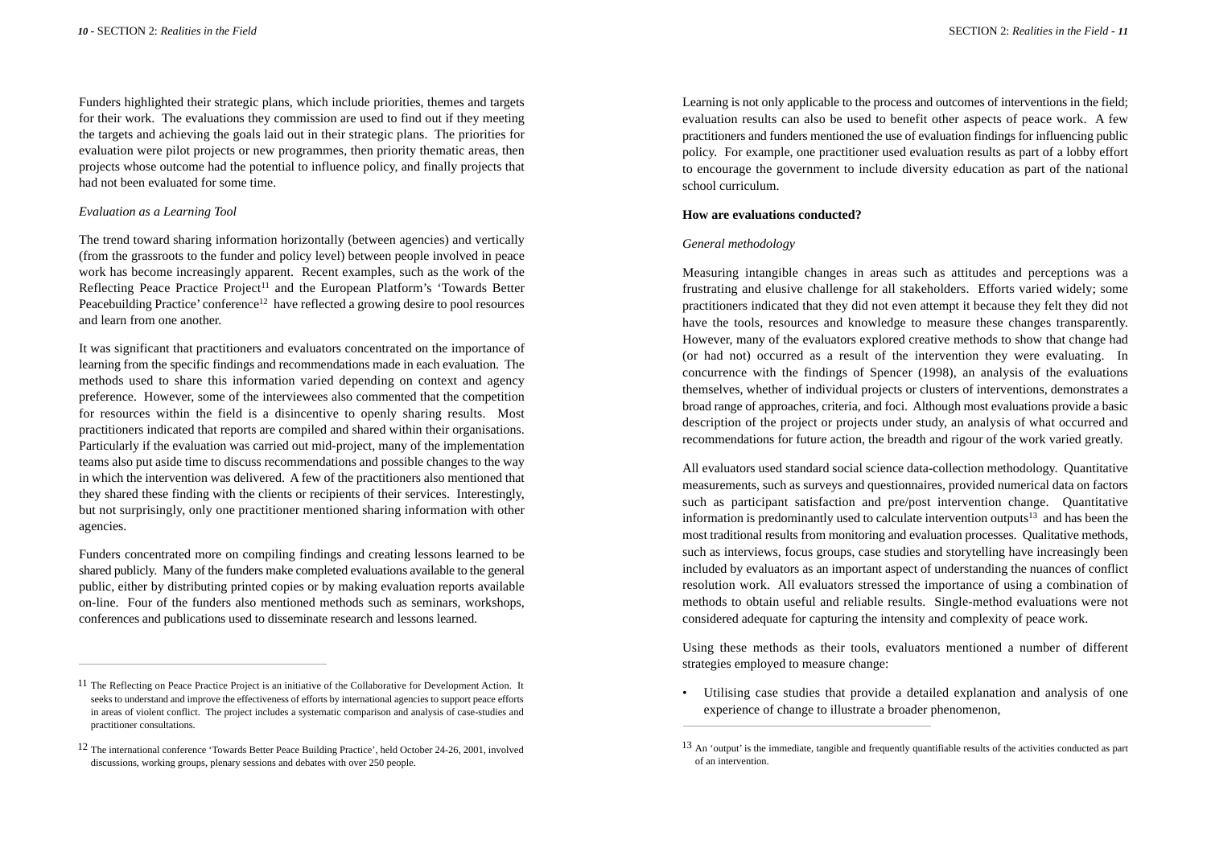Funders highlighted their strategic plans, which include priorities, themes and targets for their work. The evaluations they commission are used to find out if they meeting the targets and achieving the goals laid out in their strategic plans. The priorities for evaluation were pilot projects or new programmes, then priority thematic areas, then projects whose outcome had the potential to influence policy, and finally projects that had not been evaluated for some time.

*Evaluation as a Learning Tool*

The trend toward sharing information horizontally (between agencies) and vertically (from the grassroots to the funder and policy level) between people involved in peace work has become increasingly apparent. Recent examples, such as the work of the Reflecting Peace Practice Project[11] and the European Platform's 'Towards Better Peacebuilding Practice' conference[12] have reflected a growing desire to pool resources and learn from one another.

It was significant that practitioners and evaluators concentrated on the importance of learning from the specific findings and recommendations made in each evaluation. The methods used to share this information varied depending on context and agency preference. However, some of the interviewees also commented that the competition for resources within the field is a disincentive to openly sharing results. Most practitioners indicated that reports are compiled and shared within their organisations. Particularly if the evaluation was carried out mid-project, many of the implementation teams also put aside time to discuss recommendations and possible changes to the way in which the intervention was delivered. A few of the practitioners also mentioned that they shared these finding with the clients or recipients of their services. Interestingly, but not surprisingly, only one practitioner mentioned sharing information with other agencies.

Funders concentrated more on compiling findings and creating lessons learned to be shared publicly. Many of the funders make completed evaluations available to the general public, either by distributing printed copies or by making evaluation reports available on-line. Four of the funders also mentioned methods such as seminars, workshops, conferences and publications used to disseminate research and lessons learned.

[11] The Reflecting on Peace Practice Project is an initiative of the Collaborative for Development Action. It seeks to understand and improve the effectiveness of efforts by international agencies to support peace efforts in areas of violent conflict. The project includes a systematic comparison and analysis of case-studies and practitioner consultations.

[12] The international conference 'Towards Better Peace Building Practice', held October 24-26, 2001, involved discussions, working groups, plenary sessions and debates with over 250 people.

Learning is not only applicable to the process and outcomes of interventions in the field; evaluation results can also be used to benefit other aspects of peace work. A few practitioners and funders mentioned the use of evaluation findings for influencing public policy. For example, one practitioner used evaluation results as part of a lobby effort to encourage the government to include diversity education as part of the national school curriculum.

**How are evaluations conducted?**

*General methodology*

Measuring intangible changes in areas such as attitudes and perceptions was a frustrating and elusive challenge for all stakeholders. Efforts varied widely; some practitioners indicated that they did not even attempt it because they felt they did not have the tools, resources and knowledge to measure these changes transparently. However, many of the evaluators explored creative methods to show that change had (or had not) occurred as a result of the intervention they were evaluating. In concurrence with the findings of Spencer (1998), an analysis of the evaluations themselves, whether of individual projects or clusters of interventions, demonstrates a broad range of approaches, criteria, and foci. Although most evaluations provide a basic description of the project or projects under study, an analysis of what occurred and recommendations for future action, the breadth and rigour of the work varied greatly.

All evaluators used standard social science data-collection methodology. Quantitative measurements, such as surveys and questionnaires, provided numerical data on factors such as participant satisfaction and pre/post intervention change. Quantitative information is predominantly used to calculate intervention outputs[13] and has been the most traditional results from monitoring and evaluation processes. Qualitative methods, such as interviews, focus groups, case studies and storytelling have increasingly been included by evaluators as an important aspect of understanding the nuances of conflict resolution work. All evaluators stressed the importance of using a combination of methods to obtain useful and reliable results. Single-method evaluations were not considered adequate for capturing the intensity and complexity of peace work.

Using these methods as their tools, evaluators mentioned a number of different strategies employed to measure change:

- Utilising case studies that provide a detailed explanation and analysis of one experience of change to illustrate a broader phenomenon,

[13] An 'output' is the immediate, tangible and frequently quantifiable results of the activities conducted as part of an intervention.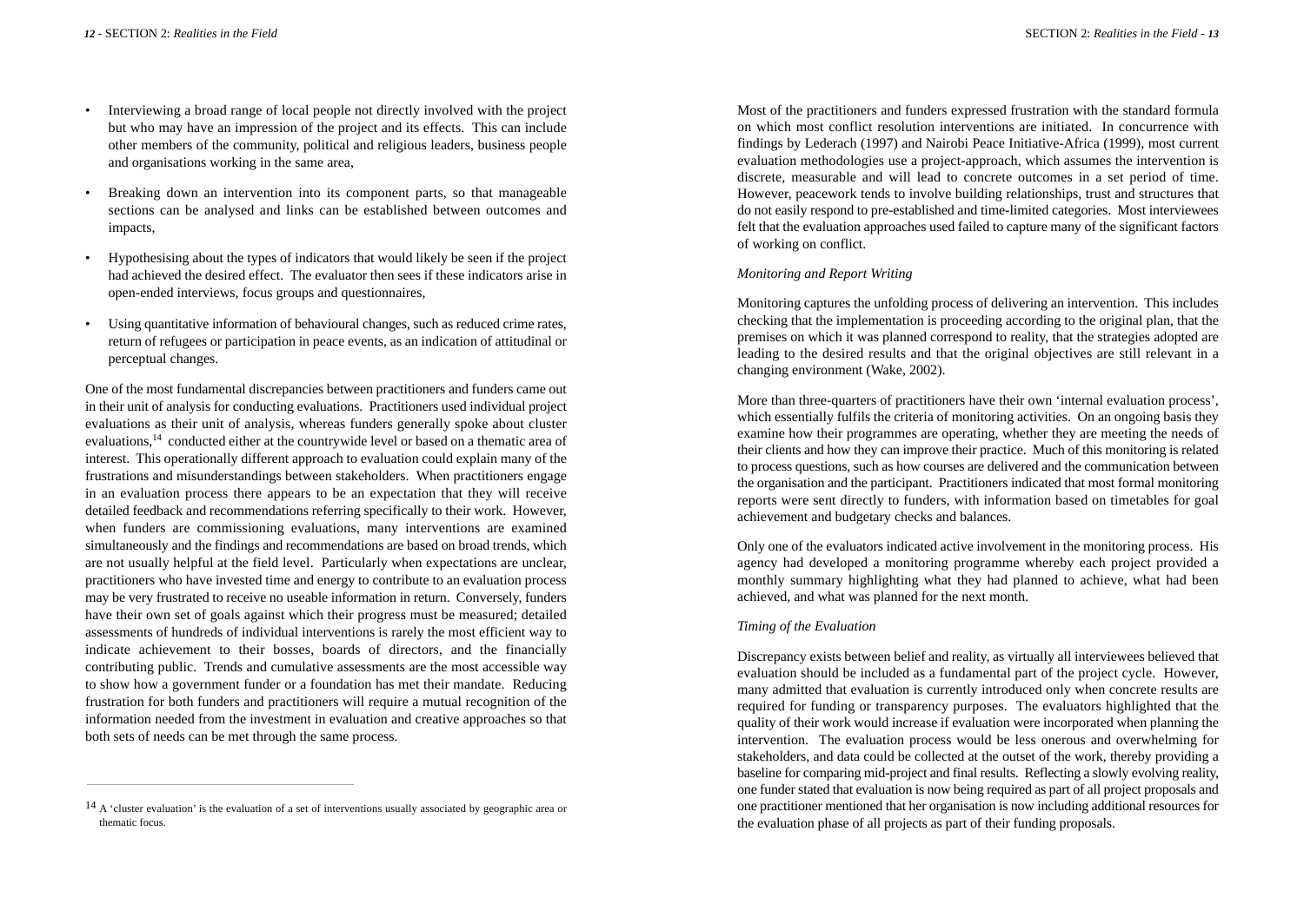- Interviewing a broad range of local people not directly involved with the project but who may have an impression of the project and its effects. This can include other members of the community, political and religious leaders, business people and organisations working in the same area,

- Breaking down an intervention into its component parts, so that manageable sections can be analysed and links can be established between outcomes and impacts,

- Hypothesising about the types of indicators that would likely be seen if the project had achieved the desired effect. The evaluator then sees if these indicators arise in open-ended interviews, focus groups and questionnaires,

- Using quantitative information of behavioural changes, such as reduced crime rates, return of refugees or participation in peace events, as an indication of attitudinal or perceptual changes.

One of the most fundamental discrepancies between practitioners and funders came out in their unit of analysis for conducting evaluations. Practitioners used individual project evaluations as their unit of analysis, whereas funders generally spoke about cluster evaluations,[14] conducted either at the countrywide level or based on a thematic area of interest. This operationally different approach to evaluation could explain many of the frustrations and misunderstandings between stakeholders. When practitioners engage in an evaluation process there appears to be an expectation that they will receive detailed feedback and recommendations referring specifically to their work. However, when funders are commissioning evaluations, many interventions are examined simultaneously and the findings and recommendations are based on broad trends, which are not usually helpful at the field level. Particularly when expectations are unclear, practitioners who have invested time and energy to contribute to an evaluation process may be very frustrated to receive no useable information in return. Conversely, funders have their own set of goals against which their progress must be measured; detailed assessments of hundreds of individual interventions is rarely the most efficient way to indicate achievement to their bosses, boards of directors, and the financially contributing public. Trends and cumulative assessments are the most accessible way to show how a government funder or a foundation has met their mandate. Reducing frustration for both funders and practitioners will require a mutual recognition of the information needed from the investment in evaluation and creative approaches so that both sets of needs can be met through the same process.

[14] A 'cluster evaluation' is the evaluation of a set of interventions usually associated by geographic area or thematic focus.

Most of the practitioners and funders expressed frustration with the standard formula on which most conflict resolution interventions are initiated. In concurrence with findings by Lederach (1997) and Nairobi Peace Initiative-Africa (1999), most current evaluation methodologies use a project-approach, which assumes the intervention is discrete, measurable and will lead to concrete outcomes in a set period of time. However, peacework tends to involve building relationships, trust and structures that do not easily respond to pre-established and time-limited categories. Most interviewees felt that the evaluation approaches used failed to capture many of the significant factors of working on conflict.

*Monitoring and Report Writing*

Monitoring captures the unfolding process of delivering an intervention. This includes checking that the implementation is proceeding according to the original plan, that the premises on which it was planned correspond to reality, that the strategies adopted are leading to the desired results and that the original objectives are still relevant in a changing environment (Wake, 2002).

More than three-quarters of practitioners have their own 'internal evaluation process', which essentially fulfils the criteria of monitoring activities. On an ongoing basis they examine how their programmes are operating, whether they are meeting the needs of their clients and how they can improve their practice. Much of this monitoring is related to process questions, such as how courses are delivered and the communication between the organisation and the participant. Practitioners indicated that most formal monitoring reports were sent directly to funders, with information based on timetables for goal achievement and budgetary checks and balances.

Only one of the evaluators indicated active involvement in the monitoring process. His agency had developed a monitoring programme whereby each project provided a monthly summary highlighting what they had planned to achieve, what had been achieved, and what was planned for the next month.

*Timing of the Evaluation*

Discrepancy exists between belief and reality, as virtually all interviewees believed that evaluation should be included as a fundamental part of the project cycle. However, many admitted that evaluation is currently introduced only when concrete results are required for funding or transparency purposes. The evaluators highlighted that the quality of their work would increase if evaluation were incorporated when planning the intervention. The evaluation process would be less onerous and overwhelming for stakeholders, and data could be collected at the outset of the work, thereby providing a baseline for comparing mid-project and final results. Reflecting a slowly evolving reality, one funder stated that evaluation is now being required as part of all project proposals and one practitioner mentioned that her organisation is now including additional resources for the evaluation phase of all projects as part of their funding proposals.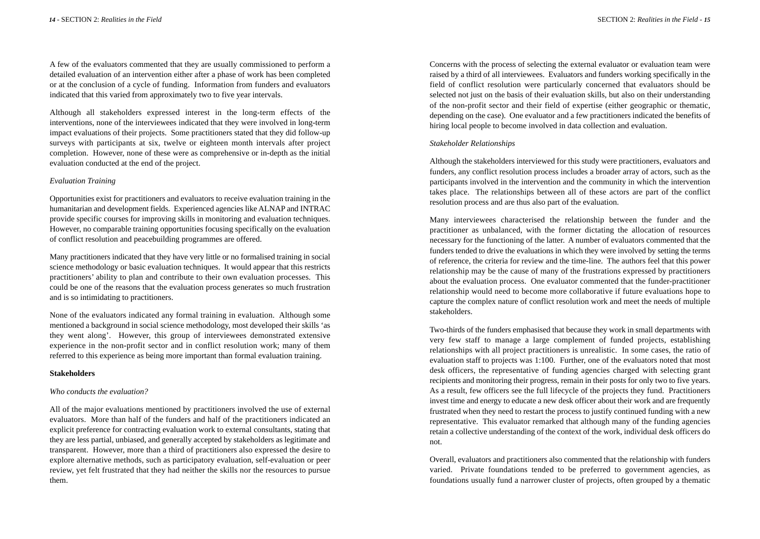A few of the evaluators commented that they are usually commissioned to perform a detailed evaluation of an intervention either after a phase of work has been completed or at the conclusion of a cycle of funding. Information from funders and evaluators indicated that this varied from approximately two to five year intervals.

Although all stakeholders expressed interest in the long-term effects of the interventions, none of the interviewees indicated that they were involved in long-term impact evaluations of their projects. Some practitioners stated that they did follow-up surveys with participants at six, twelve or eighteen month intervals after project completion. However, none of these were as comprehensive or in-depth as the initial evaluation conducted at the end of the project.

*Evaluation Training*

Opportunities exist for practitioners and evaluators to receive evaluation training in the humanitarian and development fields. Experienced agencies like ALNAP and INTRAC provide specific courses for improving skills in monitoring and evaluation techniques. However, no comparable training opportunities focusing specifically on the evaluation of conflict resolution and peacebuilding programmes are offered.

Many practitioners indicated that they have very little or no formalised training in social science methodology or basic evaluation techniques. It would appear that this restricts practitioners' ability to plan and contribute to their own evaluation processes. This could be one of the reasons that the evaluation process generates so much frustration and is so intimidating to practitioners.

None of the evaluators indicated any formal training in evaluation. Although some mentioned a background in social science methodology, most developed their skills 'as they went along'. However, this group of interviewees demonstrated extensive experience in the non-profit sector and in conflict resolution work; many of them referred to this experience as being more important than formal evaluation training.

**Stakeholders**

*Who conducts the evaluation?*

All of the major evaluations mentioned by practitioners involved the use of external evaluators. More than half of the funders and half of the practitioners indicated an explicit preference for contracting evaluation work to external consultants, stating that they are less partial, unbiased, and generally accepted by stakeholders as legitimate and transparent. However, more than a third of practitioners also expressed the desire to explore alternative methods, such as participatory evaluation, self-evaluation or peer review, yet felt frustrated that they had neither the skills nor the resources to pursue them.

Concerns with the process of selecting the external evaluator or evaluation team were raised by a third of all interviewees. Evaluators and funders working specifically in the field of conflict resolution were particularly concerned that evaluators should be selected not just on the basis of their evaluation skills, but also on their understanding of the non-profit sector and their field of expertise (either geographic or thematic, depending on the case). One evaluator and a few practitioners indicated the benefits of hiring local people to become involved in data collection and evaluation.

*Stakeholder Relationships*

Although the stakeholders interviewed for this study were practitioners, evaluators and funders, any conflict resolution process includes a broader array of actors, such as the participants involved in the intervention and the community in which the intervention takes place. The relationships between all of these actors are part of the conflict resolution process and are thus also part of the evaluation.

Many interviewees characterised the relationship between the funder and the practitioner as unbalanced, with the former dictating the allocation of resources necessary for the functioning of the latter. A number of evaluators commented that the funders tended to drive the evaluations in which they were involved by setting the terms of reference, the criteria for review and the time-line. The authors feel that this power relationship may be the cause of many of the frustrations expressed by practitioners about the evaluation process. One evaluator commented that the funder-practitioner relationship would need to become more collaborative if future evaluations hope to capture the complex nature of conflict resolution work and meet the needs of multiple stakeholders.

Two-thirds of the funders emphasised that because they work in small departments with very few staff to manage a large complement of funded projects, establishing relationships with all project practitioners is unrealistic. In some cases, the ratio of evaluation staff to projects was 1:100. Further, one of the evaluators noted that most desk officers, the representative of funding agencies charged with selecting grant recipients and monitoring their progress, remain in their posts for only two to five years. As a result, few officers see the full lifecycle of the projects they fund. Practitioners invest time and energy to educate a new desk officer about their work and are frequently frustrated when they need to restart the process to justify continued funding with a new representative. This evaluator remarked that although many of the funding agencies retain a collective understanding of the context of the work, individual desk officers do not.

Overall, evaluators and practitioners also commented that the relationship with funders varied. Private foundations tended to be preferred to government agencies, as foundations usually fund a narrower cluster of projects, often grouped by a thematic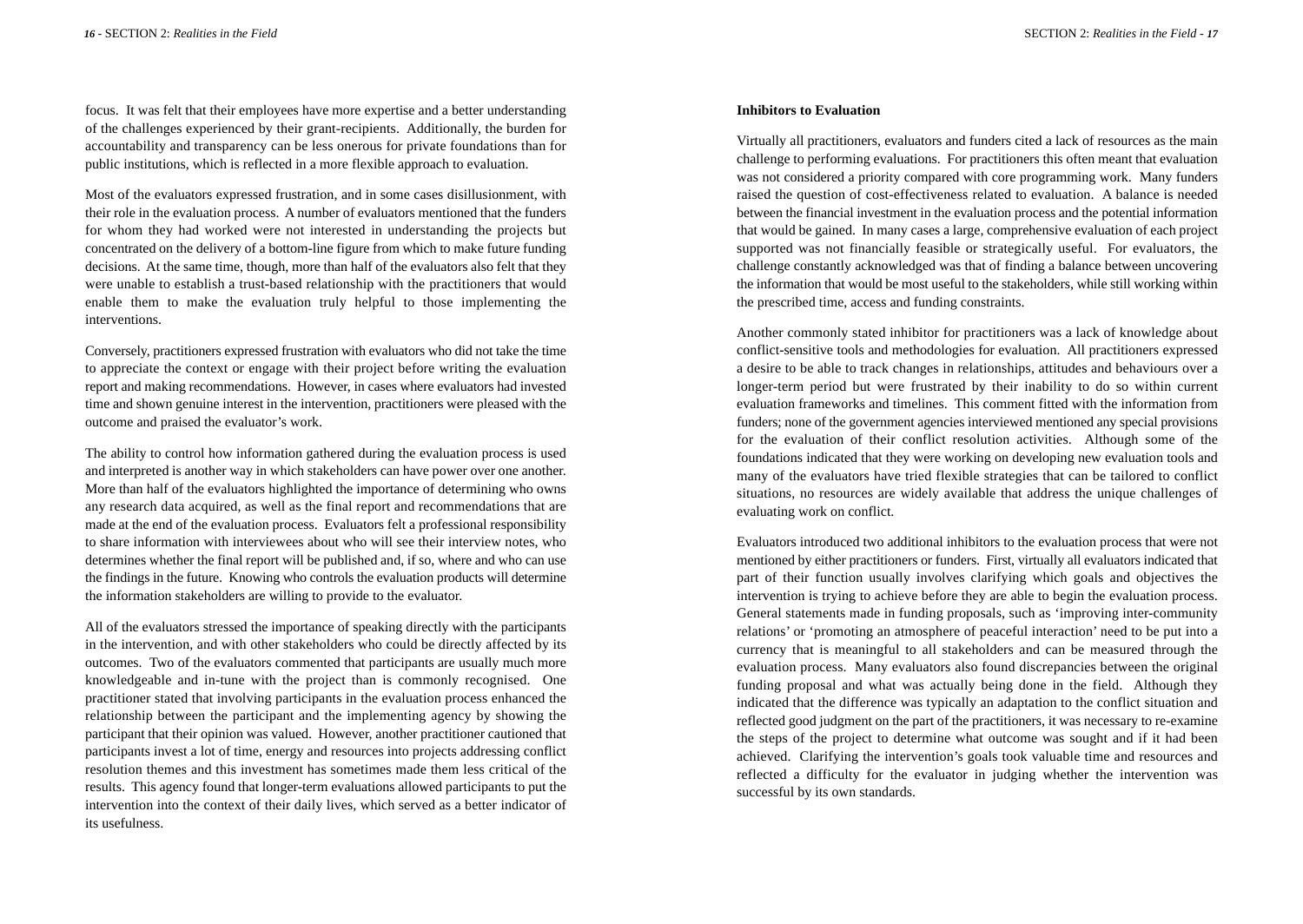focus. It was felt that their employees have more expertise and a better understanding of the challenges experienced by their grant-recipients. Additionally, the burden for accountability and transparency can be less onerous for private foundations than for public institutions, which is reflected in a more flexible approach to evaluation.

Most of the evaluators expressed frustration, and in some cases disillusionment, with their role in the evaluation process. A number of evaluators mentioned that the funders for whom they had worked were not interested in understanding the projects but concentrated on the delivery of a bottom-line figure from which to make future funding decisions. At the same time, though, more than half of the evaluators also felt that they were unable to establish a trust-based relationship with the practitioners that would enable them to make the evaluation truly helpful to those implementing the interventions.

Conversely, practitioners expressed frustration with evaluators who did not take the time to appreciate the context or engage with their project before writing the evaluation report and making recommendations. However, in cases where evaluators had invested time and shown genuine interest in the intervention, practitioners were pleased with the outcome and praised the evaluator's work.

The ability to control how information gathered during the evaluation process is used and interpreted is another way in which stakeholders can have power over one another. More than half of the evaluators highlighted the importance of determining who owns any research data acquired, as well as the final report and recommendations that are made at the end of the evaluation process. Evaluators felt a professional responsibility to share information with interviewees about who will see their interview notes, who determines whether the final report will be published and, if so, where and who can use the findings in the future. Knowing who controls the evaluation products will determine the information stakeholders are willing to provide to the evaluator.

All of the evaluators stressed the importance of speaking directly with the participants in the intervention, and with other stakeholders who could be directly affected by its outcomes. Two of the evaluators commented that participants are usually much more knowledgeable and in-tune with the project than is commonly recognised. One practitioner stated that involving participants in the evaluation process enhanced the relationship between the participant and the implementing agency by showing the participant that their opinion was valued. However, another practitioner cautioned that participants invest a lot of time, energy and resources into projects addressing conflict resolution themes and this investment has sometimes made them less critical of the results. This agency found that longer-term evaluations allowed participants to put the intervention into the context of their daily lives, which served as a better indicator of its usefulness.

**Inhibitors to Evaluation**

Virtually all practitioners, evaluators and funders cited a lack of resources as the main challenge to performing evaluations. For practitioners this often meant that evaluation was not considered a priority compared with core programming work. Many funders raised the question of cost-effectiveness related to evaluation. A balance is needed between the financial investment in the evaluation process and the potential information that would be gained. In many cases a large, comprehensive evaluation of each project supported was not financially feasible or strategically useful. For evaluators, the challenge constantly acknowledged was that of finding a balance between uncovering the information that would be most useful to the stakeholders, while still working within the prescribed time, access and funding constraints.

Another commonly stated inhibitor for practitioners was a lack of knowledge about conflict-sensitive tools and methodologies for evaluation. All practitioners expressed a desire to be able to track changes in relationships, attitudes and behaviours over a longer-term period but were frustrated by their inability to do so within current evaluation frameworks and timelines. This comment fitted with the information from funders; none of the government agencies interviewed mentioned any special provisions for the evaluation of their conflict resolution activities. Although some of the foundations indicated that they were working on developing new evaluation tools and many of the evaluators have tried flexible strategies that can be tailored to conflict situations, no resources are widely available that address the unique challenges of evaluating work on conflict.

Evaluators introduced two additional inhibitors to the evaluation process that were not mentioned by either practitioners or funders. First, virtually all evaluators indicated that part of their function usually involves clarifying which goals and objectives the intervention is trying to achieve before they are able to begin the evaluation process. General statements made in funding proposals, such as 'improving inter-community relations' or 'promoting an atmosphere of peaceful interaction' need to be put into a currency that is meaningful to all stakeholders and can be measured through the evaluation process. Many evaluators also found discrepancies between the original funding proposal and what was actually being done in the field. Although they indicated that the difference was typically an adaptation to the conflict situation and reflected good judgment on the part of the practitioners, it was necessary to re-examine the steps of the project to determine what outcome was sought and if it had been achieved. Clarifying the intervention's goals took valuable time and resources and reflected a difficulty for the evaluator in judging whether the intervention was successful by its own standards.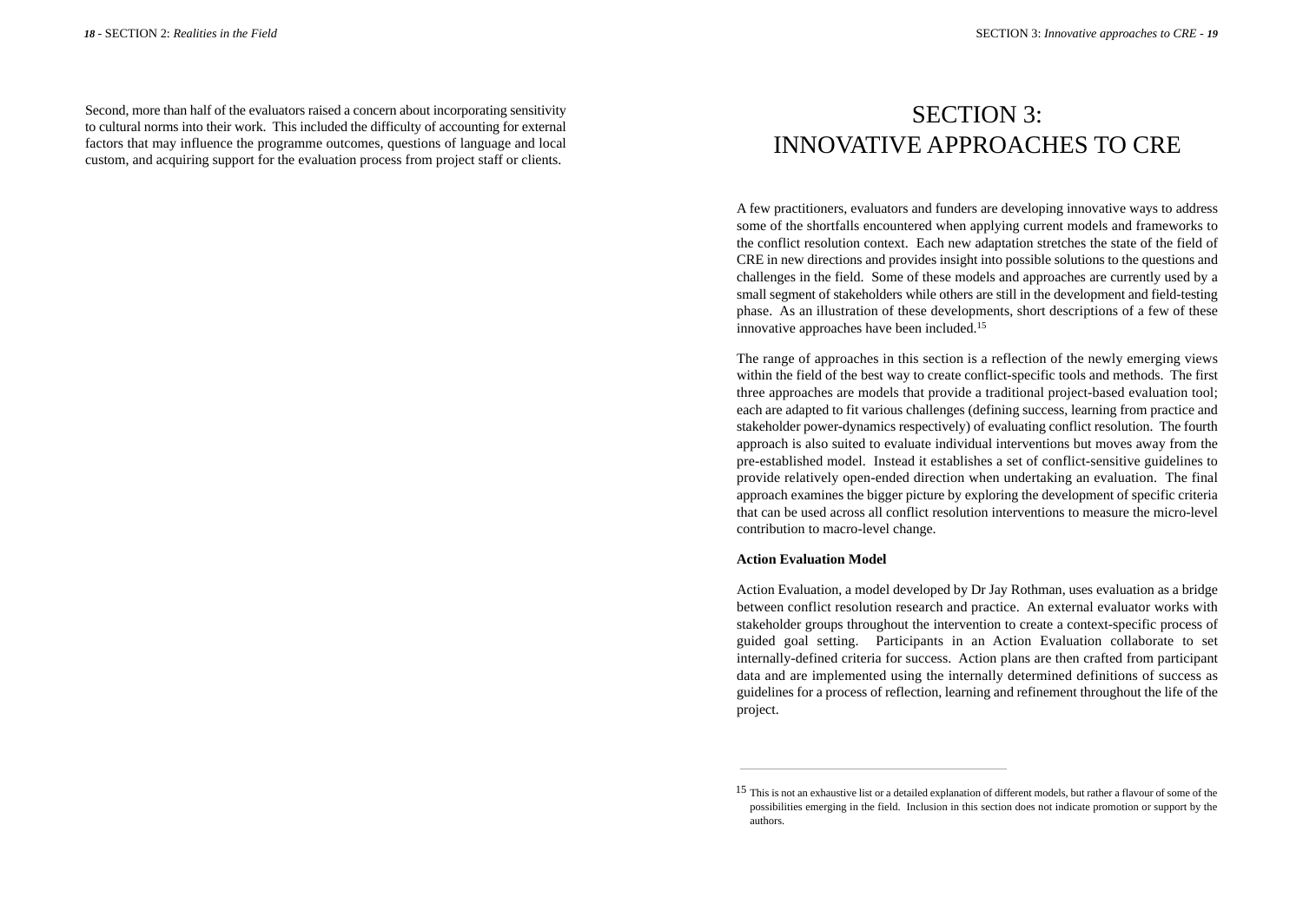Second, more than half of the evaluators raised a concern about incorporating sensitivity to cultural norms into their work. This included the difficulty of accounting for external factors that may influence the programme outcomes, questions of language and local custom, and acquiring support for the evaluation process from project staff or clients.

# SECTION 3: INNOVATIVE APPROACHES TO CRE

A few practitioners, evaluators and funders are developing innovative ways to address some of the shortfalls encountered when applying current models and frameworks to the conflict resolution context. Each new adaptation stretches the state of the field of CRE in new directions and provides insight into possible solutions to the questions and challenges in the field. Some of these models and approaches are currently used by a small segment of stakeholders while others are still in the development and field-testing phase. As an illustration of these developments, short descriptions of a few of these innovative approaches have been included.[15]

The range of approaches in this section is a reflection of the newly emerging views within the field of the best way to create conflict-specific tools and methods. The first three approaches are models that provide a traditional project-based evaluation tool; each are adapted to fit various challenges (defining success, learning from practice and stakeholder power-dynamics respectively) of evaluating conflict resolution. The fourth approach is also suited to evaluate individual interventions but moves away from the pre-established model. Instead it establishes a set of conflict-sensitive guidelines to provide relatively open-ended direction when undertaking an evaluation. The final approach examines the bigger picture by exploring the development of specific criteria that can be used across all conflict resolution interventions to measure the micro-level contribution to macro-level change.

**Action Evaluation Model**

Action Evaluation, a model developed by Dr Jay Rothman, uses evaluation as a bridge between conflict resolution research and practice. An external evaluator works with stakeholder groups throughout the intervention to create a context-specific process of guided goal setting. Participants in an Action Evaluation collaborate to set internally-defined criteria for success. Action plans are then crafted from participant data and are implemented using the internally determined definitions of success as guidelines for a process of reflection, learning and refinement throughout the life of the project.

---

15 This is not an exhaustive list or a detailed explanation of different models, but rather a flavour of some of the possibilities emerging in the field. Inclusion in this section does not indicate promotion or support by the authors.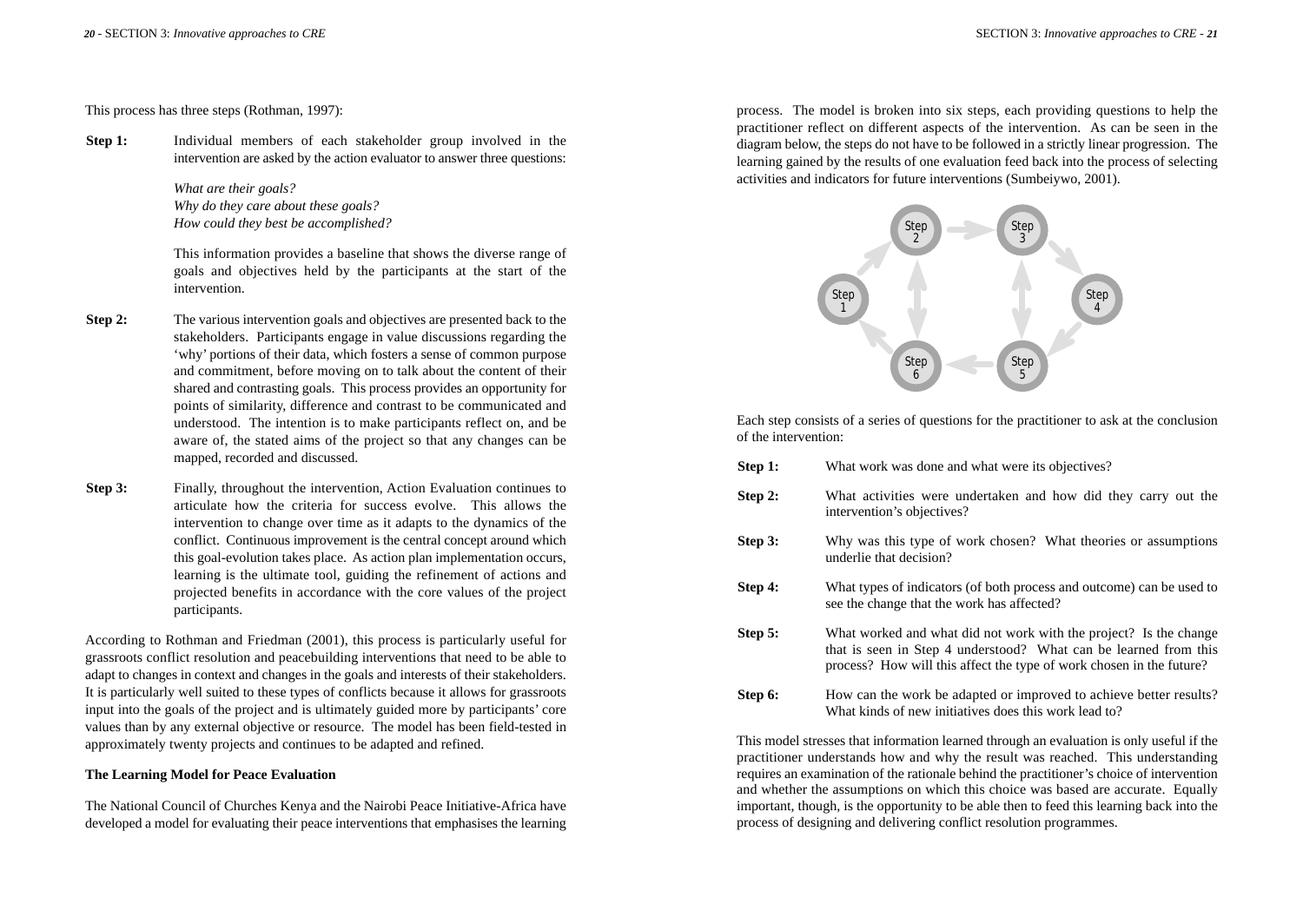This process has three steps (Rothman, 1997):

**Step 1:** Individual members of each stakeholder group involved in the intervention are asked by the action evaluator to answer three questions:

*What are their goals?*
*Why do they care about these goals?*
*How could they best be accomplished?*

This information provides a baseline that shows the diverse range of goals and objectives held by the participants at the start of the intervention.

**Step 2:** The various intervention goals and objectives are presented back to the stakeholders. Participants engage in value discussions regarding the 'why' portions of their data, which fosters a sense of common purpose and commitment, before moving on to talk about the content of their shared and contrasting goals. This process provides an opportunity for points of similarity, difference and contrast to be communicated and understood. The intention is to make participants reflect on, and be aware of, the stated aims of the project so that any changes can be mapped, recorded and discussed.

**Step 3:** Finally, throughout the intervention, Action Evaluation continues to articulate how the criteria for success evolve. This allows the intervention to change over time as it adapts to the dynamics of the conflict. Continuous improvement is the central concept around which this goal-evolution takes place. As action plan implementation occurs, learning is the ultimate tool, guiding the refinement of actions and projected benefits in accordance with the core values of the project participants.

According to Rothman and Friedman (2001), this process is particularly useful for grassroots conflict resolution and peacebuilding interventions that need to be able to adapt to changes in context and changes in the goals and interests of their stakeholders. It is particularly well suited to these types of conflicts because it allows for grassroots input into the goals of the project and is ultimately guided more by participants' core values than by any external objective or resource. The model has been field-tested in approximately twenty projects and continues to be adapted and refined.

**The Learning Model for Peace Evaluation**

The National Council of Churches Kenya and the Nairobi Peace Initiative-Africa have developed a model for evaluating their peace interventions that emphasises the learning process. The model is broken into six steps, each providing questions to help the practitioner reflect on different aspects of the intervention. As can be seen in the diagram below, the steps do not have to be followed in a strictly linear progression. The learning gained by the results of one evaluation feed back into the process of selecting activities and indicators for future interventions (Sumbeiywo, 2001).

Step 1 → Step 2 → Step 3 → Step 4 → Step 5 → Step 6 → Step 1; Step 2 ↔ Step 6; Step 3 ↔ Step 5

Each step consists of a series of questions for the practitioner to ask at the conclusion of the intervention:

**Step 1:** What work was done and what were its objectives?

**Step 2:** What activities were undertaken and how did they carry out the intervention's objectives?

**Step 3:** Why was this type of work chosen? What theories or assumptions underlie that decision?

**Step 4:** What types of indicators (of both process and outcome) can be used to see the change that the work has affected?

**Step 5:** What worked and what did not work with the project? Is the change that is seen in Step 4 understood? What can be learned from this process? How will this affect the type of work chosen in the future?

**Step 6:** How can the work be adapted or improved to achieve better results? What kinds of new initiatives does this work lead to?

This model stresses that information learned through an evaluation is only useful if the practitioner understands how and why the result was reached. This understanding requires an examination of the rationale behind the practitioner's choice of intervention and whether the assumptions on which this choice was based are accurate. Equally important, though, is the opportunity to be able then to feed this learning back into the process of designing and delivering conflict resolution programmes.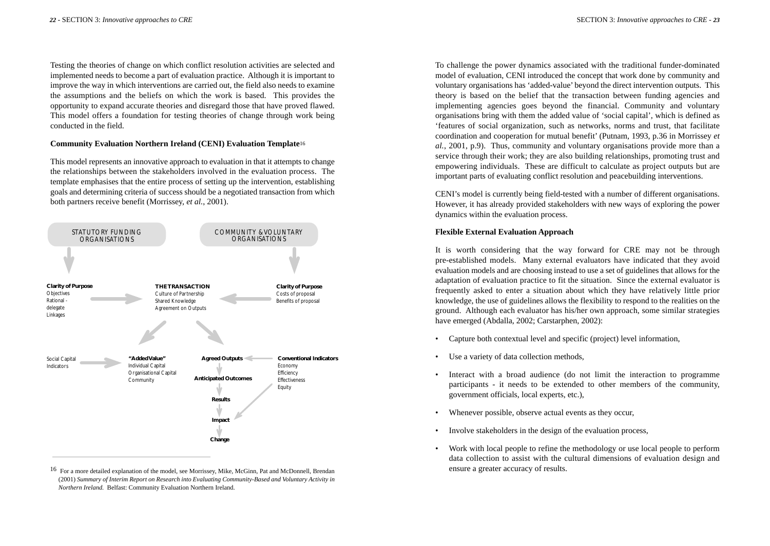Testing the theories of change on which conflict resolution activities are selected and implemented needs to become a part of evaluation practice. Although it is important to improve the way in which interventions are carried out, the field also needs to examine the assumptions and the beliefs on which the work is based. This provides the opportunity to expand accurate theories and disregard those that have proved flawed. This model offers a foundation for testing theories of change through work being conducted in the field.

**Community Evaluation Northern Ireland (CENI) Evaluation Template**[16]

This model represents an innovative approach to evaluation in that it attempts to change the relationships between the stakeholders involved in the evaluation process. The template emphasises that the entire process of setting up the intervention, establishing goals and determining criteria of success should be a negotiated transaction from which both partners receive benefit (Morrissey, *et al.*, 2001).

STATUTORY FUNDING ORGANISATIONS

COMMUNITY & VOLUNTARY ORGANISATIONS

**Clarity of Purpose**
Objectives
Rational - delegate
Linkages

**THE TRANSACTION**
Culture of Partnership
Shared Knowledge
Agreement on Outputs

**Clarity of Purpose**
Costs of proposal
Benefits of proposal

Social Capital Indicators

**"Added Value"**
Individual Capital
Organisational Capital
Community

**Agreed Outputs**

**Anticipated Outcomes**

**Results**

**Impact**

**Change**

**Conventional Indicators**
Economy
Efficiency
Effectiveness
Equity

[16] For a more detailed explanation of the model, see Morrissey, Mike, McGinn, Pat and McDonnell, Brendan (2001) *Summary of Interim Report on Research into Evaluating Community-Based and Voluntary Activity in Northern Ireland.* Belfast: Community Evaluation Northern Ireland.

To challenge the power dynamics associated with the traditional funder-dominated model of evaluation, CENI introduced the concept that work done by community and voluntary organisations has 'added-value' beyond the direct intervention outputs. This theory is based on the belief that the transaction between funding agencies and implementing agencies goes beyond the financial. Community and voluntary organisations bring with them the added value of 'social capital', which is defined as 'features of social organization, such as networks, norms and trust, that facilitate coordination and cooperation for mutual benefit' (Putnam, 1993, p.36 in Morrissey *et al.*, 2001, p.9). Thus, community and voluntary organisations provide more than a service through their work; they are also building relationships, promoting trust and empowering individuals. These are difficult to calculate as project outputs but are important parts of evaluating conflict resolution and peacebuilding interventions.

CENI's model is currently being field-tested with a number of different organisations. However, it has already provided stakeholders with new ways of exploring the power dynamics within the evaluation process.

**Flexible External Evaluation Approach**

It is worth considering that the way forward for CRE may not be through pre-established models. Many external evaluators have indicated that they avoid evaluation models and are choosing instead to use a set of guidelines that allows for the adaptation of evaluation practice to fit the situation. Since the external evaluator is frequently asked to enter a situation about which they have relatively little prior knowledge, the use of guidelines allows the flexibility to respond to the realities on the ground. Although each evaluator has his/her own approach, some similar strategies have emerged (Abdalla, 2002; Carstarphen, 2002):

- Capture both contextual level and specific (project) level information,
- Use a variety of data collection methods,
- Interact with a broad audience (do not limit the interaction to programme participants - it needs to be extended to other members of the community, government officials, local experts, etc.),
- Whenever possible, observe actual events as they occur,
- Involve stakeholders in the design of the evaluation process,
- Work with local people to refine the methodology or use local people to perform data collection to assist with the cultural dimensions of evaluation design and ensure a greater accuracy of results.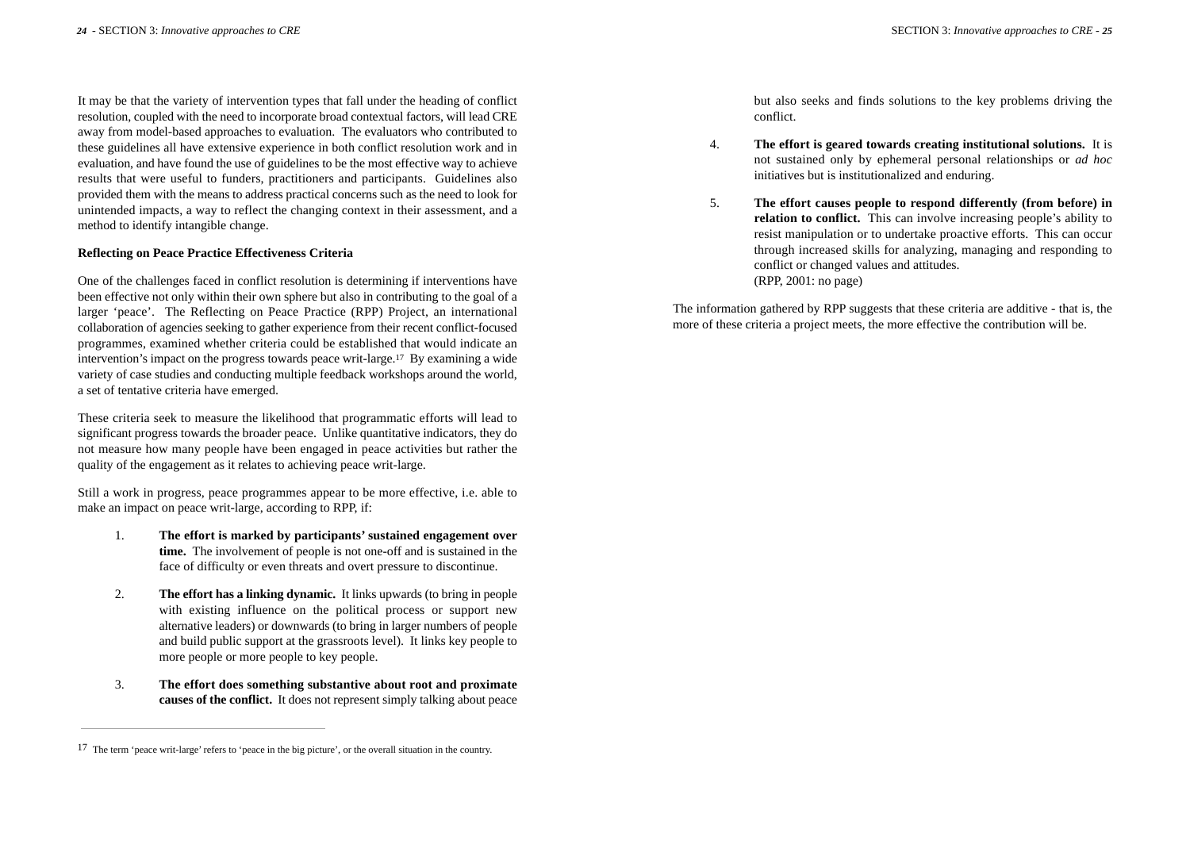It may be that the variety of intervention types that fall under the heading of conflict resolution, coupled with the need to incorporate broad contextual factors, will lead CRE away from model-based approaches to evaluation. The evaluators who contributed to these guidelines all have extensive experience in both conflict resolution work and in evaluation, and have found the use of guidelines to be the most effective way to achieve results that were useful to funders, practitioners and participants. Guidelines also provided them with the means to address practical concerns such as the need to look for unintended impacts, a way to reflect the changing context in their assessment, and a method to identify intangible change.

**Reflecting on Peace Practice Effectiveness Criteria**

One of the challenges faced in conflict resolution is determining if interventions have been effective not only within their own sphere but also in contributing to the goal of a larger 'peace'. The Reflecting on Peace Practice (RPP) Project, an international collaboration of agencies seeking to gather experience from their recent conflict-focused programmes, examined whether criteria could be established that would indicate an intervention's impact on the progress towards peace writ-large.[17] By examining a wide variety of case studies and conducting multiple feedback workshops around the world, a set of tentative criteria have emerged.

These criteria seek to measure the likelihood that programmatic efforts will lead to significant progress towards the broader peace. Unlike quantitative indicators, they do not measure how many people have been engaged in peace activities but rather the quality of the engagement as it relates to achieving peace writ-large.

Still a work in progress, peace programmes appear to be more effective, i.e. able to make an impact on peace writ-large, according to RPP, if:

1. **The effort is marked by participants' sustained engagement over time.** The involvement of people is not one-off and is sustained in the face of difficulty or even threats and overt pressure to discontinue.

2. **The effort has a linking dynamic.** It links upwards (to bring in people with existing influence on the political process or support new alternative leaders) or downwards (to bring in larger numbers of people and build public support at the grassroots level). It links key people to more people or more people to key people.

3. **The effort does something substantive about root and proximate causes of the conflict.** It does not represent simply talking about peace but also seeks and finds solutions to the key problems driving the conflict.

4. **The effort is geared towards creating institutional solutions.** It is not sustained only by ephemeral personal relationships or *ad hoc* initiatives but is institutionalized and enduring.

5. **The effort causes people to respond differently (from before) in relation to conflict.** This can involve increasing people's ability to resist manipulation or to undertake proactive efforts. This can occur through increased skills for analyzing, managing and responding to conflict or changed values and attitudes.
(RPP, 2001: no page)

The information gathered by RPP suggests that these criteria are additive - that is, the more of these criteria a project meets, the more effective the contribution will be.

[17] The term 'peace writ-large' refers to 'peace in the big picture', or the overall situation in the country.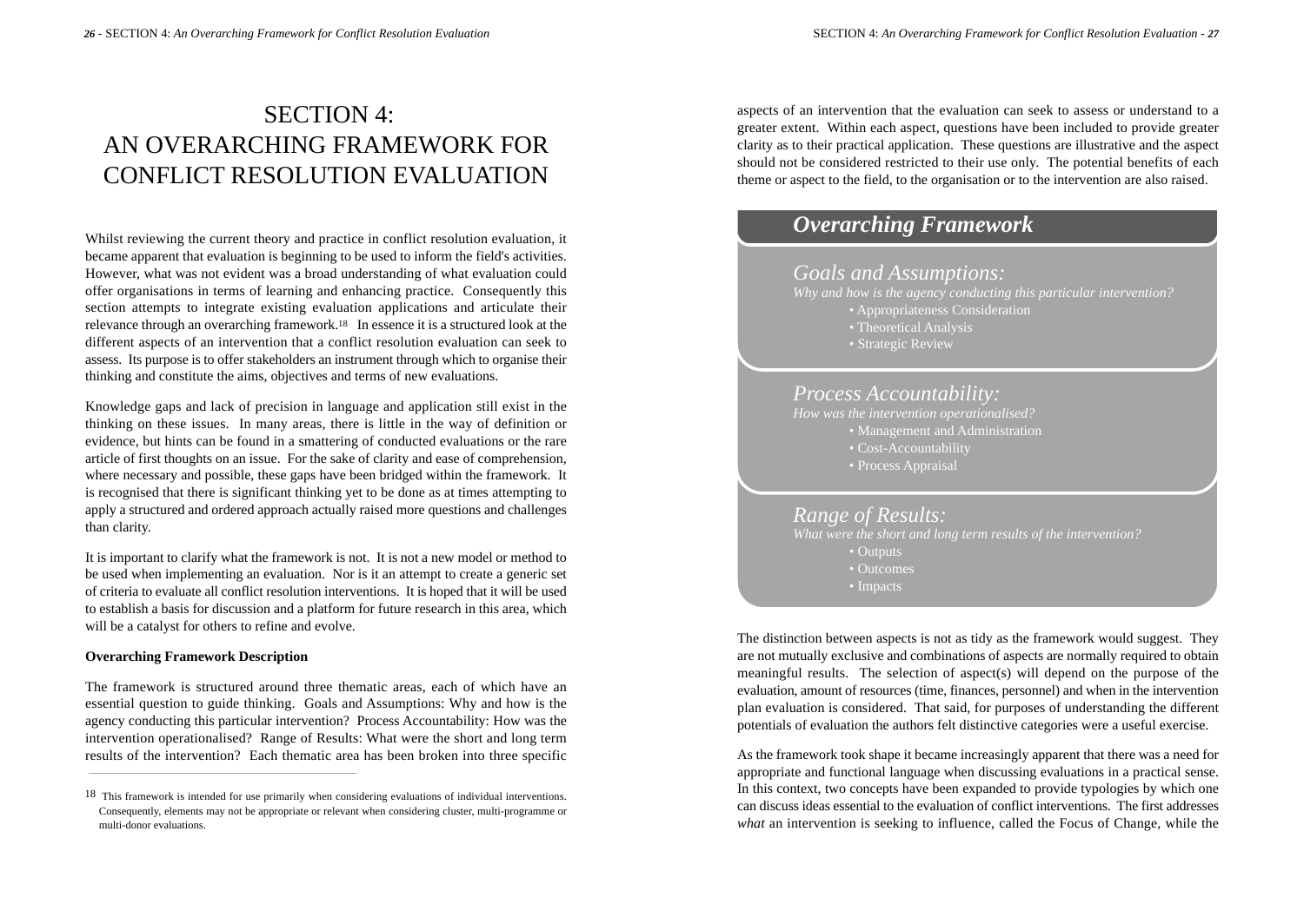# SECTION 4: AN OVERARCHING FRAMEWORK FOR CONFLICT RESOLUTION EVALUATION

Whilst reviewing the current theory and practice in conflict resolution evaluation, it became apparent that evaluation is beginning to be used to inform the field's activities. However, what was not evident was a broad understanding of what evaluation could offer organisations in terms of learning and enhancing practice. Consequently this section attempts to integrate existing evaluation applications and articulate their relevance through an overarching framework.[18] In essence it is a structured look at the different aspects of an intervention that a conflict resolution evaluation can seek to assess. Its purpose is to offer stakeholders an instrument through which to organise their thinking and constitute the aims, objectives and terms of new evaluations.

Knowledge gaps and lack of precision in language and application still exist in the thinking on these issues. In many areas, there is little in the way of definition or evidence, but hints can be found in a smattering of conducted evaluations or the rare article of first thoughts on an issue. For the sake of clarity and ease of comprehension, where necessary and possible, these gaps have been bridged within the framework. It is recognised that there is significant thinking yet to be done as at times attempting to apply a structured and ordered approach actually raised more questions and challenges than clarity.

It is important to clarify what the framework is not. It is not a new model or method to be used when implementing an evaluation. Nor is it an attempt to create a generic set of criteria to evaluate all conflict resolution interventions. It is hoped that it will be used to establish a basis for discussion and a platform for future research in this area, which will be a catalyst for others to refine and evolve.

**Overarching Framework Description**

The framework is structured around three thematic areas, each of which have an essential question to guide thinking. Goals and Assumptions: Why and how is the agency conducting this particular intervention? Process Accountability: How was the intervention operationalised? Range of Results: What were the short and long term results of the intervention? Each thematic area has been broken into three specific aspects of an intervention that the evaluation can seek to assess or understand to a greater extent. Within each aspect, questions have been included to provide greater clarity as to their practical application. These questions are illustrative and the aspect should not be considered restricted to their use only. The potential benefits of each theme or aspect to the field, to the organisation or to the intervention are also raised.

[18] This framework is intended for use primarily when considering evaluations of individual interventions. Consequently, elements may not be appropriate or relevant when considering cluster, multi-programme or multi-donor evaluations.

**_Overarching Framework_**

*Goals and Assumptions:*
*Why and how is the agency conducting this particular intervention?*
- Appropriateness Consideration
- Theoretical Analysis
- Strategic Review

*Process Accountability:*
*How was the intervention operationalised?*
- Management and Administration
- Cost-Accountability
- Process Appraisal

*Range of Results:*
*What were the short and long term results of the intervention?*
- Outputs
- Outcomes
- Impacts

The distinction between aspects is not as tidy as the framework would suggest. They are not mutually exclusive and combinations of aspects are normally required to obtain meaningful results. The selection of aspect(s) will depend on the purpose of the evaluation, amount of resources (time, finances, personnel) and when in the intervention plan evaluation is considered. That said, for purposes of understanding the different potentials of evaluation the authors felt distinctive categories were a useful exercise.

As the framework took shape it became increasingly apparent that there was a need for appropriate and functional language when discussing evaluations in a practical sense. In this context, two concepts have been expanded to provide typologies by which one can discuss ideas essential to the evaluation of conflict interventions. The first addresses *what* an intervention is seeking to influence, called the Focus of Change, while the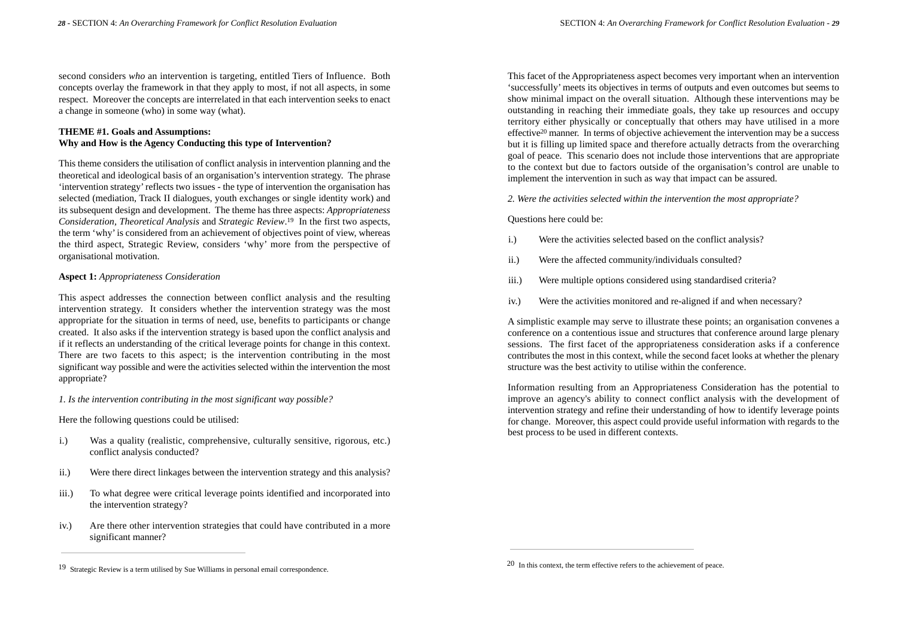second considers *who* an intervention is targeting, entitled Tiers of Influence. Both concepts overlay the framework in that they apply to most, if not all aspects, in some respect. Moreover the concepts are interrelated in that each intervention seeks to enact a change in someone (who) in some way (what).

### THEME #1. Goals and Assumptions: Why and How is the Agency Conducting this type of Intervention?

This theme considers the utilisation of conflict analysis in intervention planning and the theoretical and ideological basis of an organisation's intervention strategy. The phrase 'intervention strategy' reflects two issues - the type of intervention the organisation has selected (mediation, Track II dialogues, youth exchanges or single identity work) and its subsequent design and development. The theme has three aspects: *Appropriateness Consideration*, *Theoretical Analysis* and *Strategic Review*.[19] In the first two aspects, the term 'why' is considered from an achievement of objectives point of view, whereas the third aspect, Strategic Review, considers 'why' more from the perspective of organisational motivation.

**Aspect 1:** *Appropriateness Consideration*

This aspect addresses the connection between conflict analysis and the resulting intervention strategy. It considers whether the intervention strategy was the most appropriate for the situation in terms of need, use, benefits to participants or change created. It also asks if the intervention strategy is based upon the conflict analysis and if it reflects an understanding of the critical leverage points for change in this context. There are two facets to this aspect; is the intervention contributing in the most significant way possible and were the activities selected within the intervention the most appropriate?

*1. Is the intervention contributing in the most significant way possible?*

Here the following questions could be utilised:

i.) Was a quality (realistic, comprehensive, culturally sensitive, rigorous, etc.) conflict analysis conducted?

ii.) Were there direct linkages between the intervention strategy and this analysis?

iii.) To what degree were critical leverage points identified and incorporated into the intervention strategy?

iv.) Are there other intervention strategies that could have contributed in a more significant manner?

[19] Strategic Review is a term utilised by Sue Williams in personal email correspondence.

This facet of the Appropriateness aspect becomes very important when an intervention 'successfully' meets its objectives in terms of outputs and even outcomes but seems to show minimal impact on the overall situation. Although these interventions may be outstanding in reaching their immediate goals, they take up resources and occupy territory either physically or conceptually that others may have utilised in a more effective[20] manner. In terms of objective achievement the intervention may be a success but it is filling up limited space and therefore actually detracts from the overarching goal of peace. This scenario does not include those interventions that are appropriate to the context but due to factors outside of the organisation's control are unable to implement the intervention in such as way that impact can be assured.

*2. Were the activities selected within the intervention the most appropriate?*

Questions here could be:

i.) Were the activities selected based on the conflict analysis?

ii.) Were the affected community/individuals consulted?

iii.) Were multiple options considered using standardised criteria?

iv.) Were the activities monitored and re-aligned if and when necessary?

A simplistic example may serve to illustrate these points; an organisation convenes a conference on a contentious issue and structures that conference around large plenary sessions. The first facet of the appropriateness consideration asks if a conference contributes the most in this context, while the second facet looks at whether the plenary structure was the best activity to utilise within the conference.

Information resulting from an Appropriateness Consideration has the potential to improve an agency's ability to connect conflict analysis with the development of intervention strategy and refine their understanding of how to identify leverage points for change. Moreover, this aspect could provide useful information with regards to the best process to be used in different contexts.

[20] In this context, the term effective refers to the achievement of peace.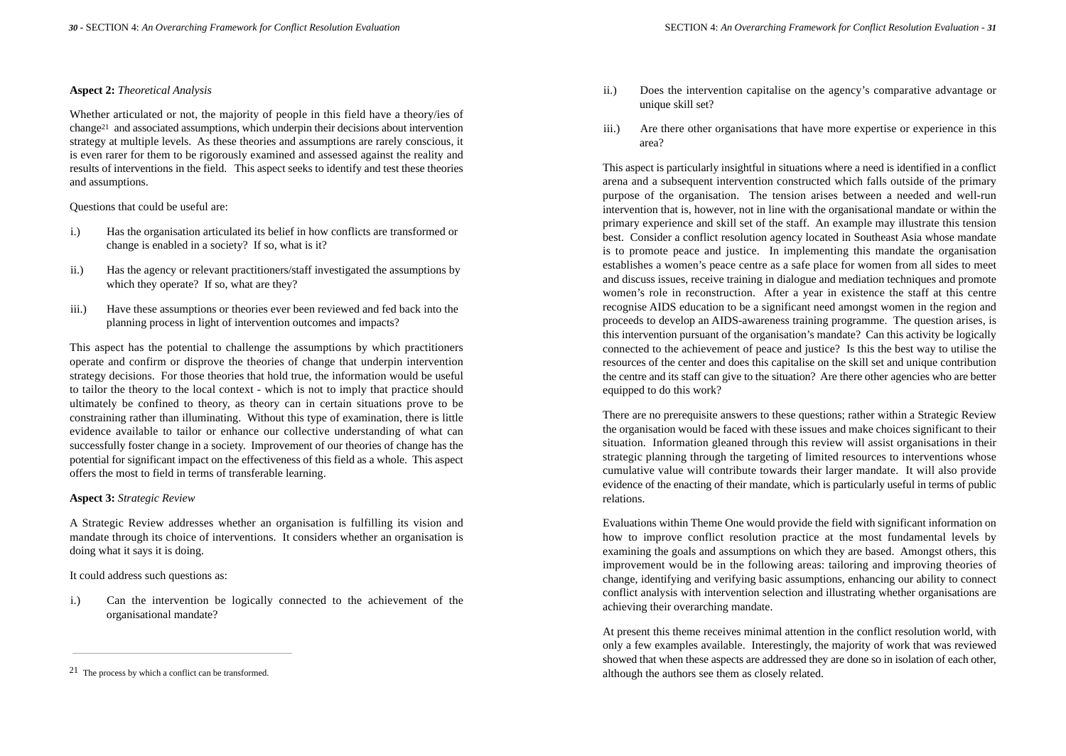**Aspect 2:** *Theoretical Analysis*

Whether articulated or not, the majority of people in this field have a theory/ies of change[21] and associated assumptions, which underpin their decisions about intervention strategy at multiple levels. As these theories and assumptions are rarely conscious, it is even rarer for them to be rigorously examined and assessed against the reality and results of interventions in the field. This aspect seeks to identify and test these theories and assumptions.

Questions that could be useful are:

i.) Has the organisation articulated its belief in how conflicts are transformed or change is enabled in a society? If so, what is it?

ii.) Has the agency or relevant practitioners/staff investigated the assumptions by which they operate? If so, what are they?

iii.) Have these assumptions or theories ever been reviewed and fed back into the planning process in light of intervention outcomes and impacts?

This aspect has the potential to challenge the assumptions by which practitioners operate and confirm or disprove the theories of change that underpin intervention strategy decisions. For those theories that hold true, the information would be useful to tailor the theory to the local context - which is not to imply that practice should ultimately be confined to theory, as theory can in certain situations prove to be constraining rather than illuminating. Without this type of examination, there is little evidence available to tailor or enhance our collective understanding of what can successfully foster change in a society. Improvement of our theories of change has the potential for significant impact on the effectiveness of this field as a whole. This aspect offers the most to field in terms of transferable learning.

**Aspect 3:** *Strategic Review*

A Strategic Review addresses whether an organisation is fulfilling its vision and mandate through its choice of interventions. It considers whether an organisation is doing what it says it is doing.

It could address such questions as:

i.) Can the intervention be logically connected to the achievement of the organisational mandate?

ii.) Does the intervention capitalise on the agency's comparative advantage or unique skill set?

iii.) Are there other organisations that have more expertise or experience in this area?

This aspect is particularly insightful in situations where a need is identified in a conflict arena and a subsequent intervention constructed which falls outside of the primary purpose of the organisation. The tension arises between a needed and well-run intervention that is, however, not in line with the organisational mandate or within the primary experience and skill set of the staff. An example may illustrate this tension best. Consider a conflict resolution agency located in Southeast Asia whose mandate is to promote peace and justice. In implementing this mandate the organisation establishes a women's peace centre as a safe place for women from all sides to meet and discuss issues, receive training in dialogue and mediation techniques and promote women's role in reconstruction. After a year in existence the staff at this centre recognise AIDS education to be a significant need amongst women in the region and proceeds to develop an AIDS-awareness training programme. The question arises, is this intervention pursuant of the organisation's mandate? Can this activity be logically connected to the achievement of peace and justice? Is this the best way to utilise the resources of the center and does this capitalise on the skill set and unique contribution the centre and its staff can give to the situation? Are there other agencies who are better equipped to do this work?

There are no prerequisite answers to these questions; rather within a Strategic Review the organisation would be faced with these issues and make choices significant to their situation. Information gleaned through this review will assist organisations in their strategic planning through the targeting of limited resources to interventions whose cumulative value will contribute towards their larger mandate. It will also provide evidence of the enacting of their mandate, which is particularly useful in terms of public relations.

Evaluations within Theme One would provide the field with significant information on how to improve conflict resolution practice at the most fundamental levels by examining the goals and assumptions on which they are based. Amongst others, this improvement would be in the following areas: tailoring and improving theories of change, identifying and verifying basic assumptions, enhancing our ability to connect conflict analysis with intervention selection and illustrating whether organisations are achieving their overarching mandate.

At present this theme receives minimal attention in the conflict resolution world, with only a few examples available. Interestingly, the majority of work that was reviewed showed that when these aspects are addressed they are done so in isolation of each other, although the authors see them as closely related.

---

[21] The process by which a conflict can be transformed.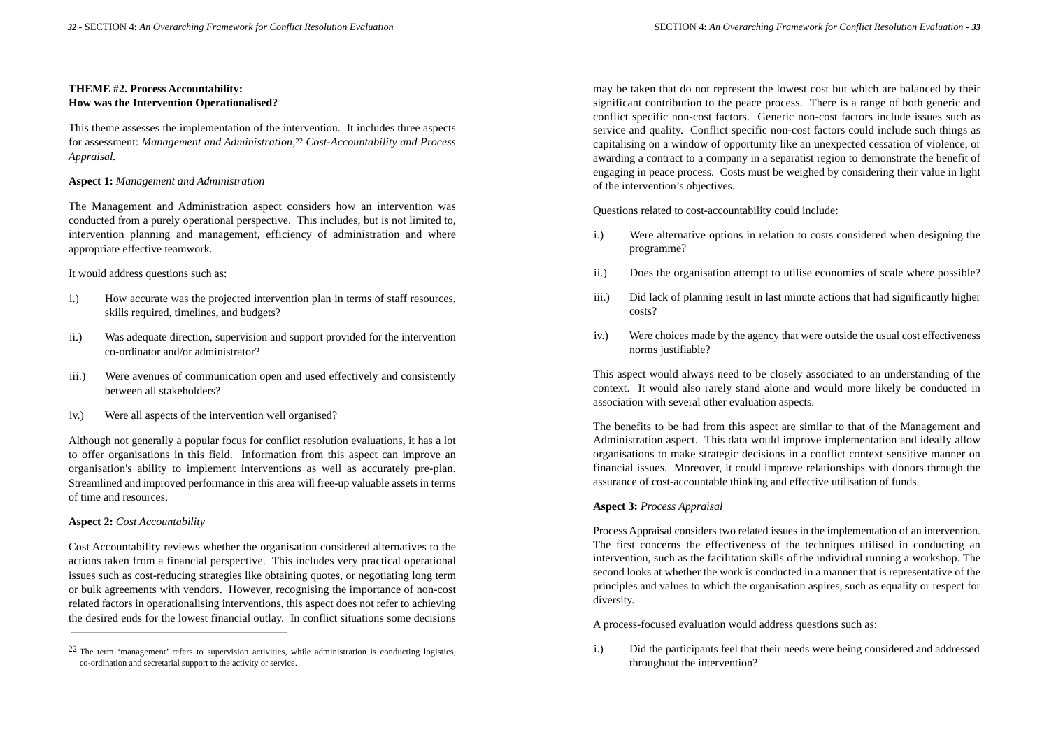**THEME #2. Process Accountability:**
**How was the Intervention Operationalised?**

This theme assesses the implementation of the intervention. It includes three aspects for assessment: *Management and Administration*,[22] *Cost-Accountability and Process Appraisal.*

**Aspect 1:** *Management and Administration*

The Management and Administration aspect considers how an intervention was conducted from a purely operational perspective. This includes, but is not limited to, intervention planning and management, efficiency of administration and where appropriate effective teamwork.

It would address questions such as:

i.) How accurate was the projected intervention plan in terms of staff resources, skills required, timelines, and budgets?

ii.) Was adequate direction, supervision and support provided for the intervention co-ordinator and/or administrator?

iii.) Were avenues of communication open and used effectively and consistently between all stakeholders?

iv.) Were all aspects of the intervention well organised?

Although not generally a popular focus for conflict resolution evaluations, it has a lot to offer organisations in this field. Information from this aspect can improve an organisation's ability to implement interventions as well as accurately pre-plan. Streamlined and improved performance in this area will free-up valuable assets in terms of time and resources.

**Aspect 2:** *Cost Accountability*

Cost Accountability reviews whether the organisation considered alternatives to the actions taken from a financial perspective. This includes very practical operational issues such as cost-reducing strategies like obtaining quotes, or negotiating long term or bulk agreements with vendors. However, recognising the importance of non-cost related factors in operationalising interventions, this aspect does not refer to achieving the desired ends for the lowest financial outlay. In conflict situations some decisions may be taken that do not represent the lowest cost but which are balanced by their significant contribution to the peace process. There is a range of both generic and conflict specific non-cost factors. Generic non-cost factors include issues such as service and quality. Conflict specific non-cost factors could include such things as capitalising on a window of opportunity like an unexpected cessation of violence, or awarding a contract to a company in a separatist region to demonstrate the benefit of engaging in peace process. Costs must be weighed by considering their value in light of the intervention's objectives.

Questions related to cost-accountability could include:

i.) Were alternative options in relation to costs considered when designing the programme?

ii.) Does the organisation attempt to utilise economies of scale where possible?

iii.) Did lack of planning result in last minute actions that had significantly higher costs?

iv.) Were choices made by the agency that were outside the usual cost effectiveness norms justifiable?

This aspect would always need to be closely associated to an understanding of the context. It would also rarely stand alone and would more likely be conducted in association with several other evaluation aspects.

The benefits to be had from this aspect are similar to that of the Management and Administration aspect. This data would improve implementation and ideally allow organisations to make strategic decisions in a conflict context sensitive manner on financial issues. Moreover, it could improve relationships with donors through the assurance of cost-accountable thinking and effective utilisation of funds.

**Aspect 3:** *Process Appraisal*

Process Appraisal considers two related issues in the implementation of an intervention. The first concerns the effectiveness of the techniques utilised in conducting an intervention, such as the facilitation skills of the individual running a workshop. The second looks at whether the work is conducted in a manner that is representative of the principles and values to which the organisation aspires, such as equality or respect for diversity.

A process-focused evaluation would address questions such as:

i.) Did the participants feel that their needs were being considered and addressed throughout the intervention?

---

[22] The term 'management' refers to supervision activities, while administration is conducting logistics, co-ordination and secretarial support to the activity or service.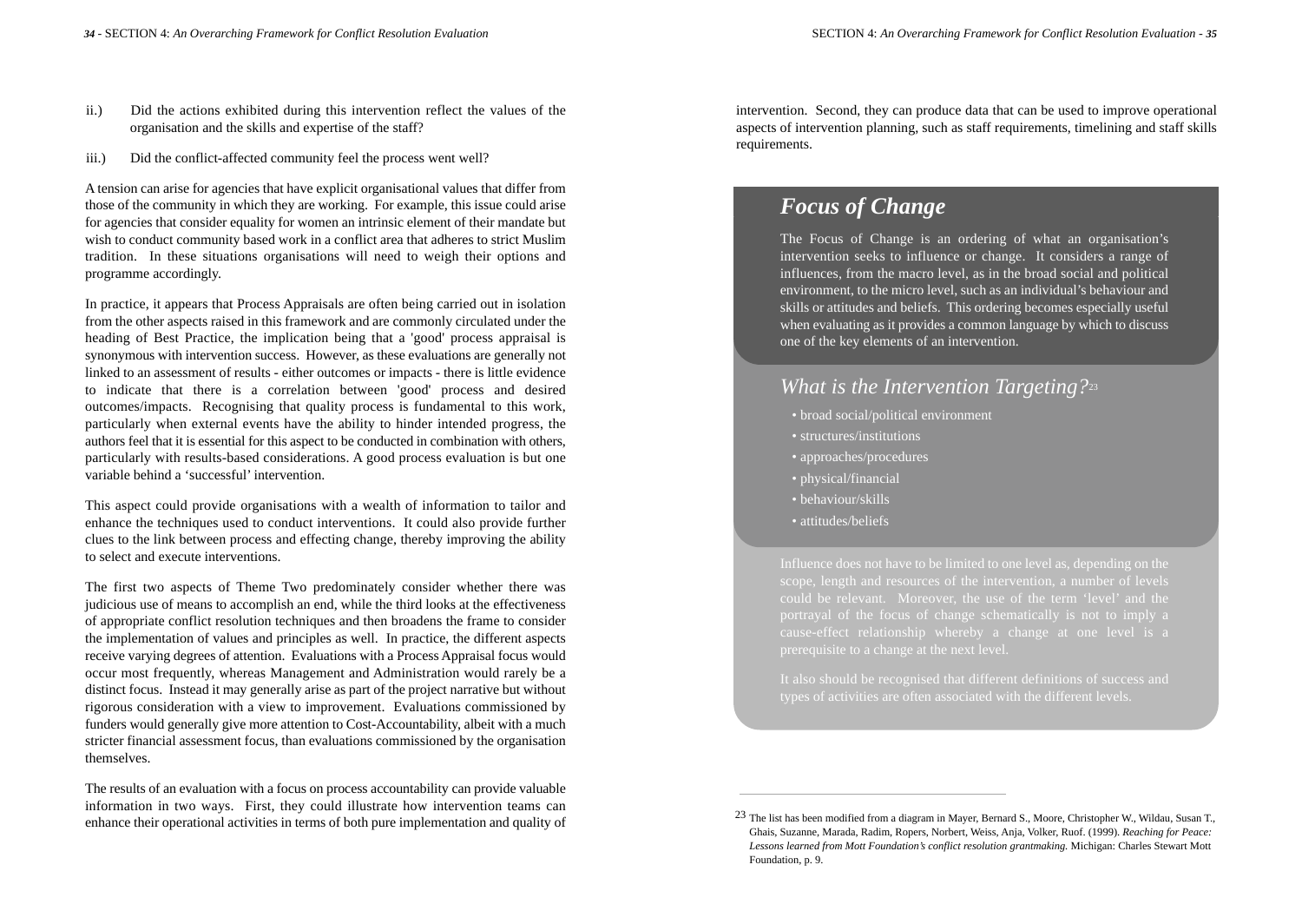ii.) Did the actions exhibited during this intervention reflect the values of the organisation and the skills and expertise of the staff?

iii.) Did the conflict-affected community feel the process went well?

A tension can arise for agencies that have explicit organisational values that differ from those of the community in which they are working. For example, this issue could arise for agencies that consider equality for women an intrinsic element of their mandate but wish to conduct community based work in a conflict area that adheres to strict Muslim tradition. In these situations organisations will need to weigh their options and programme accordingly.

In practice, it appears that Process Appraisals are often being carried out in isolation from the other aspects raised in this framework and are commonly circulated under the heading of Best Practice, the implication being that a 'good' process appraisal is synonymous with intervention success. However, as these evaluations are generally not linked to an assessment of results - either outcomes or impacts - there is little evidence to indicate that there is a correlation between 'good' process and desired outcomes/impacts. Recognising that quality process is fundamental to this work, particularly when external events have the ability to hinder intended progress, the authors feel that it is essential for this aspect to be conducted in combination with others, particularly with results-based considerations. A good process evaluation is but one variable behind a 'successful' intervention.

This aspect could provide organisations with a wealth of information to tailor and enhance the techniques used to conduct interventions. It could also provide further clues to the link between process and effecting change, thereby improving the ability to select and execute interventions.

The first two aspects of Theme Two predominately consider whether there was judicious use of means to accomplish an end, while the third looks at the effectiveness of appropriate conflict resolution techniques and then broadens the frame to consider the implementation of values and principles as well. In practice, the different aspects receive varying degrees of attention. Evaluations with a Process Appraisal focus would occur most frequently, whereas Management and Administration would rarely be a distinct focus. Instead it may generally arise as part of the project narrative but without rigorous consideration with a view to improvement. Evaluations commissioned by funders would generally give more attention to Cost-Accountability, albeit with a much stricter financial assessment focus, than evaluations commissioned by the organisation themselves.

The results of an evaluation with a focus on process accountability can provide valuable information in two ways. First, they could illustrate how intervention teams can enhance their operational activities in terms of both pure implementation and quality of intervention. Second, they can produce data that can be used to improve operational aspects of intervention planning, such as staff requirements, timelining and staff skills requirements.

## *Focus of Change*

The Focus of Change is an ordering of what an organisation's intervention seeks to influence or change. It considers a range of influences, from the macro level, as in the broad social and political environment, to the micro level, such as an individual's behaviour and skills or attitudes and beliefs. This ordering becomes especially useful when evaluating as it provides a common language by which to discuss one of the key elements of an intervention.

### *What is the Intervention Targeting?*[23]

- broad social/political environment
- structures/institutions
- approaches/procedures
- physical/financial
- behaviour/skills
- attitudes/beliefs

Influence does not have to be limited to one level as, depending on the scope, length and resources of the intervention, a number of levels could be relevant. Moreover, the use of the term 'level' and the portrayal of the focus of change schematically is not to imply a cause-effect relationship whereby a change at one level is a prerequisite to a change at the next level.

It also should be recognised that different definitions of success and types of activities are often associated with the different levels.

---

[23] The list has been modified from a diagram in Mayer, Bernard S., Moore, Christopher W., Wildau, Susan T., Ghais, Suzanne, Marada, Radim, Ropers, Norbert, Weiss, Anja, Volker, Ruof. (1999). *Reaching for Peace: Lessons learned from Mott Foundation's conflict resolution grantmaking.* Michigan: Charles Stewart Mott Foundation, p. 9.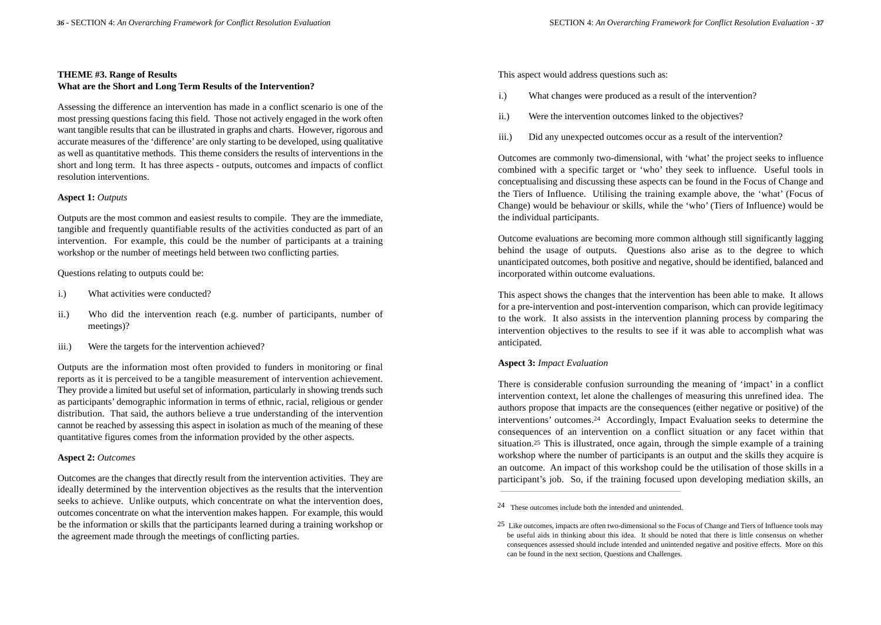**THEME #3. Range of Results**
**What are the Short and Long Term Results of the Intervention?**

Assessing the difference an intervention has made in a conflict scenario is one of the most pressing questions facing this field. Those not actively engaged in the work often want tangible results that can be illustrated in graphs and charts. However, rigorous and accurate measures of the 'difference' are only starting to be developed, using qualitative as well as quantitative methods. This theme considers the results of interventions in the short and long term. It has three aspects - outputs, outcomes and impacts of conflict resolution interventions.

**Aspect 1:** *Outputs*

Outputs are the most common and easiest results to compile. They are the immediate, tangible and frequently quantifiable results of the activities conducted as part of an intervention. For example, this could be the number of participants at a training workshop or the number of meetings held between two conflicting parties.

Questions relating to outputs could be:

i.) What activities were conducted?

ii.) Who did the intervention reach (e.g. number of participants, number of meetings)?

iii.) Were the targets for the intervention achieved?

Outputs are the information most often provided to funders in monitoring or final reports as it is perceived to be a tangible measurement of intervention achievement. They provide a limited but useful set of information, particularly in showing trends such as participants' demographic information in terms of ethnic, racial, religious or gender distribution. That said, the authors believe a true understanding of the intervention cannot be reached by assessing this aspect in isolation as much of the meaning of these quantitative figures comes from the information provided by the other aspects.

**Aspect 2:** *Outcomes*

Outcomes are the changes that directly result from the intervention activities. They are ideally determined by the intervention objectives as the results that the intervention seeks to achieve. Unlike outputs, which concentrate on what the intervention does, outcomes concentrate on what the intervention makes happen. For example, this would be the information or skills that the participants learned during a training workshop or the agreement made through the meetings of conflicting parties.

This aspect would address questions such as:

i.) What changes were produced as a result of the intervention?

ii.) Were the intervention outcomes linked to the objectives?

iii.) Did any unexpected outcomes occur as a result of the intervention?

Outcomes are commonly two-dimensional, with 'what' the project seeks to influence combined with a specific target or 'who' they seek to influence. Useful tools in conceptualising and discussing these aspects can be found in the Focus of Change and the Tiers of Influence. Utilising the training example above, the 'what' (Focus of Change) would be behaviour or skills, while the 'who' (Tiers of Influence) would be the individual participants.

Outcome evaluations are becoming more common although still significantly lagging behind the usage of outputs. Questions also arise as to the degree to which unanticipated outcomes, both positive and negative, should be identified, balanced and incorporated within outcome evaluations.

This aspect shows the changes that the intervention has been able to make. It allows for a pre-intervention and post-intervention comparison, which can provide legitimacy to the work. It also assists in the intervention planning process by comparing the intervention objectives to the results to see if it was able to accomplish what was anticipated.

**Aspect 3:** *Impact Evaluation*

There is considerable confusion surrounding the meaning of 'impact' in a conflict intervention context, let alone the challenges of measuring this unrefined idea. The authors propose that impacts are the consequences (either negative or positive) of the interventions' outcomes.[24] Accordingly, Impact Evaluation seeks to determine the consequences of an intervention on a conflict situation or any facet within that situation.[25] This is illustrated, once again, through the simple example of a training workshop where the number of participants is an output and the skills they acquire is an outcome. An impact of this workshop could be the utilisation of those skills in a participant's job. So, if the training focused upon developing mediation skills, an

---

[24] These outcomes include both the intended and unintended.

[25] Like outcomes, impacts are often two-dimensional so the Focus of Change and Tiers of Influence tools may be useful aids in thinking about this idea. It should be noted that there is little consensus on whether consequences assessed should include intended and unintended negative and positive effects. More on this can be found in the next section, Questions and Challenges.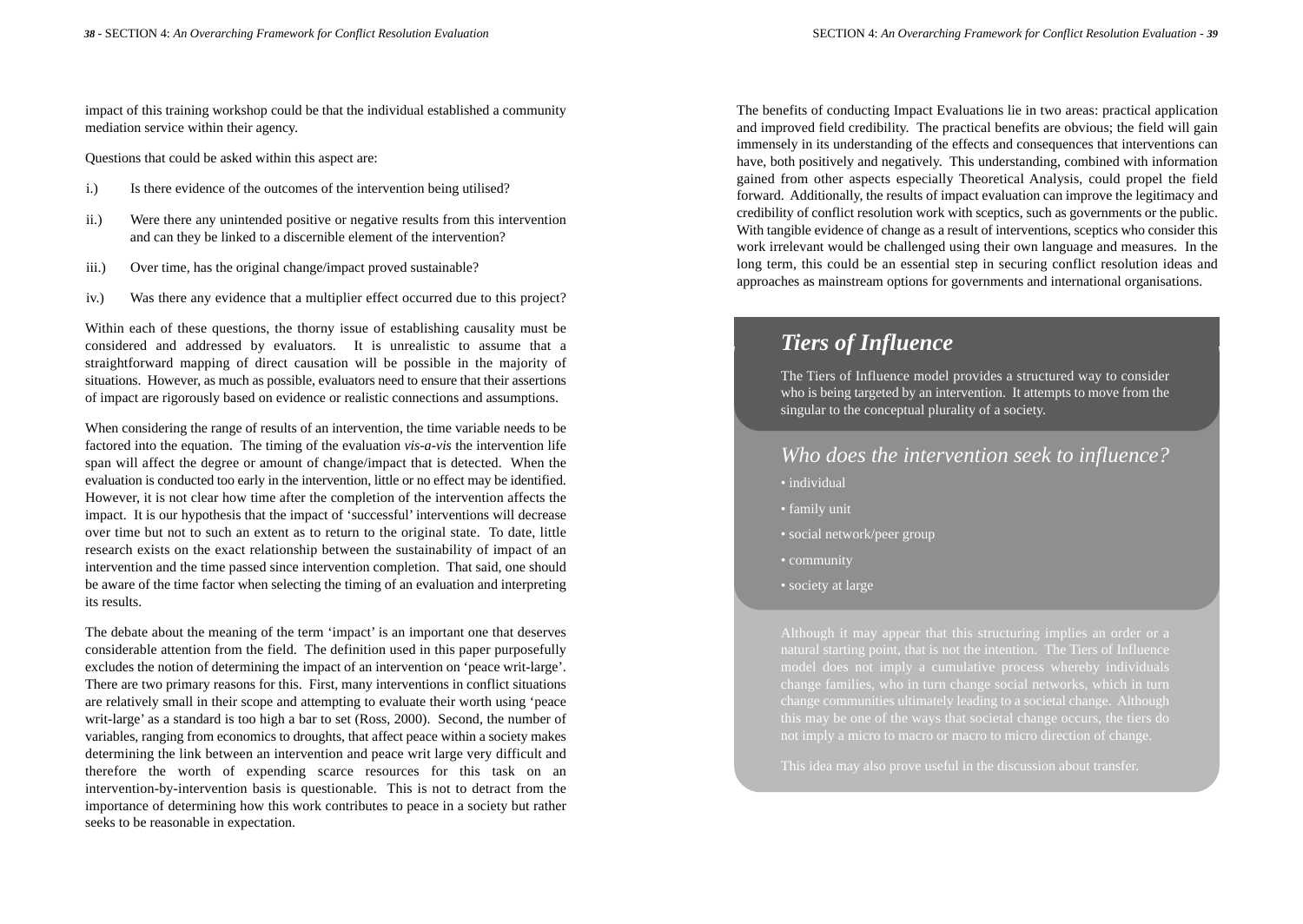impact of this training workshop could be that the individual established a community mediation service within their agency.

Questions that could be asked within this aspect are:

i.) Is there evidence of the outcomes of the intervention being utilised?

ii.) Were there any unintended positive or negative results from this intervention and can they be linked to a discernible element of the intervention?

iii.) Over time, has the original change/impact proved sustainable?

iv.) Was there any evidence that a multiplier effect occurred due to this project?

Within each of these questions, the thorny issue of establishing causality must be considered and addressed by evaluators. It is unrealistic to assume that a straightforward mapping of direct causation will be possible in the majority of situations. However, as much as possible, evaluators need to ensure that their assertions of impact are rigorously based on evidence or realistic connections and assumptions.

When considering the range of results of an intervention, the time variable needs to be factored into the equation. The timing of the evaluation *vis-a-vis* the intervention life span will affect the degree or amount of change/impact that is detected. When the evaluation is conducted too early in the intervention, little or no effect may be identified. However, it is not clear how time after the completion of the intervention affects the impact. It is our hypothesis that the impact of 'successful' interventions will decrease over time but not to such an extent as to return to the original state. To date, little research exists on the exact relationship between the sustainability of impact of an intervention and the time passed since intervention completion. That said, one should be aware of the time factor when selecting the timing of an evaluation and interpreting its results.

The debate about the meaning of the term 'impact' is an important one that deserves considerable attention from the field. The definition used in this paper purposefully excludes the notion of determining the impact of an intervention on 'peace writ-large'. There are two primary reasons for this. First, many interventions in conflict situations are relatively small in their scope and attempting to evaluate their worth using 'peace writ-large' as a standard is too high a bar to set (Ross, 2000). Second, the number of variables, ranging from economics to droughts, that affect peace within a society makes determining the link between an intervention and peace writ large very difficult and therefore the worth of expending scarce resources for this task on an intervention-by-intervention basis is questionable. This is not to detract from the importance of determining how this work contributes to peace in a society but rather seeks to be reasonable in expectation.

The benefits of conducting Impact Evaluations lie in two areas: practical application and improved field credibility. The practical benefits are obvious; the field will gain immensely in its understanding of the effects and consequences that interventions can have, both positively and negatively. This understanding, combined with information gained from other aspects especially Theoretical Analysis, could propel the field forward. Additionally, the results of impact evaluation can improve the legitimacy and credibility of conflict resolution work with sceptics, such as governments or the public. With tangible evidence of change as a result of interventions, sceptics who consider this work irrelevant would be challenged using their own language and measures. In the long term, this could be an essential step in securing conflict resolution ideas and approaches as mainstream options for governments and international organisations.

## *Tiers of Influence*

The Tiers of Influence model provides a structured way to consider who is being targeted by an intervention. It attempts to move from the singular to the conceptual plurality of a society.

### *Who does the intervention seek to influence?*

- individual
- family unit
- social network/peer group
- community
- society at large

Although it may appear that this structuring implies an order or a natural starting point, that is not the intention. The Tiers of Influence model does not imply a cumulative process whereby individuals change families, who in turn change social networks, which in turn change communities ultimately leading to a societal change. Although this may be one of the ways that societal change occurs, the tiers do not imply a micro to macro or macro to micro direction of change.

This idea may also prove useful in the discussion about transfer.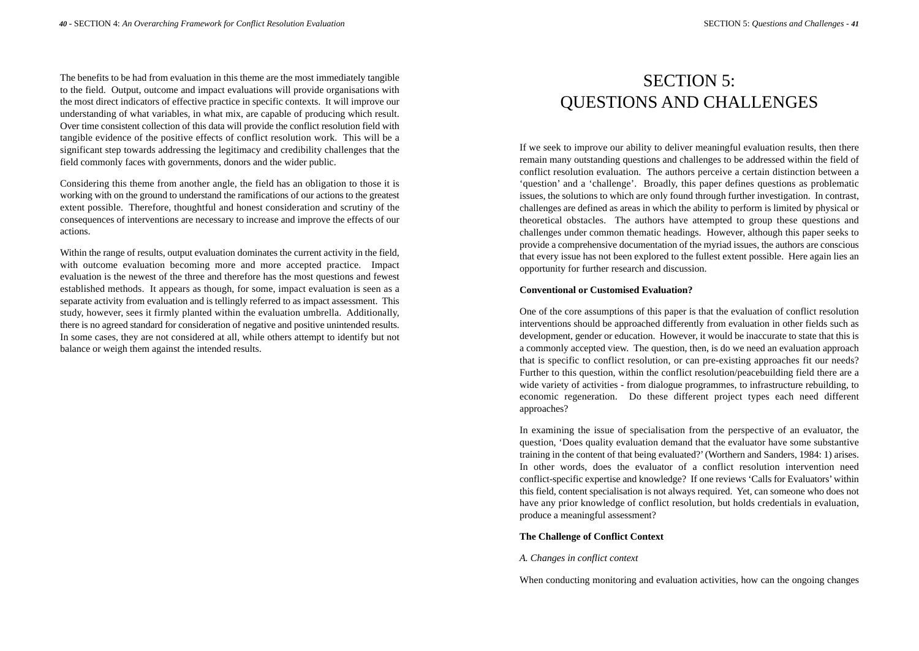The benefits to be had from evaluation in this theme are the most immediately tangible to the field. Output, outcome and impact evaluations will provide organisations with the most direct indicators of effective practice in specific contexts. It will improve our understanding of what variables, in what mix, are capable of producing which result. Over time consistent collection of this data will provide the conflict resolution field with tangible evidence of the positive effects of conflict resolution work. This will be a significant step towards addressing the legitimacy and credibility challenges that the field commonly faces with governments, donors and the wider public.

Considering this theme from another angle, the field has an obligation to those it is working with on the ground to understand the ramifications of our actions to the greatest extent possible. Therefore, thoughtful and honest consideration and scrutiny of the consequences of interventions are necessary to increase and improve the effects of our actions.

Within the range of results, output evaluation dominates the current activity in the field, with outcome evaluation becoming more and more accepted practice. Impact evaluation is the newest of the three and therefore has the most questions and fewest established methods. It appears as though, for some, impact evaluation is seen as a separate activity from evaluation and is tellingly referred to as impact assessment. This study, however, sees it firmly planted within the evaluation umbrella. Additionally, there is no agreed standard for consideration of negative and positive unintended results. In some cases, they are not considered at all, while others attempt to identify but not balance or weigh them against the intended results.

# SECTION 5: QUESTIONS AND CHALLENGES

If we seek to improve our ability to deliver meaningful evaluation results, then there remain many outstanding questions and challenges to be addressed within the field of conflict resolution evaluation. The authors perceive a certain distinction between a 'question' and a 'challenge'. Broadly, this paper defines questions as problematic issues, the solutions to which are only found through further investigation. In contrast, challenges are defined as areas in which the ability to perform is limited by physical or theoretical obstacles. The authors have attempted to group these questions and challenges under common thematic headings. However, although this paper seeks to provide a comprehensive documentation of the myriad issues, the authors are conscious that every issue has not been explored to the fullest extent possible. Here again lies an opportunity for further research and discussion.

**Conventional or Customised Evaluation?**

One of the core assumptions of this paper is that the evaluation of conflict resolution interventions should be approached differently from evaluation in other fields such as development, gender or education. However, it would be inaccurate to state that this is a commonly accepted view. The question, then, is do we need an evaluation approach that is specific to conflict resolution, or can pre-existing approaches fit our needs? Further to this question, within the conflict resolution/peacebuilding field there are a wide variety of activities - from dialogue programmes, to infrastructure rebuilding, to economic regeneration. Do these different project types each need different approaches?

In examining the issue of specialisation from the perspective of an evaluator, the question, 'Does quality evaluation demand that the evaluator have some substantive training in the content of that being evaluated?' (Worthern and Sanders, 1984: 1) arises. In other words, does the evaluator of a conflict resolution intervention need conflict-specific expertise and knowledge? If one reviews 'Calls for Evaluators' within this field, content specialisation is not always required. Yet, can someone who does not have any prior knowledge of conflict resolution, but holds credentials in evaluation, produce a meaningful assessment?

**The Challenge of Conflict Context**

*A. Changes in conflict context*

When conducting monitoring and evaluation activities, how can the ongoing changes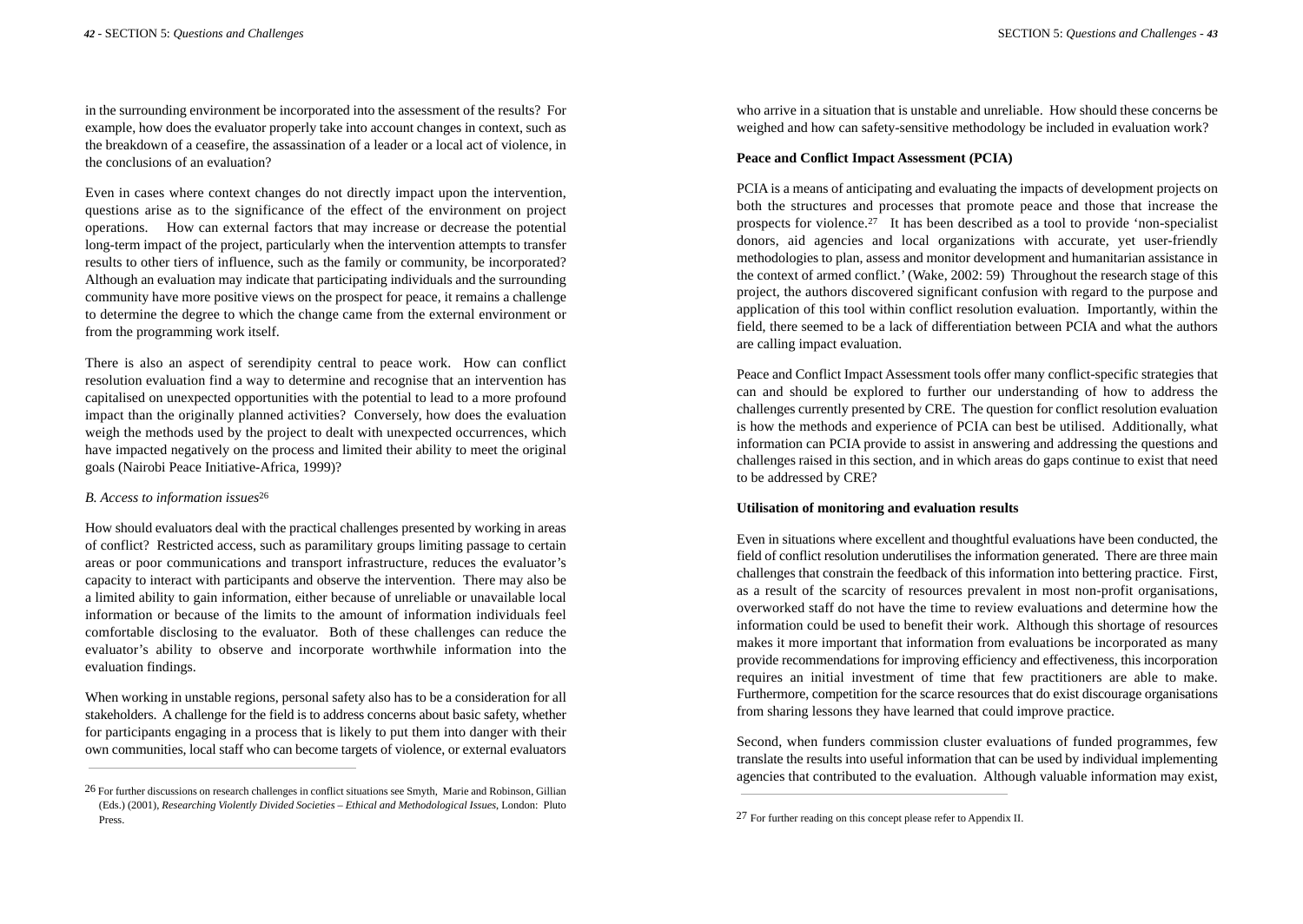in the surrounding environment be incorporated into the assessment of the results? For example, how does the evaluator properly take into account changes in context, such as the breakdown of a ceasefire, the assassination of a leader or a local act of violence, in the conclusions of an evaluation?

Even in cases where context changes do not directly impact upon the intervention, questions arise as to the significance of the effect of the environment on project operations. How can external factors that may increase or decrease the potential long-term impact of the project, particularly when the intervention attempts to transfer results to other tiers of influence, such as the family or community, be incorporated? Although an evaluation may indicate that participating individuals and the surrounding community have more positive views on the prospect for peace, it remains a challenge to determine the degree to which the change came from the external environment or from the programming work itself.

There is also an aspect of serendipity central to peace work. How can conflict resolution evaluation find a way to determine and recognise that an intervention has capitalised on unexpected opportunities with the potential to lead to a more profound impact than the originally planned activities? Conversely, how does the evaluation weigh the methods used by the project to dealt with unexpected occurrences, which have impacted negatively on the process and limited their ability to meet the original goals (Nairobi Peace Initiative-Africa, 1999)?

*B. Access to information issues*[26]

How should evaluators deal with the practical challenges presented by working in areas of conflict? Restricted access, such as paramilitary groups limiting passage to certain areas or poor communications and transport infrastructure, reduces the evaluator's capacity to interact with participants and observe the intervention. There may also be a limited ability to gain information, either because of unreliable or unavailable local information or because of the limits to the amount of information individuals feel comfortable disclosing to the evaluator. Both of these challenges can reduce the evaluator's ability to observe and incorporate worthwhile information into the evaluation findings.

When working in unstable regions, personal safety also has to be a consideration for all stakeholders. A challenge for the field is to address concerns about basic safety, whether for participants engaging in a process that is likely to put them into danger with their own communities, local staff who can become targets of violence, or external evaluators who arrive in a situation that is unstable and unreliable. How should these concerns be weighed and how can safety-sensitive methodology be included in evaluation work?

[26] For further discussions on research challenges in conflict situations see Smyth, Marie and Robinson, Gillian (Eds.) (2001), *Researching Violently Divided Societies – Ethical and Methodological Issues*, London: Pluto Press.

**Peace and Conflict Impact Assessment (PCIA)**

PCIA is a means of anticipating and evaluating the impacts of development projects on both the structures and processes that promote peace and those that increase the prospects for violence.[27] It has been described as a tool to provide 'non-specialist donors, aid agencies and local organizations with accurate, yet user-friendly methodologies to plan, assess and monitor development and humanitarian assistance in the context of armed conflict.' (Wake, 2002: 59) Throughout the research stage of this project, the authors discovered significant confusion with regard to the purpose and application of this tool within conflict resolution evaluation. Importantly, within the field, there seemed to be a lack of differentiation between PCIA and what the authors are calling impact evaluation.

Peace and Conflict Impact Assessment tools offer many conflict-specific strategies that can and should be explored to further our understanding of how to address the challenges currently presented by CRE. The question for conflict resolution evaluation is how the methods and experience of PCIA can best be utilised. Additionally, what information can PCIA provide to assist in answering and addressing the questions and challenges raised in this section, and in which areas do gaps continue to exist that need to be addressed by CRE?

**Utilisation of monitoring and evaluation results**

Even in situations where excellent and thoughtful evaluations have been conducted, the field of conflict resolution underutilises the information generated. There are three main challenges that constrain the feedback of this information into bettering practice. First, as a result of the scarcity of resources prevalent in most non-profit organisations, overworked staff do not have the time to review evaluations and determine how the information could be used to benefit their work. Although this shortage of resources makes it more important that information from evaluations be incorporated as many provide recommendations for improving efficiency and effectiveness, this incorporation requires an initial investment of time that few practitioners are able to make. Furthermore, competition for the scarce resources that do exist discourage organisations from sharing lessons they have learned that could improve practice.

Second, when funders commission cluster evaluations of funded programmes, few translate the results into useful information that can be used by individual implementing agencies that contributed to the evaluation. Although valuable information may exist,

[27] For further reading on this concept please refer to Appendix II.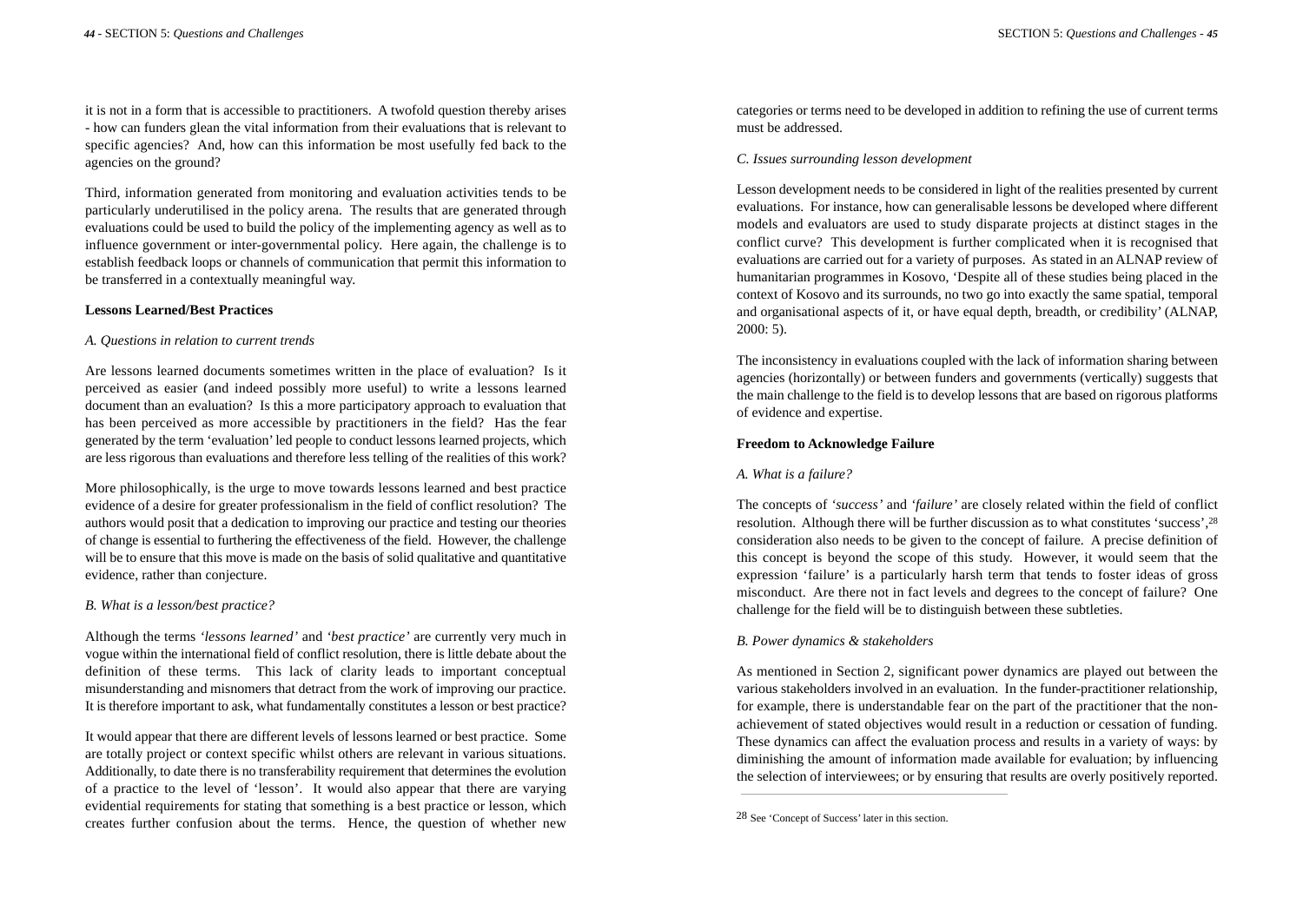it is not in a form that is accessible to practitioners. A twofold question thereby arises - how can funders glean the vital information from their evaluations that is relevant to specific agencies? And, how can this information be most usefully fed back to the agencies on the ground?

Third, information generated from monitoring and evaluation activities tends to be particularly underutilised in the policy arena. The results that are generated through evaluations could be used to build the policy of the implementing agency as well as to influence government or inter-governmental policy. Here again, the challenge is to establish feedback loops or channels of communication that permit this information to be transferred in a contextually meaningful way.

**Lessons Learned/Best Practices**

*A. Questions in relation to current trends*

Are lessons learned documents sometimes written in the place of evaluation? Is it perceived as easier (and indeed possibly more useful) to write a lessons learned document than an evaluation? Is this a more participatory approach to evaluation that has been perceived as more accessible by practitioners in the field? Has the fear generated by the term 'evaluation' led people to conduct lessons learned projects, which are less rigorous than evaluations and therefore less telling of the realities of this work?

More philosophically, is the urge to move towards lessons learned and best practice evidence of a desire for greater professionalism in the field of conflict resolution? The authors would posit that a dedication to improving our practice and testing our theories of change is essential to furthering the effectiveness of the field. However, the challenge will be to ensure that this move is made on the basis of solid qualitative and quantitative evidence, rather than conjecture.

*B. What is a lesson/best practice?*

Although the terms *'lessons learned'* and *'best practice'* are currently very much in vogue within the international field of conflict resolution, there is little debate about the definition of these terms. This lack of clarity leads to important conceptual misunderstanding and misnomers that detract from the work of improving our practice. It is therefore important to ask, what fundamentally constitutes a lesson or best practice?

It would appear that there are different levels of lessons learned or best practice. Some are totally project or context specific whilst others are relevant in various situations. Additionally, to date there is no transferability requirement that determines the evolution of a practice to the level of 'lesson'. It would also appear that there are varying evidential requirements for stating that something is a best practice or lesson, which creates further confusion about the terms. Hence, the question of whether new categories or terms need to be developed in addition to refining the use of current terms must be addressed.

*C. Issues surrounding lesson development*

Lesson development needs to be considered in light of the realities presented by current evaluations. For instance, how can generalisable lessons be developed where different models and evaluators are used to study disparate projects at distinct stages in the conflict curve? This development is further complicated when it is recognised that evaluations are carried out for a variety of purposes. As stated in an ALNAP review of humanitarian programmes in Kosovo, 'Despite all of these studies being placed in the context of Kosovo and its surrounds, no two go into exactly the same spatial, temporal and organisational aspects of it, or have equal depth, breadth, or credibility' (ALNAP, 2000: 5).

The inconsistency in evaluations coupled with the lack of information sharing between agencies (horizontally) or between funders and governments (vertically) suggests that the main challenge to the field is to develop lessons that are based on rigorous platforms of evidence and expertise.

**Freedom to Acknowledge Failure**

*A. What is a failure?*

The concepts of *'success'* and *'failure'* are closely related within the field of conflict resolution. Although there will be further discussion as to what constitutes 'success',[28] consideration also needs to be given to the concept of failure. A precise definition of this concept is beyond the scope of this study. However, it would seem that the expression 'failure' is a particularly harsh term that tends to foster ideas of gross misconduct. Are there not in fact levels and degrees to the concept of failure? One challenge for the field will be to distinguish between these subtleties.

*B. Power dynamics & stakeholders*

As mentioned in Section 2, significant power dynamics are played out between the various stakeholders involved in an evaluation. In the funder-practitioner relationship, for example, there is understandable fear on the part of the practitioner that the non-achievement of stated objectives would result in a reduction or cessation of funding. These dynamics can affect the evaluation process and results in a variety of ways: by diminishing the amount of information made available for evaluation; by influencing the selection of interviewees; or by ensuring that results are overly positively reported.

---

28 See 'Concept of Success' later in this section.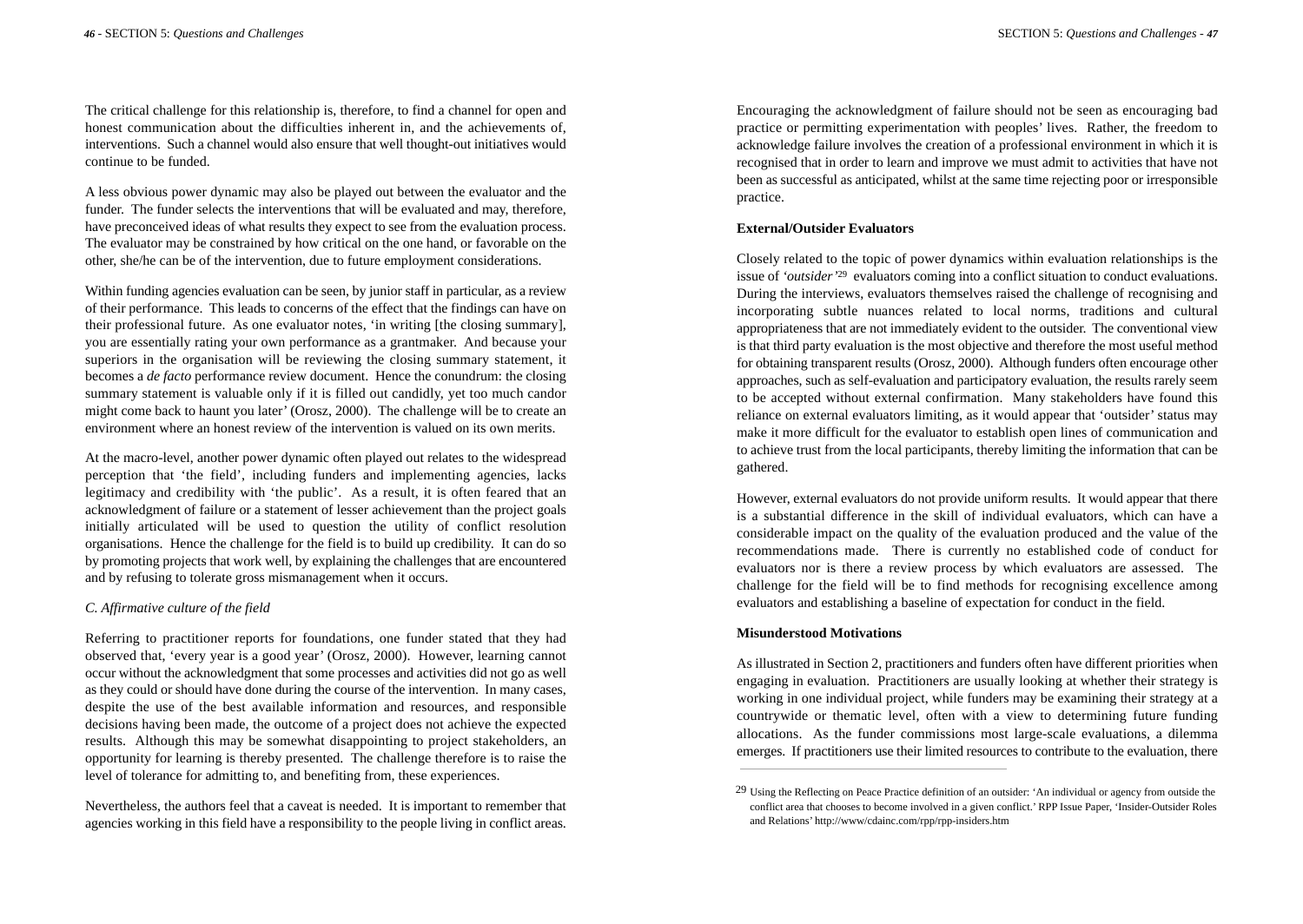The critical challenge for this relationship is, therefore, to find a channel for open and honest communication about the difficulties inherent in, and the achievements of, interventions. Such a channel would also ensure that well thought-out initiatives would continue to be funded.

A less obvious power dynamic may also be played out between the evaluator and the funder. The funder selects the interventions that will be evaluated and may, therefore, have preconceived ideas of what results they expect to see from the evaluation process. The evaluator may be constrained by how critical on the one hand, or favorable on the other, she/he can be of the intervention, due to future employment considerations.

Within funding agencies evaluation can be seen, by junior staff in particular, as a review of their performance. This leads to concerns of the effect that the findings can have on their professional future. As one evaluator notes, 'in writing [the closing summary], you are essentially rating your own performance as a grantmaker. And because your superiors in the organisation will be reviewing the closing summary statement, it becomes a *de facto* performance review document. Hence the conundrum: the closing summary statement is valuable only if it is filled out candidly, yet too much candor might come back to haunt you later' (Orosz, 2000). The challenge will be to create an environment where an honest review of the intervention is valued on its own merits.

At the macro-level, another power dynamic often played out relates to the widespread perception that 'the field', including funders and implementing agencies, lacks legitimacy and credibility with 'the public'. As a result, it is often feared that an acknowledgment of failure or a statement of lesser achievement than the project goals initially articulated will be used to question the utility of conflict resolution organisations. Hence the challenge for the field is to build up credibility. It can do so by promoting projects that work well, by explaining the challenges that are encountered and by refusing to tolerate gross mismanagement when it occurs.

*C. Affirmative culture of the field*

Referring to practitioner reports for foundations, one funder stated that they had observed that, 'every year is a good year' (Orosz, 2000). However, learning cannot occur without the acknowledgment that some processes and activities did not go as well as they could or should have done during the course of the intervention. In many cases, despite the use of the best available information and resources, and responsible decisions having been made, the outcome of a project does not achieve the expected results. Although this may be somewhat disappointing to project stakeholders, an opportunity for learning is thereby presented. The challenge therefore is to raise the level of tolerance for admitting to, and benefiting from, these experiences.

Nevertheless, the authors feel that a caveat is needed. It is important to remember that agencies working in this field have a responsibility to the people living in conflict areas. Encouraging the acknowledgment of failure should not be seen as encouraging bad practice or permitting experimentation with peoples' lives. Rather, the freedom to acknowledge failure involves the creation of a professional environment in which it is recognised that in order to learn and improve we must admit to activities that have not been as successful as anticipated, whilst at the same time rejecting poor or irresponsible practice.

**External/Outsider Evaluators**

Closely related to the topic of power dynamics within evaluation relationships is the issue of *'outsider'*[29] evaluators coming into a conflict situation to conduct evaluations. During the interviews, evaluators themselves raised the challenge of recognising and incorporating subtle nuances related to local norms, traditions and cultural appropriateness that are not immediately evident to the outsider. The conventional view is that third party evaluation is the most objective and therefore the most useful method for obtaining transparent results (Orosz, 2000). Although funders often encourage other approaches, such as self-evaluation and participatory evaluation, the results rarely seem to be accepted without external confirmation. Many stakeholders have found this reliance on external evaluators limiting, as it would appear that 'outsider' status may make it more difficult for the evaluator to establish open lines of communication and to achieve trust from the local participants, thereby limiting the information that can be gathered.

However, external evaluators do not provide uniform results. It would appear that there is a substantial difference in the skill of individual evaluators, which can have a considerable impact on the quality of the evaluation produced and the value of the recommendations made. There is currently no established code of conduct for evaluators nor is there a review process by which evaluators are assessed. The challenge for the field will be to find methods for recognising excellence among evaluators and establishing a baseline of expectation for conduct in the field.

**Misunderstood Motivations**

As illustrated in Section 2, practitioners and funders often have different priorities when engaging in evaluation. Practitioners are usually looking at whether their strategy is working in one individual project, while funders may be examining their strategy at a countrywide or thematic level, often with a view to determining future funding allocations. As the funder commissions most large-scale evaluations, a dilemma emerges. If practitioners use their limited resources to contribute to the evaluation, there

---

[29] Using the Reflecting on Peace Practice definition of an outsider: 'An individual or agency from outside the conflict area that chooses to become involved in a given conflict.' RPP Issue Paper, 'Insider-Outsider Roles and Relations' http://www/cdainc.com/rpp/rpp-insiders.htm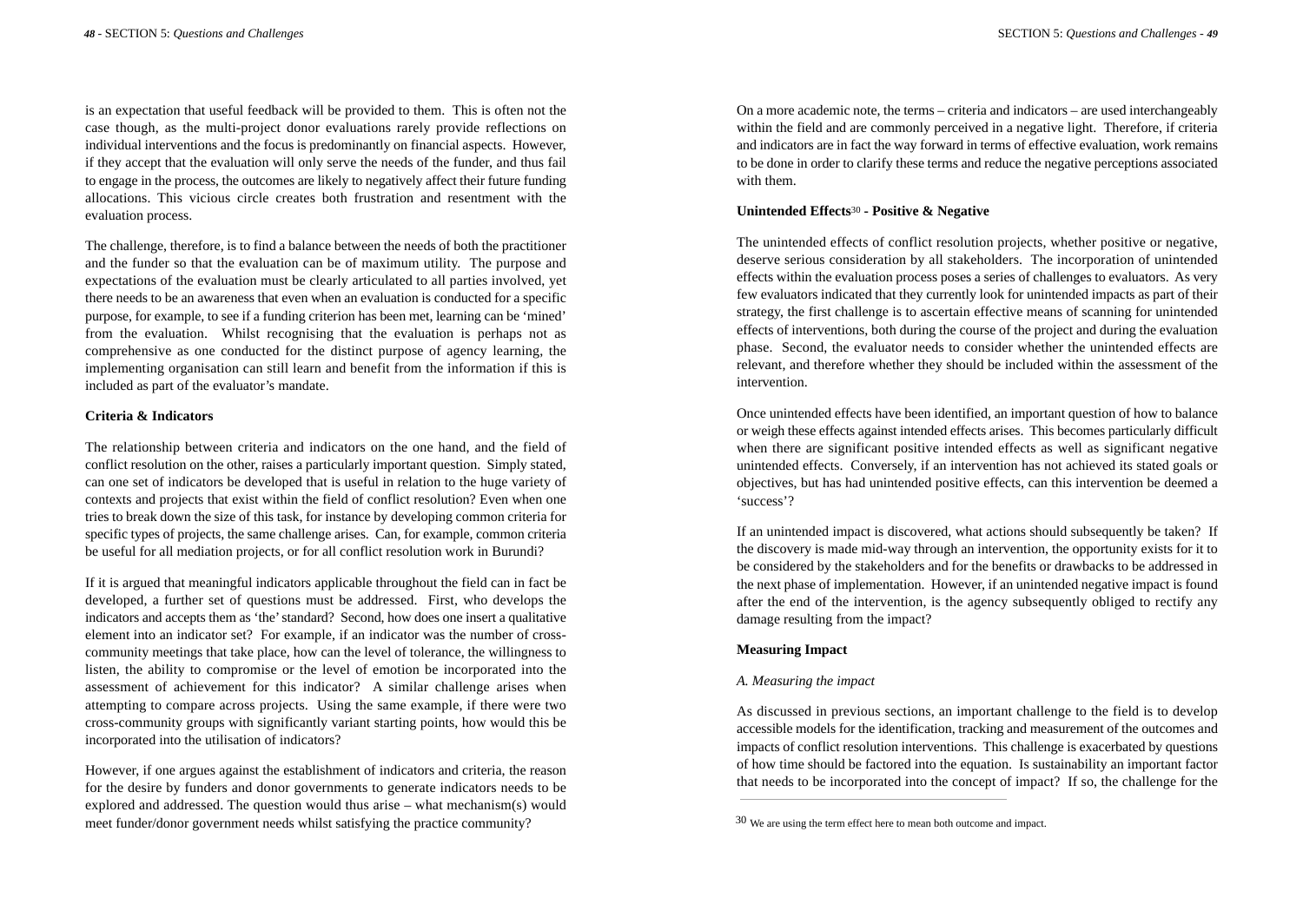is an expectation that useful feedback will be provided to them. This is often not the case though, as the multi-project donor evaluations rarely provide reflections on individual interventions and the focus is predominantly on financial aspects. However, if they accept that the evaluation will only serve the needs of the funder, and thus fail to engage in the process, the outcomes are likely to negatively affect their future funding allocations. This vicious circle creates both frustration and resentment with the evaluation process.

The challenge, therefore, is to find a balance between the needs of both the practitioner and the funder so that the evaluation can be of maximum utility. The purpose and expectations of the evaluation must be clearly articulated to all parties involved, yet there needs to be an awareness that even when an evaluation is conducted for a specific purpose, for example, to see if a funding criterion has been met, learning can be 'mined' from the evaluation. Whilst recognising that the evaluation is perhaps not as comprehensive as one conducted for the distinct purpose of agency learning, the implementing organisation can still learn and benefit from the information if this is included as part of the evaluator's mandate.

**Criteria & Indicators**

The relationship between criteria and indicators on the one hand, and the field of conflict resolution on the other, raises a particularly important question. Simply stated, can one set of indicators be developed that is useful in relation to the huge variety of contexts and projects that exist within the field of conflict resolution? Even when one tries to break down the size of this task, for instance by developing common criteria for specific types of projects, the same challenge arises. Can, for example, common criteria be useful for all mediation projects, or for all conflict resolution work in Burundi?

If it is argued that meaningful indicators applicable throughout the field can in fact be developed, a further set of questions must be addressed. First, who develops the indicators and accepts them as 'the' standard? Second, how does one insert a qualitative element into an indicator set? For example, if an indicator was the number of cross-community meetings that take place, how can the level of tolerance, the willingness to listen, the ability to compromise or the level of emotion be incorporated into the assessment of achievement for this indicator? A similar challenge arises when attempting to compare across projects. Using the same example, if there were two cross-community groups with significantly variant starting points, how would this be incorporated into the utilisation of indicators?

However, if one argues against the establishment of indicators and criteria, the reason for the desire by funders and donor governments to generate indicators needs to be explored and addressed. The question would thus arise – what mechanism(s) would meet funder/donor government needs whilst satisfying the practice community?

On a more academic note, the terms – criteria and indicators – are used interchangeably within the field and are commonly perceived in a negative light. Therefore, if criteria and indicators are in fact the way forward in terms of effective evaluation, work remains to be done in order to clarify these terms and reduce the negative perceptions associated with them.

**Unintended Effects[30] - Positive & Negative**

The unintended effects of conflict resolution projects, whether positive or negative, deserve serious consideration by all stakeholders. The incorporation of unintended effects within the evaluation process poses a series of challenges to evaluators. As very few evaluators indicated that they currently look for unintended impacts as part of their strategy, the first challenge is to ascertain effective means of scanning for unintended effects of interventions, both during the course of the project and during the evaluation phase. Second, the evaluator needs to consider whether the unintended effects are relevant, and therefore whether they should be included within the assessment of the intervention.

Once unintended effects have been identified, an important question of how to balance or weigh these effects against intended effects arises. This becomes particularly difficult when there are significant positive intended effects as well as significant negative unintended effects. Conversely, if an intervention has not achieved its stated goals or objectives, but has had unintended positive effects, can this intervention be deemed a 'success'?

If an unintended impact is discovered, what actions should subsequently be taken? If the discovery is made mid-way through an intervention, the opportunity exists for it to be considered by the stakeholders and for the benefits or drawbacks to be addressed in the next phase of implementation. However, if an unintended negative impact is found after the end of the intervention, is the agency subsequently obliged to rectify any damage resulting from the impact?

**Measuring Impact**

*A. Measuring the impact*

As discussed in previous sections, an important challenge to the field is to develop accessible models for the identification, tracking and measurement of the outcomes and impacts of conflict resolution interventions. This challenge is exacerbated by questions of how time should be factored into the equation. Is sustainability an important factor that needs to be incorporated into the concept of impact? If so, the challenge for the

[30] We are using the term effect here to mean both outcome and impact.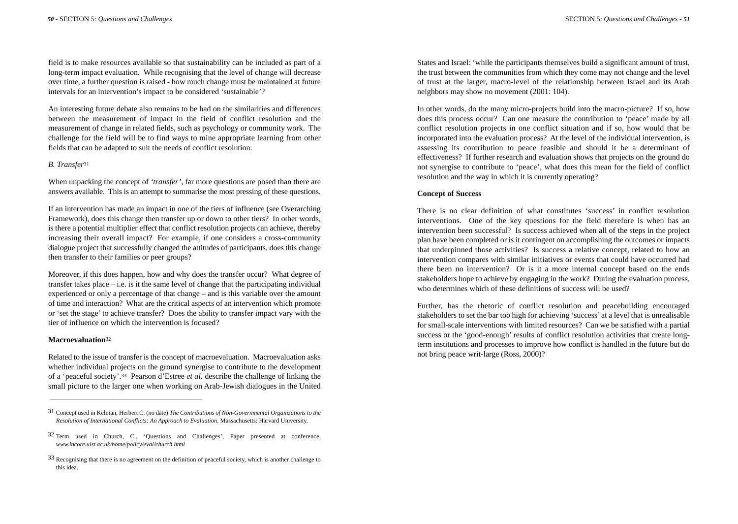field is to make resources available so that sustainability can be included as part of a long-term impact evaluation. While recognising that the level of change will decrease over time, a further question is raised - how much change must be maintained at future intervals for an intervention's impact to be considered 'sustainable'?

An interesting future debate also remains to be had on the similarities and differences between the measurement of impact in the field of conflict resolution and the measurement of change in related fields, such as psychology or community work. The challenge for the field will be to find ways to mine appropriate learning from other fields that can be adapted to suit the needs of conflict resolution.

*B. Transfer*[31]

When unpacking the concept of *'transfer'*, far more questions are posed than there are answers available. This is an attempt to summarise the most pressing of these questions.

If an intervention has made an impact in one of the tiers of influence (see Overarching Framework), does this change then transfer up or down to other tiers? In other words, is there a potential multiplier effect that conflict resolution projects can achieve, thereby increasing their overall impact? For example, if one considers a cross-community dialogue project that successfully changed the attitudes of participants, does this change then transfer to their families or peer groups?

Moreover, if this does happen, how and why does the transfer occur? What degree of transfer takes place – i.e. is it the same level of change that the participating individual experienced or only a percentage of that change – and is this variable over the amount of time and interaction? What are the critical aspects of an intervention which promote or 'set the stage' to achieve transfer? Does the ability to transfer impact vary with the tier of influence on which the intervention is focused?

**Macroevaluation**[32]

Related to the issue of transfer is the concept of macroevaluation. Macroevaluation asks whether individual projects on the ground synergise to contribute to the development of a 'peaceful society'.[33] Pearson d'Estree *et al.* describe the challenge of linking the small picture to the larger one when working on Arab-Jewish dialogues in the United States and Israel: 'while the participants themselves build a significant amount of trust, the trust between the communities from which they come may not change and the level of trust at the larger, macro-level of the relationship between Israel and its Arab neighbors may show no movement (2001: 104).

In other words, do the many micro-projects build into the macro-picture? If so, how does this process occur? Can one measure the contribution to 'peace' made by all conflict resolution projects in one conflict situation and if so, how would that be incorporated into the evaluation process? At the level of the individual intervention, is assessing its contribution to peace feasible and should it be a determinant of effectiveness? If further research and evaluation shows that projects on the ground do not synergise to contribute to 'peace', what does this mean for the field of conflict resolution and the way in which it is currently operating?

**Concept of Success**

There is no clear definition of what constitutes 'success' in conflict resolution interventions. One of the key questions for the field therefore is when has an intervention been successful? Is success achieved when all of the steps in the project plan have been completed or is it contingent on accomplishing the outcomes or impacts that underpinned those activities? Is success a relative concept, related to how an intervention compares with similar initiatives or events that could have occurred had there been no intervention? Or is it a more internal concept based on the ends stakeholders hope to achieve by engaging in the work? During the evaluation process, who determines which of these definitions of success will be used?

Further, has the rhetoric of conflict resolution and peacebuilding encouraged stakeholders to set the bar too high for achieving 'success' at a level that is unrealisable for small-scale interventions with limited resources? Can we be satisfied with a partial success or the 'good-enough' results of conflict resolution activities that create long-term institutions and processes to improve how conflict is handled in the future but do not bring peace writ-large (Ross, 2000)?

---

[31] Concept used in Kelman, Herbert C. (no date) *The Contributions of Non-Governmental Organizations to the Resolution of International Conflicts: An Approach to Evaluation*. Massachusetts: Harvard University.

[32] Term used in Church, C., 'Questions and Challenges', Paper presented at conference, *www.incore.ulst.ac.uk/home/policy/eval/church.html*

[33] Recognising that there is no agreement on the definition of peaceful society, which is another challenge to this idea.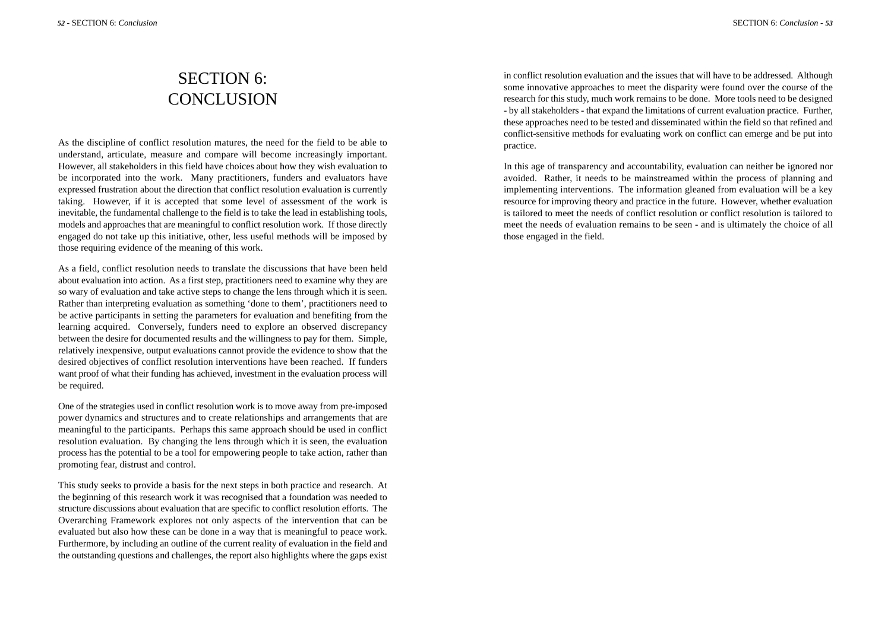# SECTION 6: CONCLUSION

As the discipline of conflict resolution matures, the need for the field to be able to understand, articulate, measure and compare will become increasingly important. However, all stakeholders in this field have choices about how they wish evaluation to be incorporated into the work. Many practitioners, funders and evaluators have expressed frustration about the direction that conflict resolution evaluation is currently taking. However, if it is accepted that some level of assessment of the work is inevitable, the fundamental challenge to the field is to take the lead in establishing tools, models and approaches that are meaningful to conflict resolution work. If those directly engaged do not take up this initiative, other, less useful methods will be imposed by those requiring evidence of the meaning of this work.

As a field, conflict resolution needs to translate the discussions that have been held about evaluation into action. As a first step, practitioners need to examine why they are so wary of evaluation and take active steps to change the lens through which it is seen. Rather than interpreting evaluation as something 'done to them', practitioners need to be active participants in setting the parameters for evaluation and benefiting from the learning acquired. Conversely, funders need to explore an observed discrepancy between the desire for documented results and the willingness to pay for them. Simple, relatively inexpensive, output evaluations cannot provide the evidence to show that the desired objectives of conflict resolution interventions have been reached. If funders want proof of what their funding has achieved, investment in the evaluation process will be required.

One of the strategies used in conflict resolution work is to move away from pre-imposed power dynamics and structures and to create relationships and arrangements that are meaningful to the participants. Perhaps this same approach should be used in conflict resolution evaluation. By changing the lens through which it is seen, the evaluation process has the potential to be a tool for empowering people to take action, rather than promoting fear, distrust and control.

This study seeks to provide a basis for the next steps in both practice and research. At the beginning of this research work it was recognised that a foundation was needed to structure discussions about evaluation that are specific to conflict resolution efforts. The Overarching Framework explores not only aspects of the intervention that can be evaluated but also how these can be done in a way that is meaningful to peace work. Furthermore, by including an outline of the current reality of evaluation in the field and the outstanding questions and challenges, the report also highlights where the gaps exist in conflict resolution evaluation and the issues that will have to be addressed. Although some innovative approaches to meet the disparity were found over the course of the research for this study, much work remains to be done. More tools need to be designed - by all stakeholders - that expand the limitations of current evaluation practice. Further, these approaches need to be tested and disseminated within the field so that refined and conflict-sensitive methods for evaluating work on conflict can emerge and be put into practice.

In this age of transparency and accountability, evaluation can neither be ignored nor avoided. Rather, it needs to be mainstreamed within the process of planning and implementing interventions. The information gleaned from evaluation will be a key resource for improving theory and practice in the future. However, whether evaluation is tailored to meet the needs of conflict resolution or conflict resolution is tailored to meet the needs of evaluation remains to be seen - and is ultimately the choice of all those engaged in the field.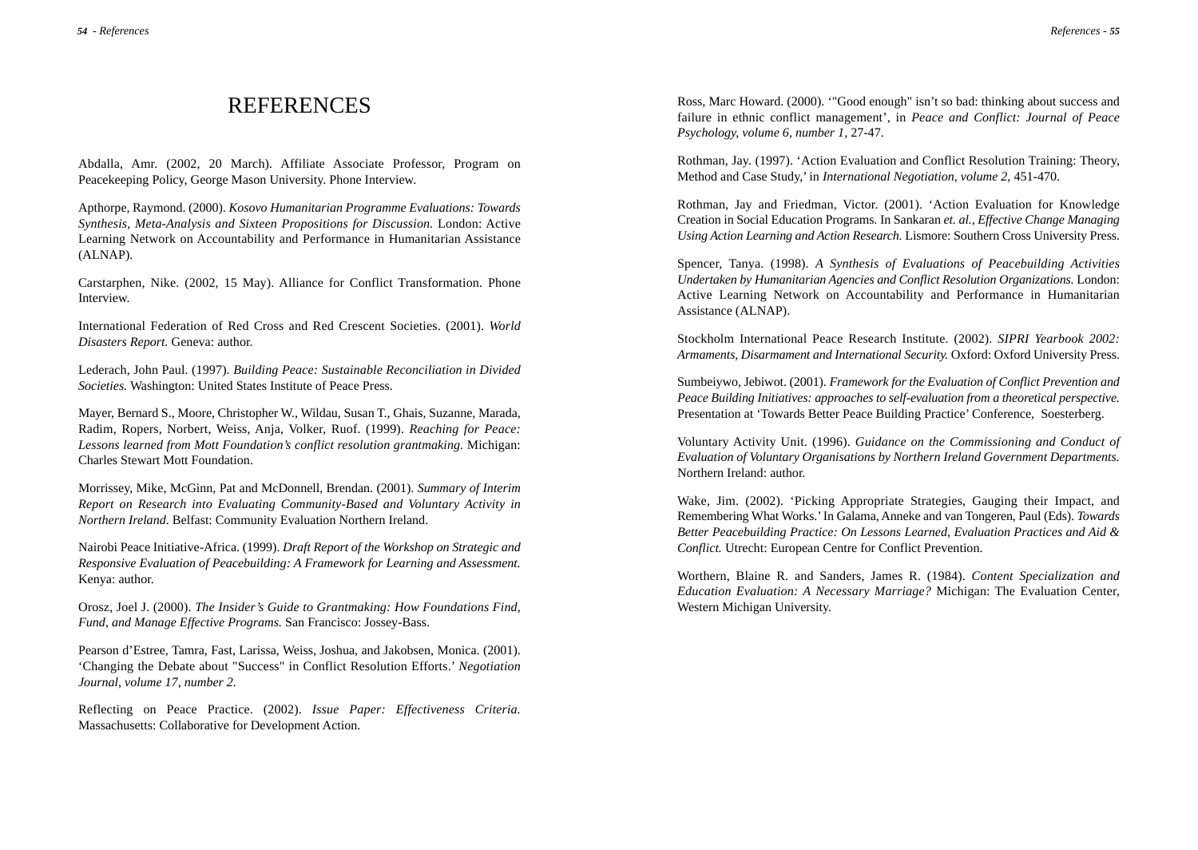# REFERENCES

Abdalla, Amr. (2002, 20 March). Affiliate Associate Professor, Program on Peacekeeping Policy, George Mason University. Phone Interview.

Apthorpe, Raymond. (2000). *Kosovo Humanitarian Programme Evaluations: Towards Synthesis, Meta-Analysis and Sixteen Propositions for Discussion.* London: Active Learning Network on Accountability and Performance in Humanitarian Assistance (ALNAP).

Carstarphen, Nike. (2002, 15 May). Alliance for Conflict Transformation. Phone Interview.

International Federation of Red Cross and Red Crescent Societies. (2001). *World Disasters Report.* Geneva: author.

Lederach, John Paul. (1997). *Building Peace: Sustainable Reconciliation in Divided Societies.* Washington: United States Institute of Peace Press.

Mayer, Bernard S., Moore, Christopher W., Wildau, Susan T., Ghais, Suzanne, Marada, Radim, Ropers, Norbert, Weiss, Anja, Volker, Ruof. (1999). *Reaching for Peace: Lessons learned from Mott Foundation's conflict resolution grantmaking.* Michigan: Charles Stewart Mott Foundation.

Morrissey, Mike, McGinn, Pat and McDonnell, Brendan. (2001). *Summary of Interim Report on Research into Evaluating Community-Based and Voluntary Activity in Northern Ireland*. Belfast: Community Evaluation Northern Ireland.

Nairobi Peace Initiative-Africa. (1999). *Draft Report of the Workshop on Strategic and Responsive Evaluation of Peacebuilding: A Framework for Learning and Assessment.* Kenya: author.

Orosz, Joel J. (2000). *The Insider's Guide to Grantmaking: How Foundations Find, Fund, and Manage Effective Programs.* San Francisco: Jossey-Bass.

Pearson d'Estree, Tamra, Fast, Larissa, Weiss, Joshua, and Jakobsen, Monica. (2001). 'Changing the Debate about "Success" in Conflict Resolution Efforts.' *Negotiation Journal, volume 17, number 2*.

Reflecting on Peace Practice. (2002). *Issue Paper: Effectiveness Criteria.* Massachusetts: Collaborative for Development Action.

Ross, Marc Howard. (2000). '"Good enough" isn't so bad: thinking about success and failure in ethnic conflict management', in *Peace and Conflict: Journal of Peace Psychology, volume 6, number 1,* 27-47.

Rothman, Jay. (1997). 'Action Evaluation and Conflict Resolution Training: Theory, Method and Case Study,' in *International Negotiation, volume 2*, 451-470.

Rothman, Jay and Friedman, Victor. (2001). 'Action Evaluation for Knowledge Creation in Social Education Programs. In Sankaran *et. al., Effective Change Managing Using Action Learning and Action Research.* Lismore: Southern Cross University Press.

Spencer, Tanya. (1998). *A Synthesis of Evaluations of Peacebuilding Activities Undertaken by Humanitarian Agencies and Conflict Resolution Organizations.* London: Active Learning Network on Accountability and Performance in Humanitarian Assistance (ALNAP).

Stockholm International Peace Research Institute. (2002). *SIPRI Yearbook 2002: Armaments, Disarmament and International Security.* Oxford: Oxford University Press.

Sumbeiywo, Jebiwot. (2001). *Framework for the Evaluation of Conflict Prevention and Peace Building Initiatives: approaches to self-evaluation from a theoretical perspective.* Presentation at 'Towards Better Peace Building Practice' Conference, Soesterberg.

Voluntary Activity Unit. (1996). *Guidance on the Commissioning and Conduct of Evaluation of Voluntary Organisations by Northern Ireland Government Departments.* Northern Ireland: author.

Wake, Jim. (2002). 'Picking Appropriate Strategies, Gauging their Impact, and Remembering What Works.' In Galama, Anneke and van Tongeren, Paul (Eds). *Towards Better Peacebuilding Practice: On Lessons Learned, Evaluation Practices and Aid & Conflict.* Utrecht: European Centre for Conflict Prevention.

Worthern, Blaine R. and Sanders, James R. (1984). *Content Specialization and Education Evaluation: A Necessary Marriage?* Michigan: The Evaluation Center, Western Michigan University.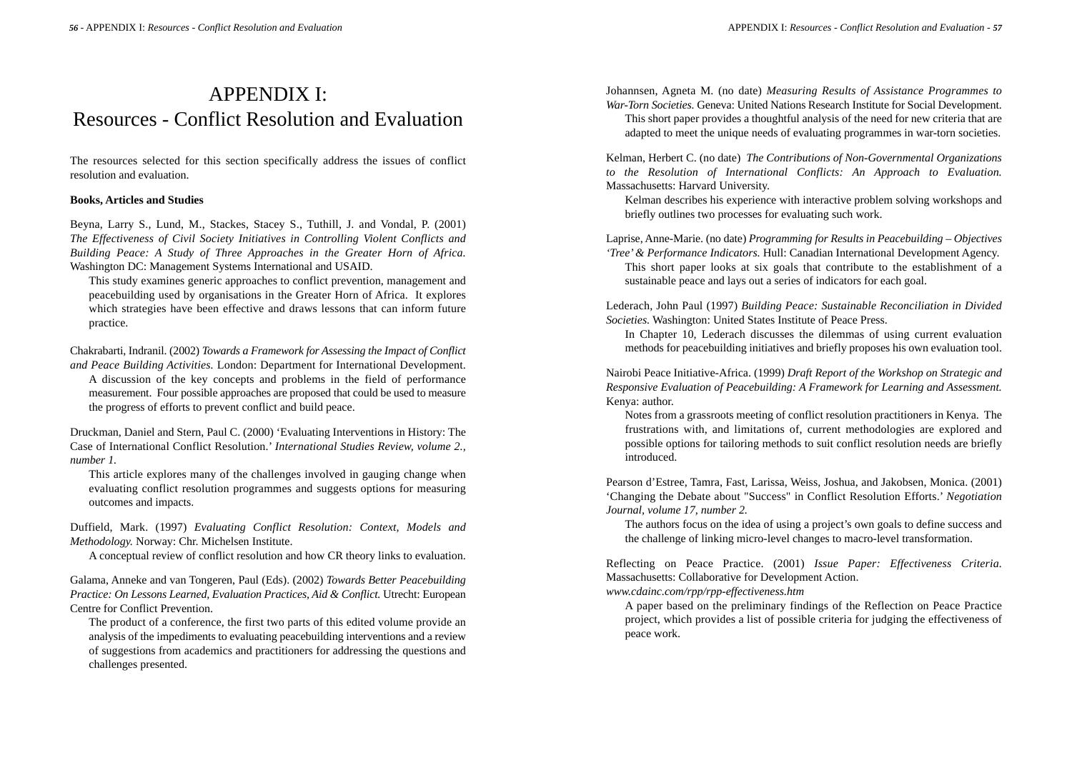# APPENDIX I:
# Resources - Conflict Resolution and Evaluation

The resources selected for this section specifically address the issues of conflict resolution and evaluation.

**Books, Articles and Studies**

Beyna, Larry S., Lund, M., Stackes, Stacey S., Tuthill, J. and Vondal, P. (2001) *The Effectiveness of Civil Society Initiatives in Controlling Violent Conflicts and Building Peace: A Study of Three Approaches in the Greater Horn of Africa.* Washington DC: Management Systems International and USAID.

> This study examines generic approaches to conflict prevention, management and peacebuilding used by organisations in the Greater Horn of Africa. It explores which strategies have been effective and draws lessons that can inform future practice.

Chakrabarti, Indranil. (2002) *Towards a Framework for Assessing the Impact of Conflict and Peace Building Activities.* London: Department for International Development.

> A discussion of the key concepts and problems in the field of performance measurement. Four possible approaches are proposed that could be used to measure the progress of efforts to prevent conflict and build peace.

Druckman, Daniel and Stern, Paul C. (2000) 'Evaluating Interventions in History: The Case of International Conflict Resolution.' *International Studies Review, volume 2., number 1.*

> This article explores many of the challenges involved in gauging change when evaluating conflict resolution programmes and suggests options for measuring outcomes and impacts.

Duffield, Mark. (1997) *Evaluating Conflict Resolution: Context, Models and Methodology.* Norway: Chr. Michelsen Institute.

> A conceptual review of conflict resolution and how CR theory links to evaluation.

Galama, Anneke and van Tongeren, Paul (Eds). (2002) *Towards Better Peacebuilding Practice: On Lessons Learned, Evaluation Practices, Aid & Conflict.* Utrecht: European Centre for Conflict Prevention.

> The product of a conference, the first two parts of this edited volume provide an analysis of the impediments to evaluating peacebuilding interventions and a review of suggestions from academics and practitioners for addressing the questions and challenges presented.

Johannsen, Agneta M. (no date) *Measuring Results of Assistance Programmes to War-Torn Societies.* Geneva: United Nations Research Institute for Social Development.

> This short paper provides a thoughtful analysis of the need for new criteria that are adapted to meet the unique needs of evaluating programmes in war-torn societies.

Kelman, Herbert C. (no date) *The Contributions of Non-Governmental Organizations to the Resolution of International Conflicts: An Approach to Evaluation.* Massachusetts: Harvard University.

> Kelman describes his experience with interactive problem solving workshops and briefly outlines two processes for evaluating such work.

Laprise, Anne-Marie. (no date) *Programming for Results in Peacebuilding – Objectives 'Tree' & Performance Indicators.* Hull: Canadian International Development Agency.

> This short paper looks at six goals that contribute to the establishment of a sustainable peace and lays out a series of indicators for each goal.

Lederach, John Paul (1997) *Building Peace: Sustainable Reconciliation in Divided Societies.* Washington: United States Institute of Peace Press.

> In Chapter 10, Lederach discusses the dilemmas of using current evaluation methods for peacebuilding initiatives and briefly proposes his own evaluation tool.

Nairobi Peace Initiative-Africa. (1999) *Draft Report of the Workshop on Strategic and Responsive Evaluation of Peacebuilding: A Framework for Learning and Assessment.* Kenya: author.

> Notes from a grassroots meeting of conflict resolution practitioners in Kenya. The frustrations with, and limitations of, current methodologies are explored and possible options for tailoring methods to suit conflict resolution needs are briefly introduced.

Pearson d'Estree, Tamra, Fast, Larissa, Weiss, Joshua, and Jakobsen, Monica. (2001) 'Changing the Debate about "Success" in Conflict Resolution Efforts.' *Negotiation Journal, volume 17, number 2.*

> The authors focus on the idea of using a project's own goals to define success and the challenge of linking micro-level changes to macro-level transformation.

Reflecting on Peace Practice. (2001) *Issue Paper: Effectiveness Criteria.* Massachusetts: Collaborative for Development Action.
*www.cdainc.com/rpp/rpp-effectiveness.htm*

> A paper based on the preliminary findings of the Reflection on Peace Practice project, which provides a list of possible criteria for judging the effectiveness of peace work.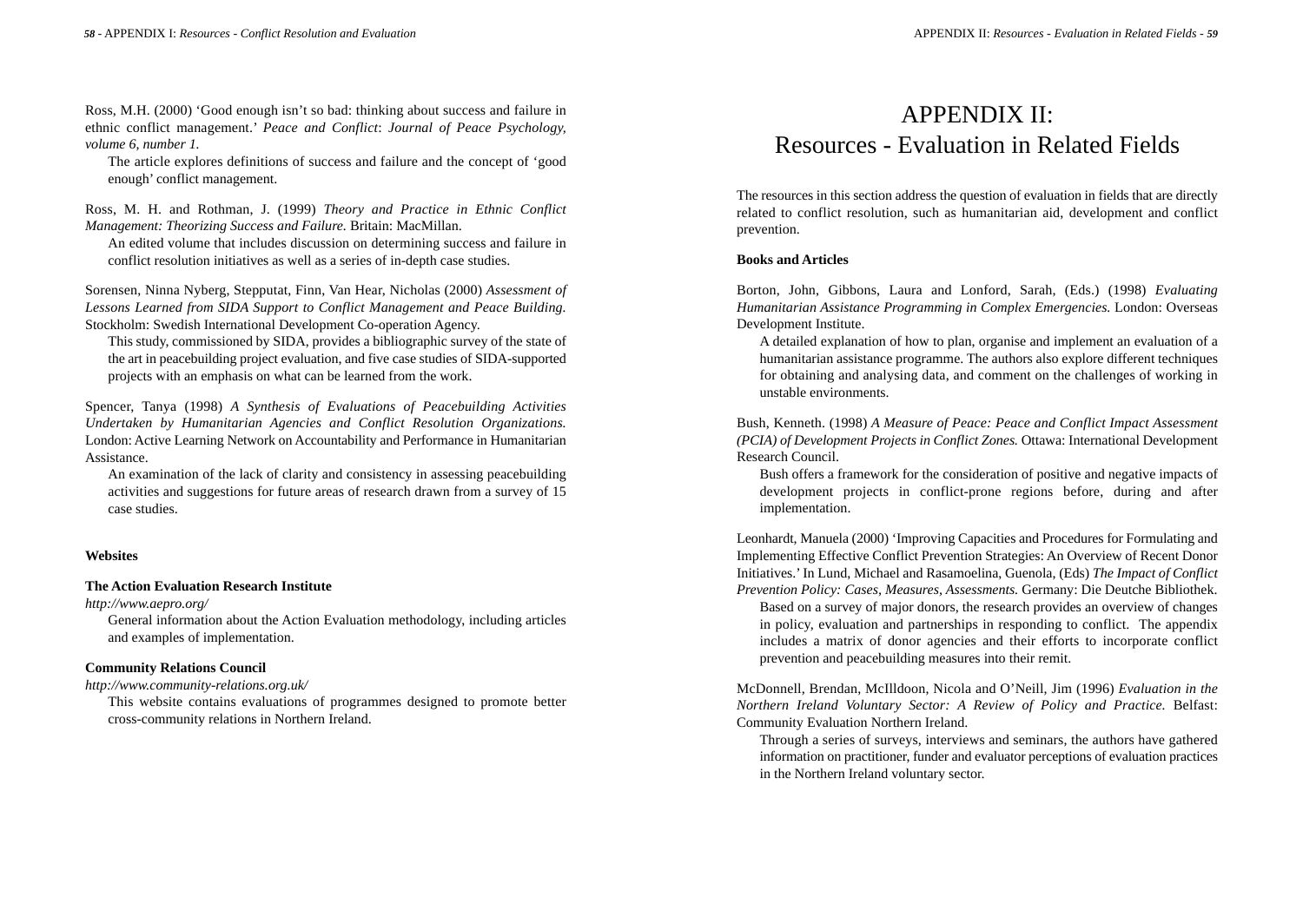Ross, M.H. (2000) 'Good enough isn't so bad: thinking about success and failure in ethnic conflict management.' *Peace and Conflict*: *Journal of Peace Psychology, volume 6, number 1.*

The article explores definitions of success and failure and the concept of 'good enough' conflict management.

Ross, M. H. and Rothman, J. (1999) *Theory and Practice in Ethnic Conflict Management: Theorizing Success and Failure.* Britain: MacMillan.

An edited volume that includes discussion on determining success and failure in conflict resolution initiatives as well as a series of in-depth case studies.

Sorensen, Ninna Nyberg, Stepputat, Finn, Van Hear, Nicholas (2000) *Assessment of Lessons Learned from SIDA Support to Conflict Management and Peace Building.* Stockholm: Swedish International Development Co-operation Agency.

This study, commissioned by SIDA, provides a bibliographic survey of the state of the art in peacebuilding project evaluation, and five case studies of SIDA-supported projects with an emphasis on what can be learned from the work.

Spencer, Tanya (1998) *A Synthesis of Evaluations of Peacebuilding Activities Undertaken by Humanitarian Agencies and Conflict Resolution Organizations.* London: Active Learning Network on Accountability and Performance in Humanitarian Assistance.

An examination of the lack of clarity and consistency in assessing peacebuilding activities and suggestions for future areas of research drawn from a survey of 15 case studies.

**Websites**

**The Action Evaluation Research Institute**

*http://www.aepro.org/*

General information about the Action Evaluation methodology, including articles and examples of implementation.

**Community Relations Council**

*http://www.community-relations.org.uk/*

This website contains evaluations of programmes designed to promote better cross-community relations in Northern Ireland.

# APPENDIX II: Resources - Evaluation in Related Fields

The resources in this section address the question of evaluation in fields that are directly related to conflict resolution, such as humanitarian aid, development and conflict prevention.

**Books and Articles**

Borton, John, Gibbons, Laura and Lonford, Sarah, (Eds.) (1998) *Evaluating Humanitarian Assistance Programming in Complex Emergencies.* London: Overseas Development Institute.

A detailed explanation of how to plan, organise and implement an evaluation of a humanitarian assistance programme. The authors also explore different techniques for obtaining and analysing data, and comment on the challenges of working in unstable environments.

Bush, Kenneth. (1998) *A Measure of Peace: Peace and Conflict Impact Assessment (PCIA) of Development Projects in Conflict Zones.* Ottawa: International Development Research Council.

Bush offers a framework for the consideration of positive and negative impacts of development projects in conflict-prone regions before, during and after implementation.

Leonhardt, Manuela (2000) 'Improving Capacities and Procedures for Formulating and Implementing Effective Conflict Prevention Strategies: An Overview of Recent Donor Initiatives.' In Lund, Michael and Rasamoelina, Guenola, (Eds) *The Impact of Conflict Prevention Policy: Cases, Measures, Assessments.* Germany: Die Deutche Bibliothek.

Based on a survey of major donors, the research provides an overview of changes in policy, evaluation and partnerships in responding to conflict. The appendix includes a matrix of donor agencies and their efforts to incorporate conflict prevention and peacebuilding measures into their remit.

McDonnell, Brendan, McIlldoon, Nicola and O'Neill, Jim (1996) *Evaluation in the Northern Ireland Voluntary Sector: A Review of Policy and Practice.* Belfast: Community Evaluation Northern Ireland.

Through a series of surveys, interviews and seminars, the authors have gathered information on practitioner, funder and evaluator perceptions of evaluation practices in the Northern Ireland voluntary sector.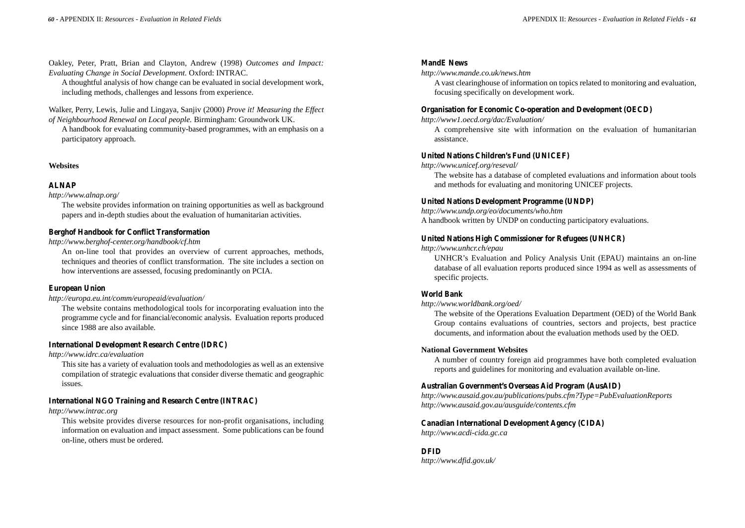Oakley, Peter, Pratt, Brian and Clayton, Andrew (1998) *Outcomes and Impact: Evaluating Change in Social Development.* Oxford: INTRAC.

A thoughtful analysis of how change can be evaluated in social development work, including methods, challenges and lessons from experience.

Walker, Perry, Lewis, Julie and Lingaya, Sanjiv (2000) *Prove it! Measuring the Effect of Neighbourhood Renewal on Local people.* Birmingham: Groundwork UK.

A handbook for evaluating community-based programmes, with an emphasis on a participatory approach.

**Websites**

**ALNAP**

*http://www.alnap.org/*

The website provides information on training opportunities as well as background papers and in-depth studies about the evaluation of humanitarian activities.

**Berghof Handbook for Conflict Transformation**

*http://www.berghof-center.org/handbook/cf.htm*

An on-line tool that provides an overview of current approaches, methods, techniques and theories of conflict transformation. The site includes a section on how interventions are assessed, focusing predominantly on PCIA.

**European Union**

*http://europa.eu.int/comm/europeaid/evaluation/*

The website contains methodological tools for incorporating evaluation into the programme cycle and for financial/economic analysis. Evaluation reports produced since 1988 are also available.

**International Development Research Centre (IDRC)**

*http://www.idrc.ca/evaluation*

This site has a variety of evaluation tools and methodologies as well as an extensive compilation of strategic evaluations that consider diverse thematic and geographic issues.

**International NGO Training and Research Centre (INTRAC)**

*http://www.intrac.org*

This website provides diverse resources for non-profit organisations, including information on evaluation and impact assessment. Some publications can be found on-line, others must be ordered.

**MandE News**

*http://www.mande.co.uk/news.htm*

A vast clearinghouse of information on topics related to monitoring and evaluation, focusing specifically on development work.

**Organisation for Economic Co-operation and Development (OECD)**

*http://www1.oecd.org/dac/Evaluation/*

A comprehensive site with information on the evaluation of humanitarian assistance.

**United Nations Children's Fund (UNICEF)**

*http://www.unicef.org/reseval/*

The website has a database of completed evaluations and information about tools and methods for evaluating and monitoring UNICEF projects.

**United Nations Development Programme (UNDP)**

*http://www.undp.org/eo/documents/who.htm*

A handbook written by UNDP on conducting participatory evaluations.

**United Nations High Commissioner for Refugees (UNHCR)**

*http://www.unhcr.ch/epau*

UNHCR's Evaluation and Policy Analysis Unit (EPAU) maintains an on-line database of all evaluation reports produced since 1994 as well as assessments of specific projects.

**World Bank**

*http://www.worldbank.org/oed/*

The website of the Operations Evaluation Department (OED) of the World Bank Group contains evaluations of countries, sectors and projects, best practice documents, and information about the evaluation methods used by the OED.

**National Government Websites**

A number of country foreign aid programmes have both completed evaluation reports and guidelines for monitoring and evaluation available on-line.

**Australian Government's Overseas Aid Program (AusAID)**

*http://www.ausaid.gov.au/publications/pubs.cfm?Type=PubEvaluationReports*
*http://www.ausaid.gov.au/ausguide/contents.cfm*

**Canadian International Development Agency (CIDA)**

*http://www.acdi-cida.gc.ca*

**DFID**

*http://www.dfid.gov.uk/*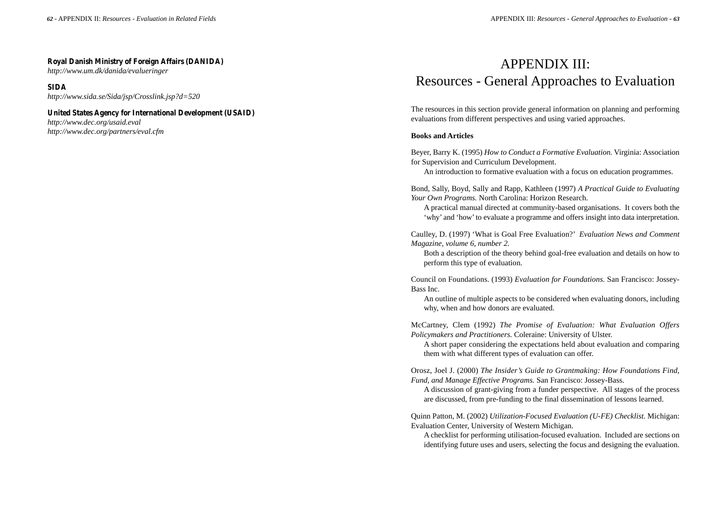**Royal Danish Ministry of Foreign Affairs (DANIDA)**
*http://www.um.dk/danida/evalueringer*

**SIDA**
*http://www.sida.se/Sida/jsp/Crosslink.jsp?d=520*

**United States Agency for International Development (USAID)**
*http://www.dec.org/usaid.eval*
*http://www.dec.org/partners/eval.cfm*

# APPENDIX III: Resources - General Approaches to Evaluation

The resources in this section provide general information on planning and performing evaluations from different perspectives and using varied approaches.

**Books and Articles**

Beyer, Barry K. (1995) *How to Conduct a Formative Evaluation.* Virginia: Association for Supervision and Curriculum Development.
An introduction to formative evaluation with a focus on education programmes.

Bond, Sally, Boyd, Sally and Rapp, Kathleen (1997) *A Practical Guide to Evaluating Your Own Programs.* North Carolina: Horizon Research.
A practical manual directed at community-based organisations. It covers both the 'why' and 'how' to evaluate a programme and offers insight into data interpretation.

Caulley, D. (1997) 'What is Goal Free Evaluation?' *Evaluation News and Comment Magazine, volume 6, number 2.*
Both a description of the theory behind goal-free evaluation and details on how to perform this type of evaluation.

Council on Foundations. (1993) *Evaluation for Foundations.* San Francisco: Jossey-Bass Inc.
An outline of multiple aspects to be considered when evaluating donors, including why, when and how donors are evaluated.

McCartney, Clem (1992) *The Promise of Evaluation: What Evaluation Offers Policymakers and Practitioners.* Coleraine: University of Ulster.
A short paper considering the expectations held about evaluation and comparing them with what different types of evaluation can offer.

Orosz, Joel J. (2000) *The Insider's Guide to Grantmaking: How Foundations Find, Fund, and Manage Effective Programs.* San Francisco: Jossey-Bass.
A discussion of grant-giving from a funder perspective. All stages of the process are discussed, from pre-funding to the final dissemination of lessons learned.

Quinn Patton, M. (2002) *Utilization-Focused Evaluation (U-FE) Checklist.* Michigan: Evaluation Center, University of Western Michigan.
A checklist for performing utilisation-focused evaluation. Included are sections on identifying future uses and users, selecting the focus and designing the evaluation.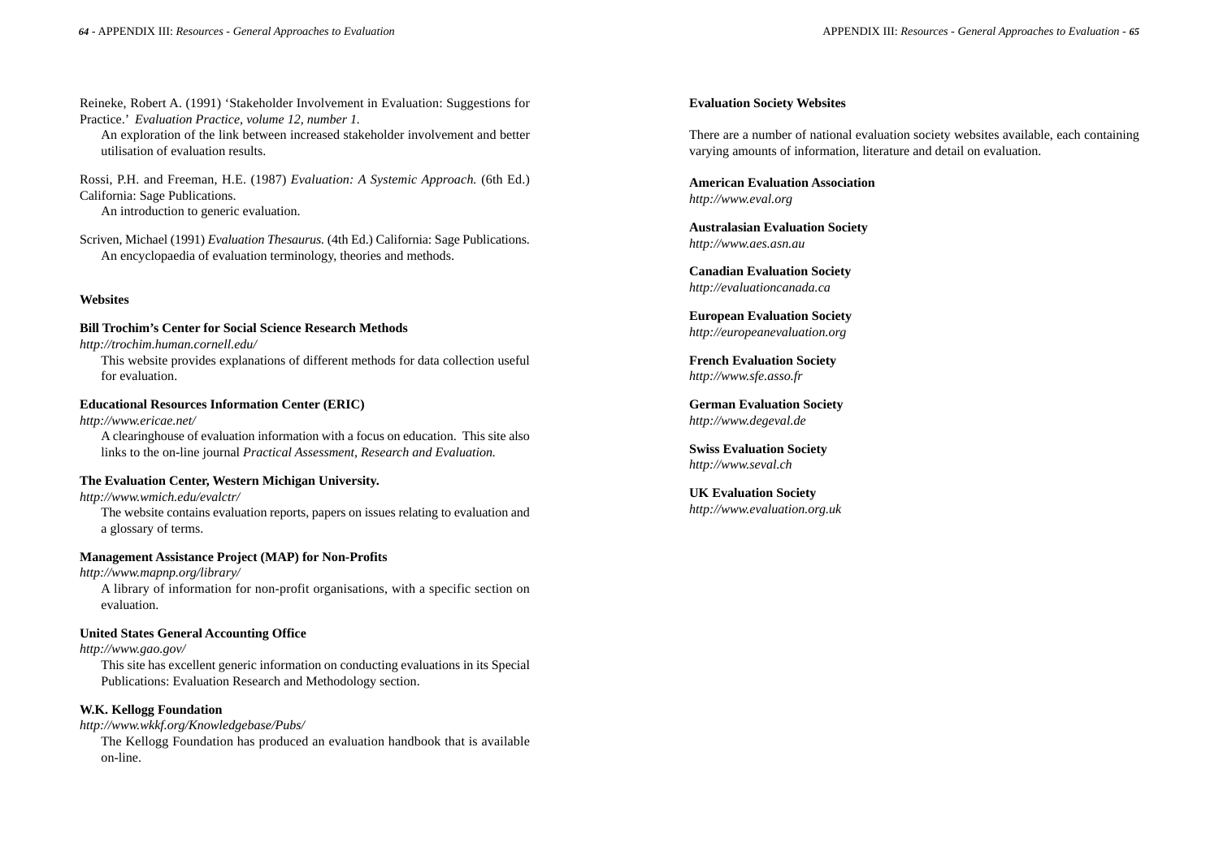Reineke, Robert A. (1991) 'Stakeholder Involvement in Evaluation: Suggestions for Practice.' *Evaluation Practice, volume 12, number 1.*

An exploration of the link between increased stakeholder involvement and better utilisation of evaluation results.

Rossi, P.H. and Freeman, H.E. (1987) *Evaluation: A Systemic Approach.* (6th Ed.) California: Sage Publications.

An introduction to generic evaluation.

Scriven, Michael (1991) *Evaluation Thesaurus.* (4th Ed.) California: Sage Publications.

An encyclopaedia of evaluation terminology, theories and methods.

#### Websites

**Bill Trochim's Center for Social Science Research Methods**
*http://trochim.human.cornell.edu/*

This website provides explanations of different methods for data collection useful for evaluation.

**Educational Resources Information Center (ERIC)**
*http://www.ericae.net/*

A clearinghouse of evaluation information with a focus on education. This site also links to the on-line journal *Practical Assessment, Research and Evaluation.*

**The Evaluation Center, Western Michigan University.**
*http://www.wmich.edu/evalctr/*

The website contains evaluation reports, papers on issues relating to evaluation and a glossary of terms.

**Management Assistance Project (MAP) for Non-Profits**
*http://www.mapnp.org/library/*

A library of information for non-profit organisations, with a specific section on evaluation.

**United States General Accounting Office**
*http://www.gao.gov/*

This site has excellent generic information on conducting evaluations in its Special Publications: Evaluation Research and Methodology section.

**W.K. Kellogg Foundation**
*http://www.wkkf.org/Knowledgebase/Pubs/*

The Kellogg Foundation has produced an evaluation handbook that is available on-line.

#### Evaluation Society Websites

There are a number of national evaluation society websites available, each containing varying amounts of information, literature and detail on evaluation.

**American Evaluation Association**
*http://www.eval.org*

**Australasian Evaluation Society**
*http://www.aes.asn.au*

**Canadian Evaluation Society**
*http://evaluationcanada.ca*

**European Evaluation Society**
*http://europeanevaluation.org*

**French Evaluation Society**
*http://www.sfe.asso.fr*

**German Evaluation Society**
*http://www.degeval.de*

**Swiss Evaluation Society**
*http://www.seval.ch*

**UK Evaluation Society**
*http://www.evaluation.org.uk*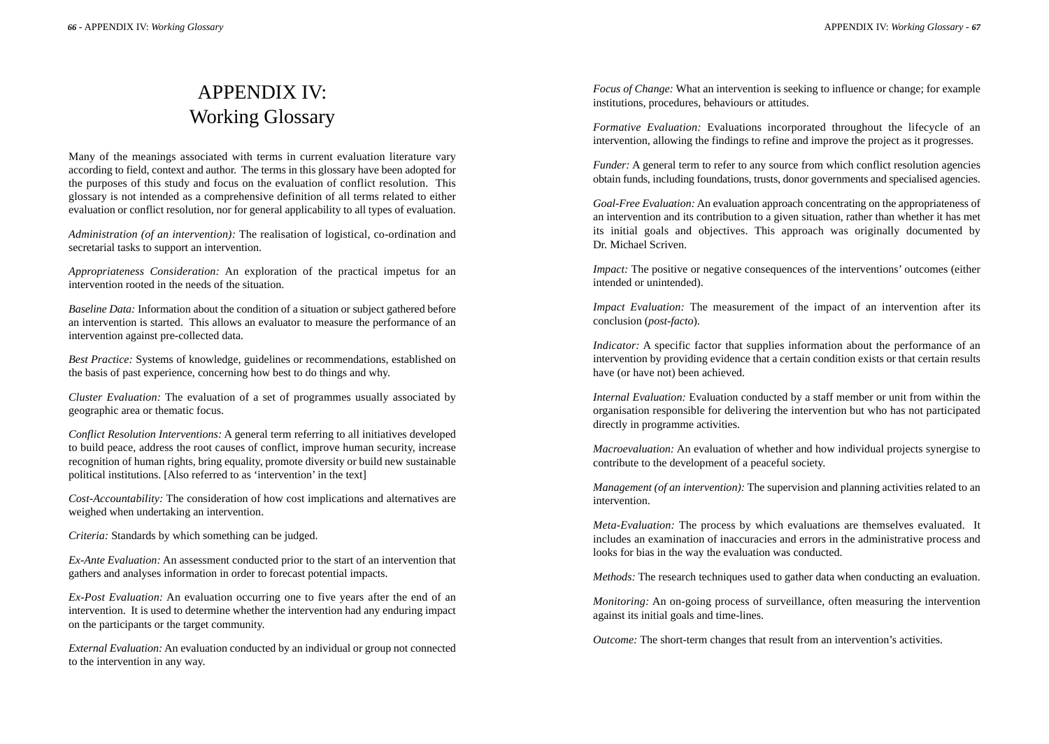# APPENDIX IV: Working Glossary

Many of the meanings associated with terms in current evaluation literature vary according to field, context and author. The terms in this glossary have been adopted for the purposes of this study and focus on the evaluation of conflict resolution. This glossary is not intended as a comprehensive definition of all terms related to either evaluation or conflict resolution, nor for general applicability to all types of evaluation.

*Administration (of an intervention):* The realisation of logistical, co-ordination and secretarial tasks to support an intervention.

*Appropriateness Consideration:* An exploration of the practical impetus for an intervention rooted in the needs of the situation.

*Baseline Data:* Information about the condition of a situation or subject gathered before an intervention is started. This allows an evaluator to measure the performance of an intervention against pre-collected data.

*Best Practice:* Systems of knowledge, guidelines or recommendations, established on the basis of past experience, concerning how best to do things and why.

*Cluster Evaluation:* The evaluation of a set of programmes usually associated by geographic area or thematic focus.

*Conflict Resolution Interventions:* A general term referring to all initiatives developed to build peace, address the root causes of conflict, improve human security, increase recognition of human rights, bring equality, promote diversity or build new sustainable political institutions. [Also referred to as 'intervention' in the text]

*Cost-Accountability:* The consideration of how cost implications and alternatives are weighed when undertaking an intervention.

*Criteria:* Standards by which something can be judged.

*Ex-Ante Evaluation:* An assessment conducted prior to the start of an intervention that gathers and analyses information in order to forecast potential impacts.

*Ex-Post Evaluation:* An evaluation occurring one to five years after the end of an intervention. It is used to determine whether the intervention had any enduring impact on the participants or the target community.

*External Evaluation:* An evaluation conducted by an individual or group not connected to the intervention in any way.

*Focus of Change:* What an intervention is seeking to influence or change; for example institutions, procedures, behaviours or attitudes.

*Formative Evaluation:* Evaluations incorporated throughout the lifecycle of an intervention, allowing the findings to refine and improve the project as it progresses.

*Funder:* A general term to refer to any source from which conflict resolution agencies obtain funds, including foundations, trusts, donor governments and specialised agencies.

*Goal-Free Evaluation:* An evaluation approach concentrating on the appropriateness of an intervention and its contribution to a given situation, rather than whether it has met its initial goals and objectives. This approach was originally documented by Dr. Michael Scriven.

*Impact:* The positive or negative consequences of the interventions' outcomes (either intended or unintended).

*Impact Evaluation:* The measurement of the impact of an intervention after its conclusion (*post-facto*).

*Indicator:* A specific factor that supplies information about the performance of an intervention by providing evidence that a certain condition exists or that certain results have (or have not) been achieved.

*Internal Evaluation:* Evaluation conducted by a staff member or unit from within the organisation responsible for delivering the intervention but who has not participated directly in programme activities.

*Macroevaluation:* An evaluation of whether and how individual projects synergise to contribute to the development of a peaceful society.

*Management (of an intervention):* The supervision and planning activities related to an intervention.

*Meta-Evaluation:* The process by which evaluations are themselves evaluated. It includes an examination of inaccuracies and errors in the administrative process and looks for bias in the way the evaluation was conducted.

*Methods:* The research techniques used to gather data when conducting an evaluation.

*Monitoring:* An on-going process of surveillance, often measuring the intervention against its initial goals and time-lines.

*Outcome:* The short-term changes that result from an intervention's activities.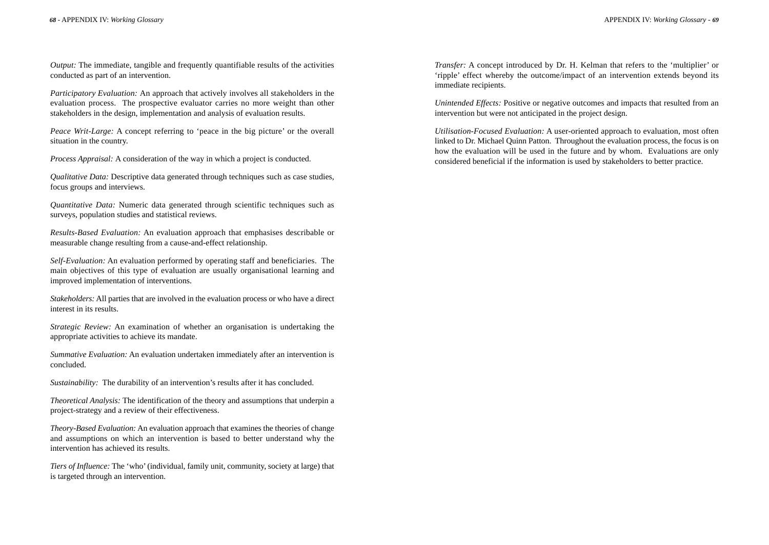*Output:* The immediate, tangible and frequently quantifiable results of the activities conducted as part of an intervention.

*Participatory Evaluation:* An approach that actively involves all stakeholders in the evaluation process. The prospective evaluator carries no more weight than other stakeholders in the design, implementation and analysis of evaluation results.

*Peace Writ-Large:* A concept referring to 'peace in the big picture' or the overall situation in the country.

*Process Appraisal:* A consideration of the way in which a project is conducted.

*Qualitative Data:* Descriptive data generated through techniques such as case studies, focus groups and interviews.

*Quantitative Data:* Numeric data generated through scientific techniques such as surveys, population studies and statistical reviews.

*Results-Based Evaluation:* An evaluation approach that emphasises describable or measurable change resulting from a cause-and-effect relationship.

*Self-Evaluation:* An evaluation performed by operating staff and beneficiaries. The main objectives of this type of evaluation are usually organisational learning and improved implementation of interventions.

*Stakeholders:* All parties that are involved in the evaluation process or who have a direct interest in its results.

*Strategic Review:* An examination of whether an organisation is undertaking the appropriate activities to achieve its mandate.

*Summative Evaluation:* An evaluation undertaken immediately after an intervention is concluded.

*Sustainability:* The durability of an intervention's results after it has concluded.

*Theoretical Analysis:* The identification of the theory and assumptions that underpin a project-strategy and a review of their effectiveness.

*Theory-Based Evaluation:* An evaluation approach that examines the theories of change and assumptions on which an intervention is based to better understand why the intervention has achieved its results.

*Tiers of Influence:* The 'who' (individual, family unit, community, society at large) that is targeted through an intervention.

*Transfer:* A concept introduced by Dr. H. Kelman that refers to the 'multiplier' or 'ripple' effect whereby the outcome/impact of an intervention extends beyond its immediate recipients.

*Unintended Effects:* Positive or negative outcomes and impacts that resulted from an intervention but were not anticipated in the project design.

*Utilisation-Focused Evaluation:* A user-oriented approach to evaluation, most often linked to Dr. Michael Quinn Patton. Throughout the evaluation process, the focus is on how the evaluation will be used in the future and by whom. Evaluations are only considered beneficial if the information is used by stakeholders to better practice.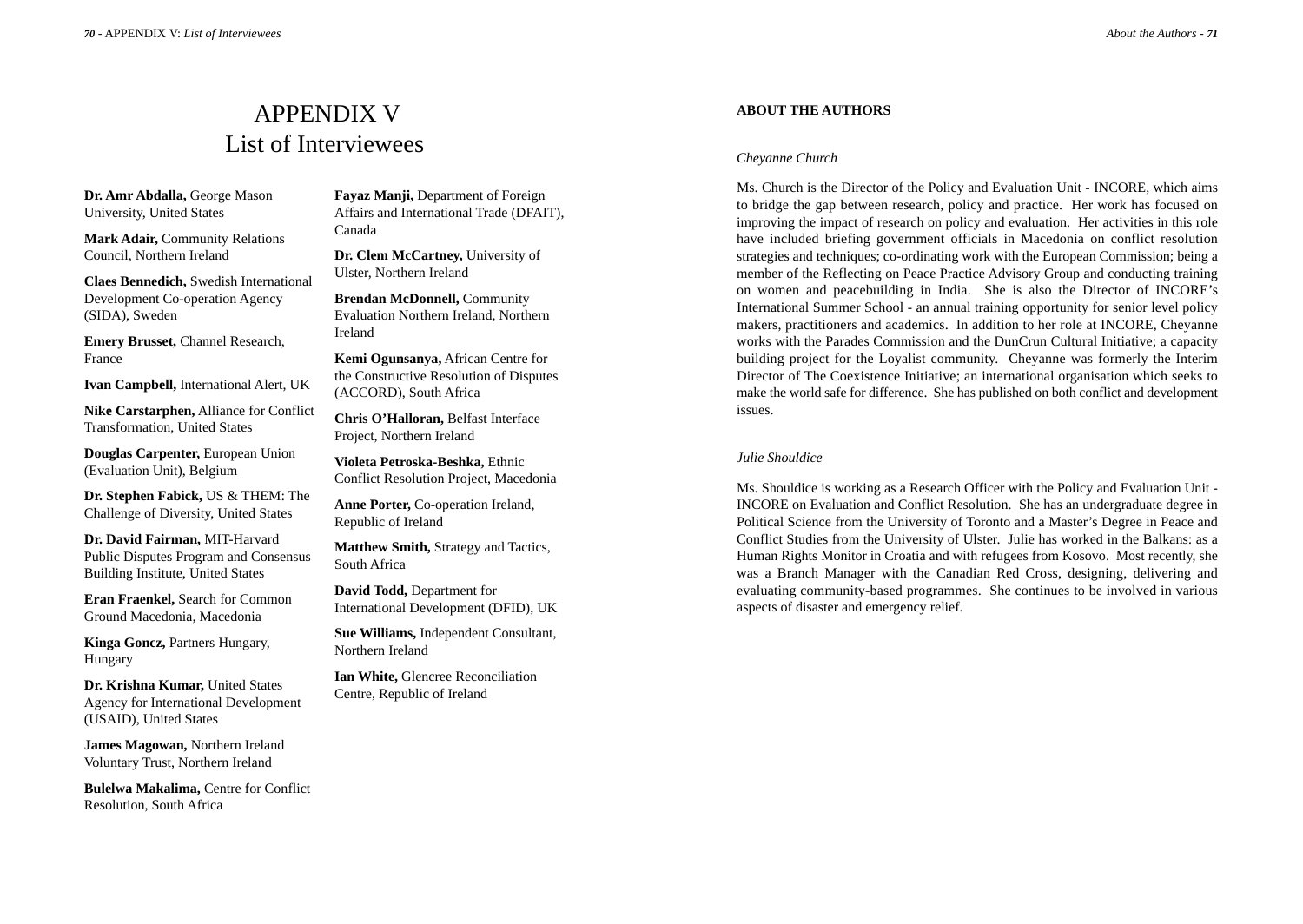# APPENDIX V
# List of Interviewees

**Dr. Amr Abdalla,** George Mason University, United States

**Mark Adair,** Community Relations Council, Northern Ireland

**Claes Bennedich,** Swedish International Development Co-operation Agency (SIDA), Sweden

**Emery Brusset,** Channel Research, France

**Ivan Campbell,** International Alert, UK

**Nike Carstarphen,** Alliance for Conflict Transformation, United States

**Douglas Carpenter,** European Union (Evaluation Unit), Belgium

**Dr. Stephen Fabick,** US & THEM: The Challenge of Diversity, United States

**Dr. David Fairman,** MIT-Harvard Public Disputes Program and Consensus Building Institute, United States

**Eran Fraenkel,** Search for Common Ground Macedonia, Macedonia

**Kinga Goncz,** Partners Hungary, Hungary

**Dr. Krishna Kumar,** United States Agency for International Development (USAID), United States

**James Magowan,** Northern Ireland Voluntary Trust, Northern Ireland

**Bulelwa Makalima,** Centre for Conflict Resolution, South Africa

**Fayaz Manji,** Department of Foreign Affairs and International Trade (DFAIT), Canada

**Dr. Clem McCartney,** University of Ulster, Northern Ireland

**Brendan McDonnell,** Community Evaluation Northern Ireland, Northern Ireland

**Kemi Ogunsanya,** African Centre for the Constructive Resolution of Disputes (ACCORD), South Africa

**Chris O'Halloran,** Belfast Interface Project, Northern Ireland

**Violeta Petroska-Beshka,** Ethnic Conflict Resolution Project, Macedonia

**Anne Porter,** Co-operation Ireland, Republic of Ireland

**Matthew Smith,** Strategy and Tactics, South Africa

**David Todd,** Department for International Development (DFID), UK

**Sue Williams,** Independent Consultant, Northern Ireland

**Ian White,** Glencree Reconciliation Centre, Republic of Ireland

## ABOUT THE AUTHORS

*Cheyanne Church*

Ms. Church is the Director of the Policy and Evaluation Unit - INCORE, which aims to bridge the gap between research, policy and practice. Her work has focused on improving the impact of research on policy and evaluation. Her activities in this role have included briefing government officials in Macedonia on conflict resolution strategies and techniques; co-ordinating work with the European Commission; being a member of the Reflecting on Peace Practice Advisory Group and conducting training on women and peacebuilding in India. She is also the Director of INCORE's International Summer School - an annual training opportunity for senior level policy makers, practitioners and academics. In addition to her role at INCORE, Cheyanne works with the Parades Commission and the DunCrun Cultural Initiative; a capacity building project for the Loyalist community. Cheyanne was formerly the Interim Director of The Coexistence Initiative; an international organisation which seeks to make the world safe for difference. She has published on both conflict and development issues.

*Julie Shouldice*

Ms. Shouldice is working as a Research Officer with the Policy and Evaluation Unit - INCORE on Evaluation and Conflict Resolution. She has an undergraduate degree in Political Science from the University of Toronto and a Master's Degree in Peace and Conflict Studies from the University of Ulster. Julie has worked in the Balkans: as a Human Rights Monitor in Croatia and with refugees from Kosovo. Most recently, she was a Branch Manager with the Canadian Red Cross, designing, delivering and evaluating community-based programmes. She continues to be involved in various aspects of disaster and emergency relief.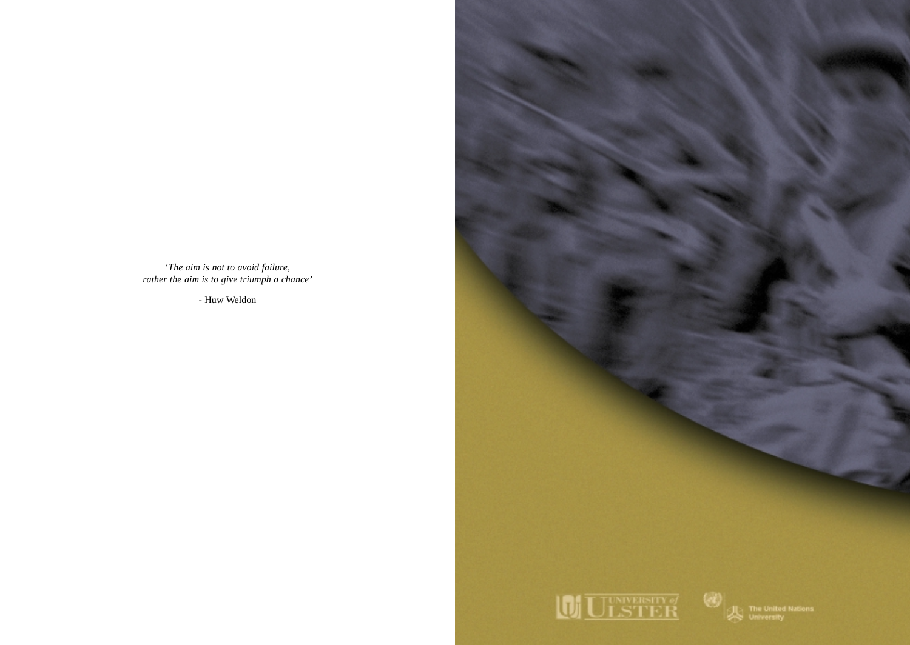*‘The aim is not to avoid failure,*
*rather the aim is to give triumph a chance’*

- Huw Weldon

UNIVERSITY *of* ULSTER

The United Nations University